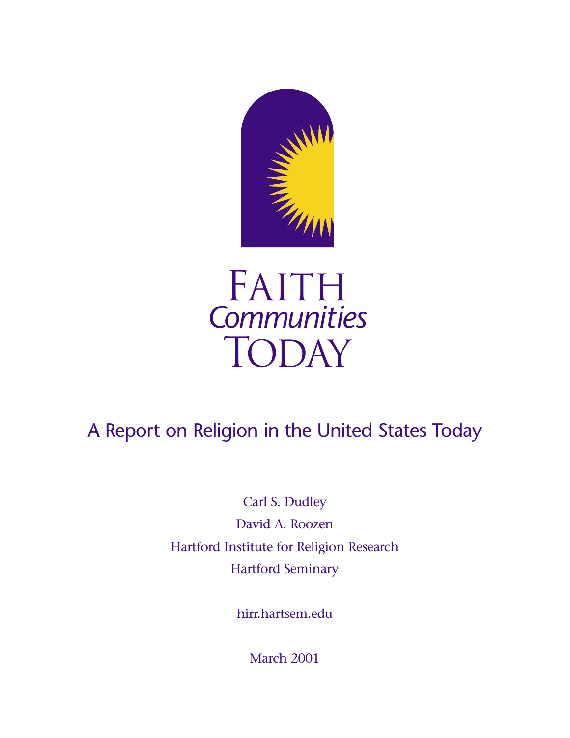# FAITH *Communities* TODAY

## A Report on Religion in the United States Today

Carl S. Dudley

David A. Roozen

Hartford Institute for Religion Research

Hartford Seminary

hirr.hartsem.edu

March 2001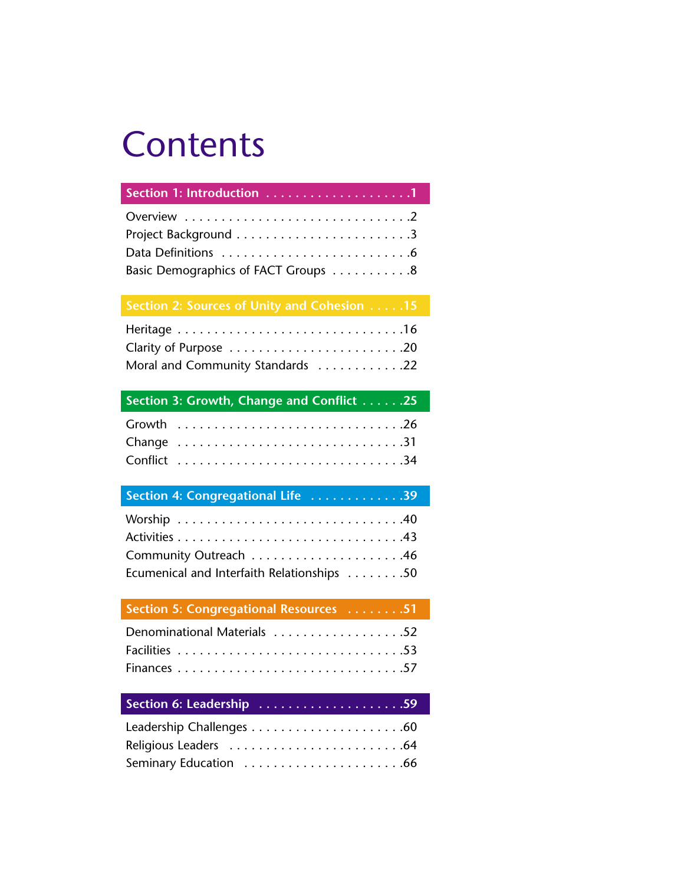# Contents

**Section 1: Introduction . . . . . . . . . . . . . . . . . . . 1**

Overview . . . . . . . . . . . . . . . . . . . . . . . . . . . . . . 2
Project Background . . . . . . . . . . . . . . . . . . . . . . . 3
Data Definitions . . . . . . . . . . . . . . . . . . . . . . . . . 6
Basic Demographics of FACT Groups . . . . . . . . . . 8

**Section 2: Sources of Unity and Cohesion . . . . . 15**

Heritage . . . . . . . . . . . . . . . . . . . . . . . . . . . . . . 16
Clarity of Purpose . . . . . . . . . . . . . . . . . . . . . . . 20
Moral and Community Standards . . . . . . . . . . . . 22

**Section 3: Growth, Change and Conflict . . . . . . 25**

Growth . . . . . . . . . . . . . . . . . . . . . . . . . . . . . . . 26
Change . . . . . . . . . . . . . . . . . . . . . . . . . . . . . . . 31
Conflict . . . . . . . . . . . . . . . . . . . . . . . . . . . . . . 34

**Section 4: Congregational Life . . . . . . . . . . . . . 39**

Worship . . . . . . . . . . . . . . . . . . . . . . . . . . . . . . 40
Activities . . . . . . . . . . . . . . . . . . . . . . . . . . . . . 43
Community Outreach . . . . . . . . . . . . . . . . . . . . 46
Ecumenical and Interfaith Relationships . . . . . . . . 50

**Section 5: Congregational Resources . . . . . . . . 51**

Denominational Materials . . . . . . . . . . . . . . . . . 52
Facilities . . . . . . . . . . . . . . . . . . . . . . . . . . . . . 53
Finances . . . . . . . . . . . . . . . . . . . . . . . . . . . . . 57

**Section 6: Leadership . . . . . . . . . . . . . . . . . . . 59**

Leadership Challenges . . . . . . . . . . . . . . . . . . . . 60
Religious Leaders . . . . . . . . . . . . . . . . . . . . . . . 64
Seminary Education . . . . . . . . . . . . . . . . . . . . . 66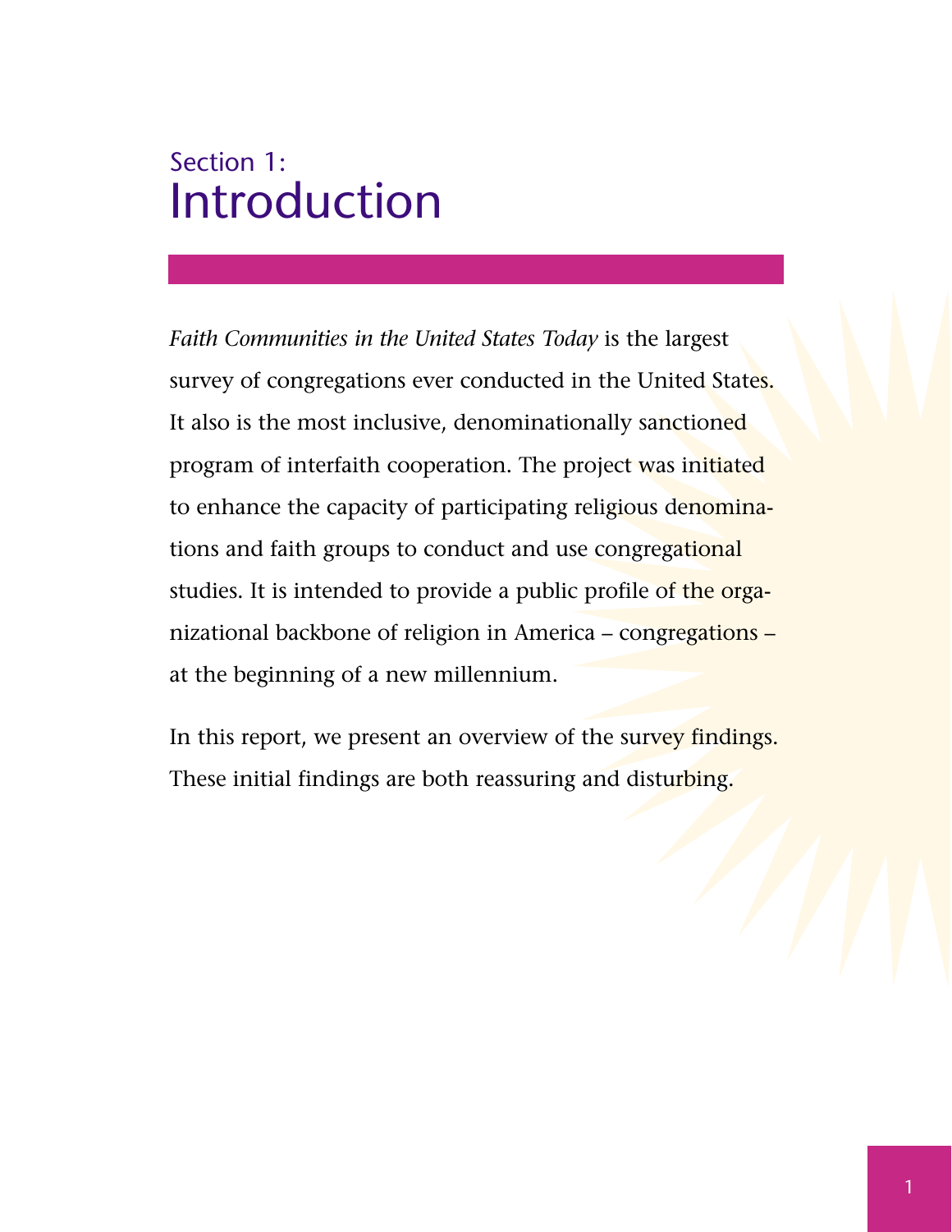# Section 1: Introduction

*Faith Communities in the United States Today* is the largest survey of congregations ever conducted in the United States. It also is the most inclusive, denominationally sanctioned program of interfaith cooperation. The project was initiated to enhance the capacity of participating religious denominations and faith groups to conduct and use congregational studies. It is intended to provide a public profile of the organizational backbone of religion in America – congregations – at the beginning of a new millennium.

In this report, we present an overview of the survey findings. These initial findings are both reassuring and disturbing.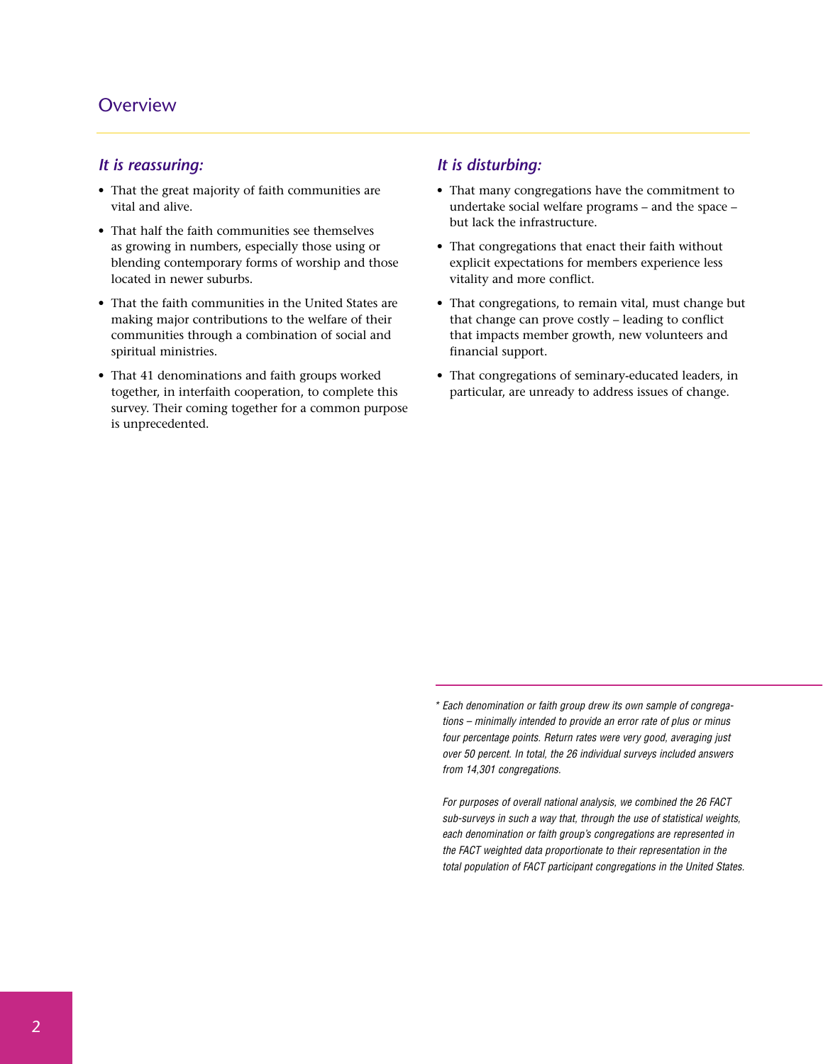## Overview

### *It is reassuring:*

- That the great majority of faith communities are vital and alive.
- That half the faith communities see themselves as growing in numbers, especially those using or blending contemporary forms of worship and those located in newer suburbs.
- That the faith communities in the United States are making major contributions to the welfare of their communities through a combination of social and spiritual ministries.
- That 41 denominations and faith groups worked together, in interfaith cooperation, to complete this survey. Their coming together for a common purpose is unprecedented.

### *It is disturbing:*

- That many congregations have the commitment to undertake social welfare programs – and the space – but lack the infrastructure.
- That congregations that enact their faith without explicit expectations for members experience less vitality and more conflict.
- That congregations, to remain vital, must change but that change can prove costly – leading to conflict that impacts member growth, new volunteers and financial support.
- That congregations of seminary-educated leaders, in particular, are unready to address issues of change.

---

*\* Each denomination or faith group drew its own sample of congregations – minimally intended to provide an error rate of plus or minus four percentage points. Return rates were very good, averaging just over 50 percent. In total, the 26 individual surveys included answers from 14,301 congregations.*

*For purposes of overall national analysis, we combined the 26 FACT sub-surveys in such a way that, through the use of statistical weights, each denomination or faith group's congregations are represented in the FACT weighted data proportionate to their representation in the total population of FACT participant congregations in the United States.*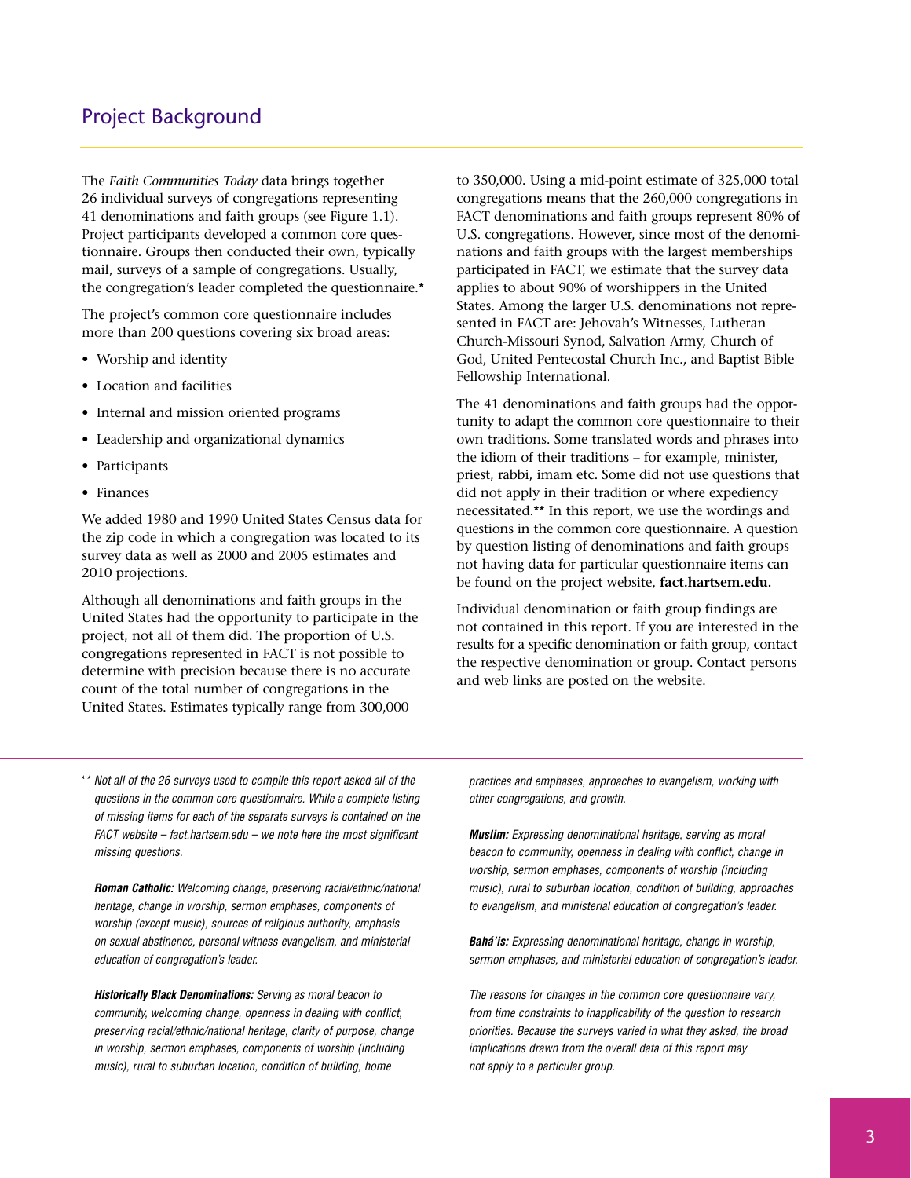## Project Background

The *Faith Communities Today* data brings together 26 individual surveys of congregations representing 41 denominations and faith groups (see Figure 1.1). Project participants developed a common core questionnaire. Groups then conducted their own, typically mail, surveys of a sample of congregations. Usually, the congregation's leader completed the questionnaire.*

The project's common core questionnaire includes more than 200 questions covering six broad areas:

- Worship and identity
- Location and facilities
- Internal and mission oriented programs
- Leadership and organizational dynamics
- Participants
- Finances

We added 1980 and 1990 United States Census data for the zip code in which a congregation was located to its survey data as well as 2000 and 2005 estimates and 2010 projections.

Although all denominations and faith groups in the United States had the opportunity to participate in the project, not all of them did. The proportion of U.S. congregations represented in FACT is not possible to determine with precision because there is no accurate count of the total number of congregations in the United States. Estimates typically range from 300,000 to 350,000. Using a mid-point estimate of 325,000 total congregations means that the 260,000 congregations in FACT denominations and faith groups represent 80% of U.S. congregations. However, since most of the denominations and faith groups with the largest memberships participated in FACT, we estimate that the survey data applies to about 90% of worshippers in the United States. Among the larger U.S. denominations not represented in FACT are: Jehovah's Witnesses, Lutheran Church-Missouri Synod, Salvation Army, Church of God, United Pentecostal Church Inc., and Baptist Bible Fellowship International.

The 41 denominations and faith groups had the opportunity to adapt the common core questionnaire to their own traditions. Some translated words and phrases into the idiom of their traditions – for example, minister, priest, rabbi, imam etc. Some did not use questions that did not apply in their tradition or where expediency necessitated.** In this report, we use the wordings and questions in the common core questionnaire. A question by question listing of denominations and faith groups not having data for particular questionnaire items can be found on the project website, **fact.hartsem.edu.**

Individual denomination or faith group findings are not contained in this report. If you are interested in the results for a specific denomination or faith group, contact the respective denomination or group. Contact persons and web links are posted on the website.

---

*\*\* Not all of the 26 surveys used to compile this report asked all of the questions in the common core questionnaire. While a complete listing of missing items for each of the separate surveys is contained on the FACT website – fact.hartsem.edu – we note here the most significant missing questions.*

***Roman Catholic:*** *Welcoming change, preserving racial/ethnic/national heritage, change in worship, sermon emphases, components of worship (except music), sources of religious authority, emphasis on sexual abstinence, personal witness evangelism, and ministerial education of congregation's leader.*

***Historically Black Denominations:*** *Serving as moral beacon to community, welcoming change, openness in dealing with conflict, preserving racial/ethnic/national heritage, clarity of purpose, change in worship, sermon emphases, components of worship (including music), rural to suburban location, condition of building, home practices and emphases, approaches to evangelism, working with other congregations, and growth.*

***Muslim:*** *Expressing denominational heritage, serving as moral beacon to community, openness in dealing with conflict, change in worship, sermon emphases, components of worship (including music), rural to suburban location, condition of building, approaches to evangelism, and ministerial education of congregation's leader.*

***Bahá'is:*** *Expressing denominational heritage, change in worship, sermon emphases, and ministerial education of congregation's leader.*

*The reasons for changes in the common core questionnaire vary, from time constraints to inapplicability of the question to research priorities. Because the surveys varied in what they asked, the broad implications drawn from the overall data of this report may not apply to a particular group.*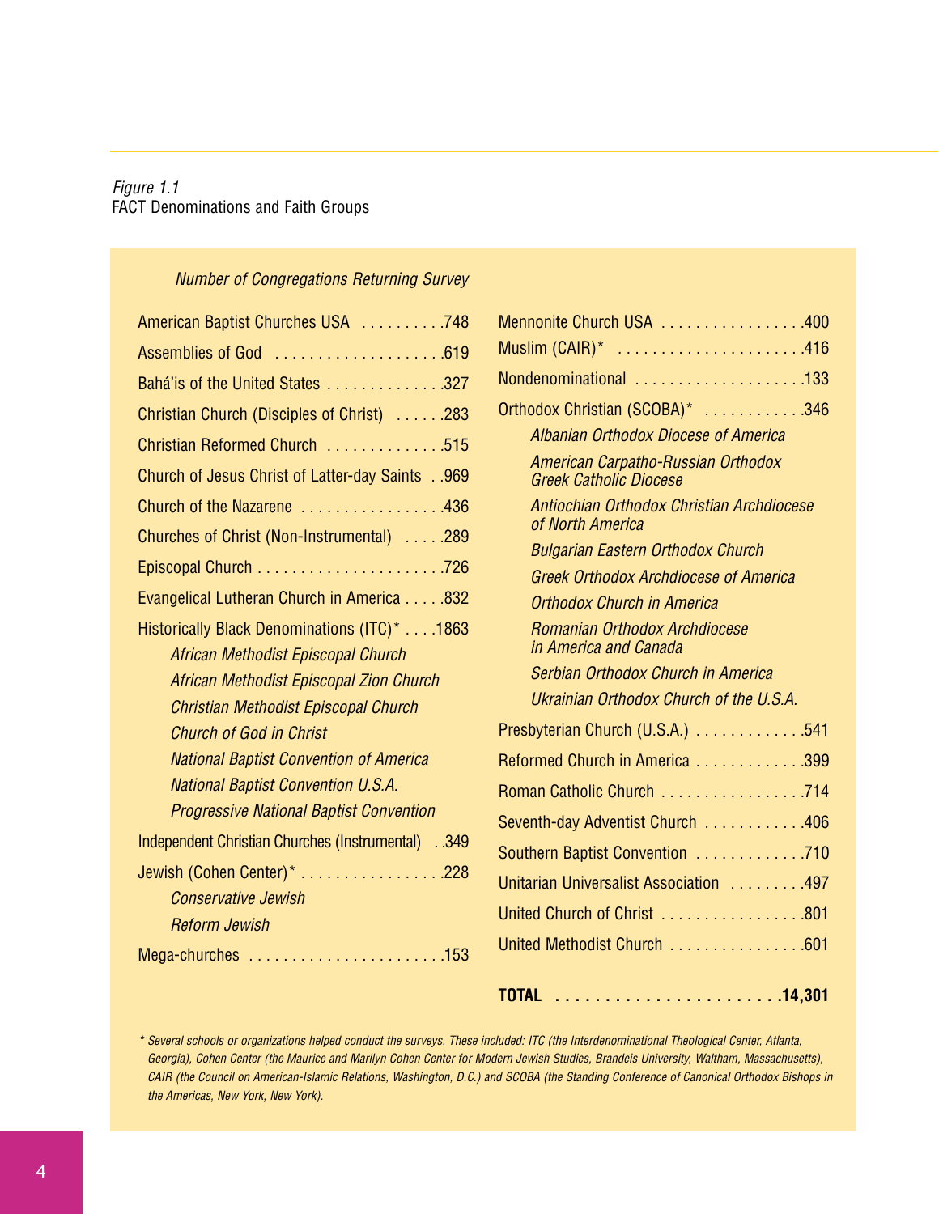*Figure 1.1*
FACT Denominations and Faith Groups

*Number of Congregations Returning Survey*

| Denomination / Faith Group | Number |
|---|---|
| American Baptist Churches USA | 748 |
| Assemblies of God | 619 |
| Bahá'is of the United States | 327 |
| Christian Church (Disciples of Christ) | 283 |
| Christian Reformed Church | 515 |
| Church of Jesus Christ of Latter-day Saints | 969 |
| Church of the Nazarene | 436 |
| Churches of Christ (Non-Instrumental) | 289 |
| Episcopal Church | 726 |
| Evangelical Lutheran Church in America | 832 |
| Historically Black Denominations (ITC)* | 1863 |
| *African Methodist Episcopal Church* | |
| *African Methodist Episcopal Zion Church* | |
| *Christian Methodist Episcopal Church* | |
| *Church of God in Christ* | |
| *National Baptist Convention of America* | |
| *National Baptist Convention U.S.A.* | |
| *Progressive National Baptist Convention* | |
| Independent Christian Churches (Instrumental) | 349 |
| Jewish (Cohen Center)* | 228 |
| *Conservative Jewish* | |
| *Reform Jewish* | |
| Mega-churches | 153 |
| Mennonite Church USA | 400 |
| Muslim (CAIR)* | 416 |
| Nondenominational | 133 |
| Orthodox Christian (SCOBA)* | 346 |
| *Albanian Orthodox Diocese of America* | |
| *American Carpatho-Russian Orthodox Greek Catholic Diocese* | |
| *Antiochian Orthodox Christian Archdiocese of North America* | |
| *Bulgarian Eastern Orthodox Church* | |
| *Greek Orthodox Archdiocese of America* | |
| *Orthodox Church in America* | |
| *Romanian Orthodox Archdiocese in America and Canada* | |
| *Serbian Orthodox Church in America* | |
| *Ukrainian Orthodox Church of the U.S.A.* | |
| Presbyterian Church (U.S.A.) | 541 |
| Reformed Church in America | 399 |
| Roman Catholic Church | 714 |
| Seventh-day Adventist Church | 406 |
| Southern Baptist Convention | 710 |
| Unitarian Universalist Association | 497 |
| United Church of Christ | 801 |
| United Methodist Church | 601 |
| **TOTAL** | **14,301** |

*\* Several schools or organizations helped conduct the surveys. These included: ITC (the Interdenominational Theological Center, Atlanta, Georgia), Cohen Center (the Maurice and Marilyn Cohen Center for Modern Jewish Studies, Brandeis University, Waltham, Massachusetts), CAIR (the Council on American-Islamic Relations, Washington, D.C.) and SCOBA (the Standing Conference of Canonical Orthodox Bishops in the Americas, New York, New York).*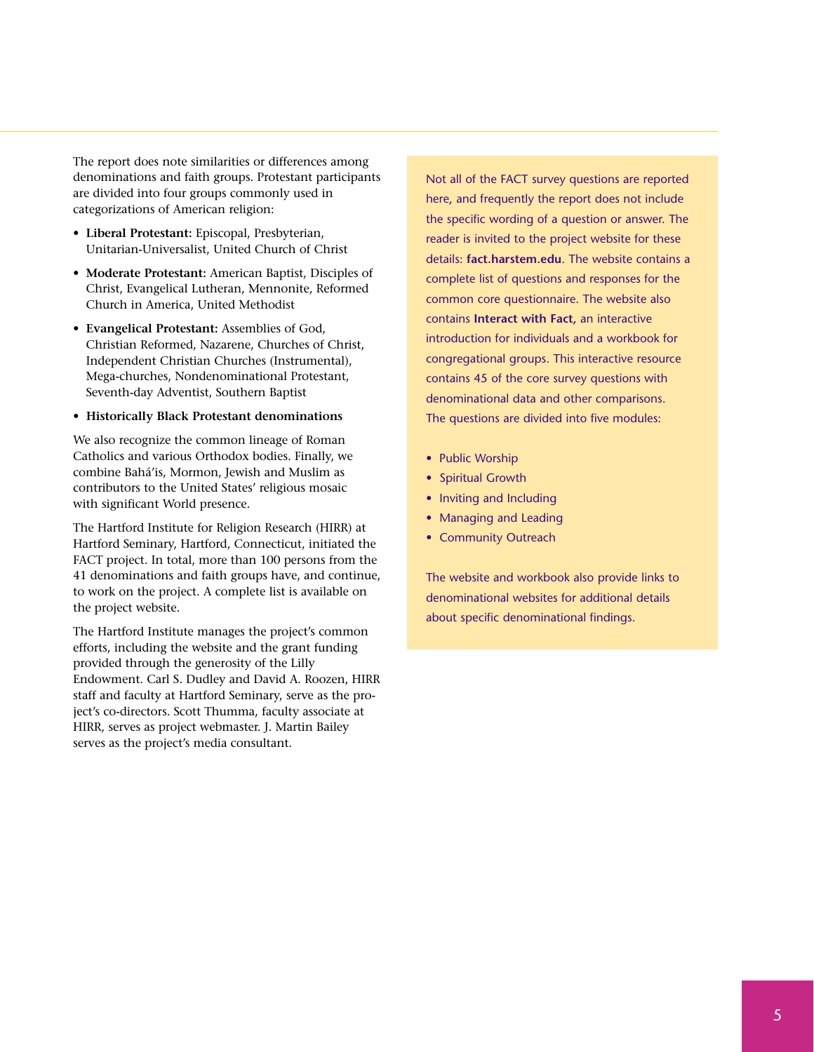The report does note similarities or differences among denominations and faith groups. Protestant participants are divided into four groups commonly used in categorizations of American religion:

- **Liberal Protestant:** Episcopal, Presbyterian, Unitarian-Universalist, United Church of Christ
- **Moderate Protestant:** American Baptist, Disciples of Christ, Evangelical Lutheran, Mennonite, Reformed Church in America, United Methodist
- **Evangelical Protestant:** Assemblies of God, Christian Reformed, Nazarene, Churches of Christ, Independent Christian Churches (Instrumental), Mega-churches, Nondenominational Protestant, Seventh-day Adventist, Southern Baptist
- **Historically Black Protestant denominations**

We also recognize the common lineage of Roman Catholics and various Orthodox bodies. Finally, we combine Bahá'is, Mormon, Jewish and Muslim as contributors to the United States' religious mosaic with significant World presence.

The Hartford Institute for Religion Research (HIRR) at Hartford Seminary, Hartford, Connecticut, initiated the FACT project. In total, more than 100 persons from the 41 denominations and faith groups have, and continue, to work on the project. A complete list is available on the project website.

The Hartford Institute manages the project's common efforts, including the website and the grant funding provided through the generosity of the Lilly Endowment. Carl S. Dudley and David A. Roozen, HIRR staff and faculty at Hartford Seminary, serve as the project's co-directors. Scott Thumma, faculty associate at HIRR, serves as project webmaster. J. Martin Bailey serves as the project's media consultant.

Not all of the FACT survey questions are reported here, and frequently the report does not include the specific wording of a question or answer. The reader is invited to the project website for these details: **fact.harstem.edu**. The website contains a complete list of questions and responses for the common core questionnaire. The website also contains **Interact with Fact,** an interactive introduction for individuals and a workbook for congregational groups. This interactive resource contains 45 of the core survey questions with denominational data and other comparisons. The questions are divided into five modules:

- Public Worship
- Spiritual Growth
- Inviting and Including
- Managing and Leading
- Community Outreach

The website and workbook also provide links to denominational websites for additional details about specific denominational findings.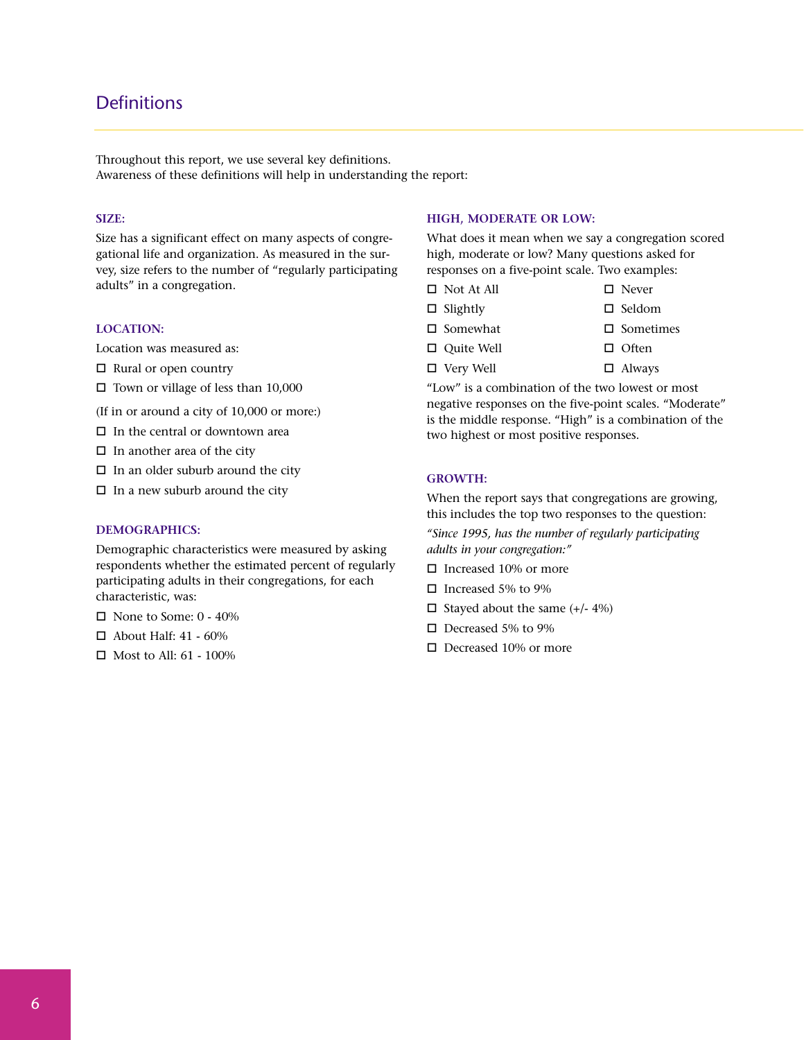# Definitions

Throughout this report, we use several key definitions.
Awareness of these definitions will help in understanding the report:

### SIZE:

Size has a significant effect on many aspects of congregational life and organization. As measured in the survey, size refers to the number of "regularly participating adults" in a congregation.

### LOCATION:

Location was measured as:

- ☐ Rural or open country
- ☐ Town or village of less than 10,000

(If in or around a city of 10,000 or more:)

- ☐ In the central or downtown area
- ☐ In another area of the city
- ☐ In an older suburb around the city
- ☐ In a new suburb around the city

### DEMOGRAPHICS:

Demographic characteristics were measured by asking respondents whether the estimated percent of regularly participating adults in their congregations, for each characteristic, was:

- ☐ None to Some: 0 - 40%
- ☐ About Half: 41 - 60%
- ☐ Most to All: 61 - 100%

### HIGH, MODERATE OR LOW:

What does it mean when we say a congregation scored high, moderate or low? Many questions asked for responses on a five-point scale. Two examples:

| | |
|---|---|
| ☐ Not At All | ☐ Never |
| ☐ Slightly | ☐ Seldom |
| ☐ Somewhat | ☐ Sometimes |
| ☐ Quite Well | ☐ Often |
| ☐ Very Well | ☐ Always |

"Low" is a combination of the two lowest or most negative responses on the five-point scales. "Moderate" is the middle response. "High" is a combination of the two highest or most positive responses.

### GROWTH:

When the report says that congregations are growing, this includes the top two responses to the question:

*"Since 1995, has the number of regularly participating adults in your congregation:"*

- ☐ Increased 10% or more
- ☐ Increased 5% to 9%
- ☐ Stayed about the same (+/- 4%)
- ☐ Decreased 5% to 9%
- ☐ Decreased 10% or more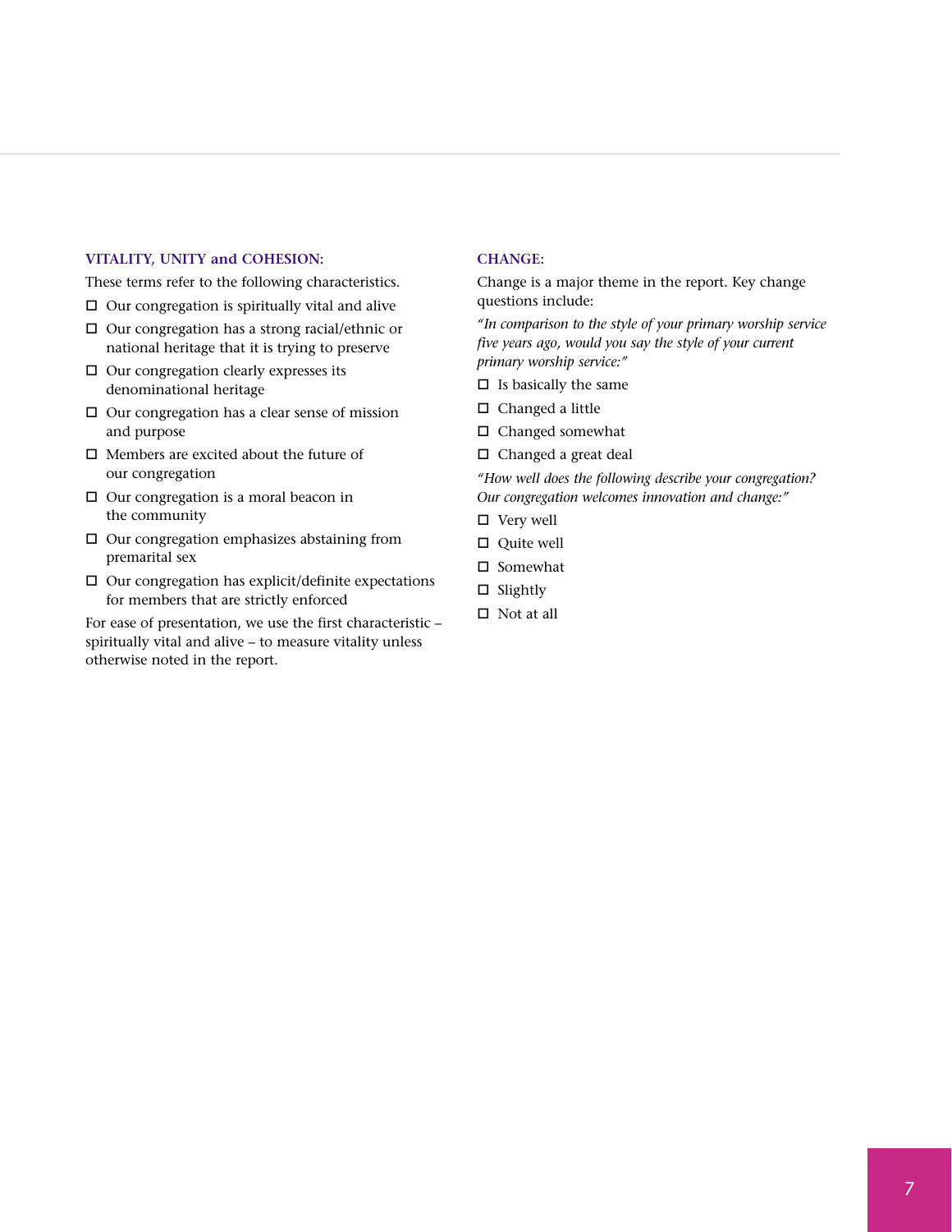### VITALITY, UNITY and COHESION:

These terms refer to the following characteristics.

- ☐ Our congregation is spiritually vital and alive
- ☐ Our congregation has a strong racial/ethnic or national heritage that it is trying to preserve
- ☐ Our congregation clearly expresses its denominational heritage
- ☐ Our congregation has a clear sense of mission and purpose
- ☐ Members are excited about the future of our congregation
- ☐ Our congregation is a moral beacon in the community
- ☐ Our congregation emphasizes abstaining from premarital sex
- ☐ Our congregation has explicit/definite expectations for members that are strictly enforced

For ease of presentation, we use the first characteristic – spiritually vital and alive – to measure vitality unless otherwise noted in the report.

### CHANGE:

Change is a major theme in the report. Key change questions include:

*"In comparison to the style of your primary worship service five years ago, would you say the style of your current primary worship service:"*

- ☐ Is basically the same
- ☐ Changed a little
- ☐ Changed somewhat
- ☐ Changed a great deal

*"How well does the following describe your congregation? Our congregation welcomes innovation and change:"*

- ☐ Very well
- ☐ Quite well
- ☐ Somewhat
- ☐ Slightly
- ☐ Not at all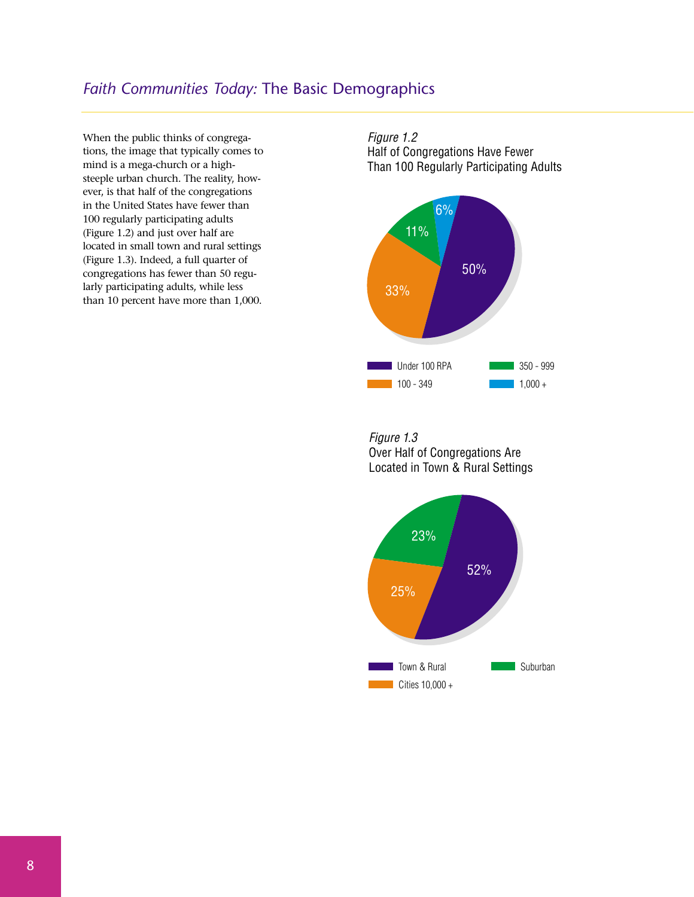## *Faith Communities Today:* The Basic Demographics

When the public thinks of congregations, the image that typically comes to mind is a mega-church or a high-steeple urban church. The reality, however, is that half of the congregations in the United States have fewer than 100 regularly participating adults (Figure 1.2) and just over half are located in small town and rural settings (Figure 1.3). Indeed, a full quarter of congregations has fewer than 50 regularly participating adults, while less than 10 percent have more than 1,000.

*Figure 1.2*
Half of Congregations Have Fewer Than 100 Regularly Participating Adults

| Category | Percent |
|---|---|
| Under 100 RPA | 50% |
| 100 - 349 | 33% |
| 350 - 999 | 11% |
| 1,000 + | 6% |

*Figure 1.3*
Over Half of Congregations Are Located in Town & Rural Settings

| Category | Percent |
|---|---|
| Town & Rural | 52% |
| Cities 10,000 + | 25% |
| Suburban | 23% |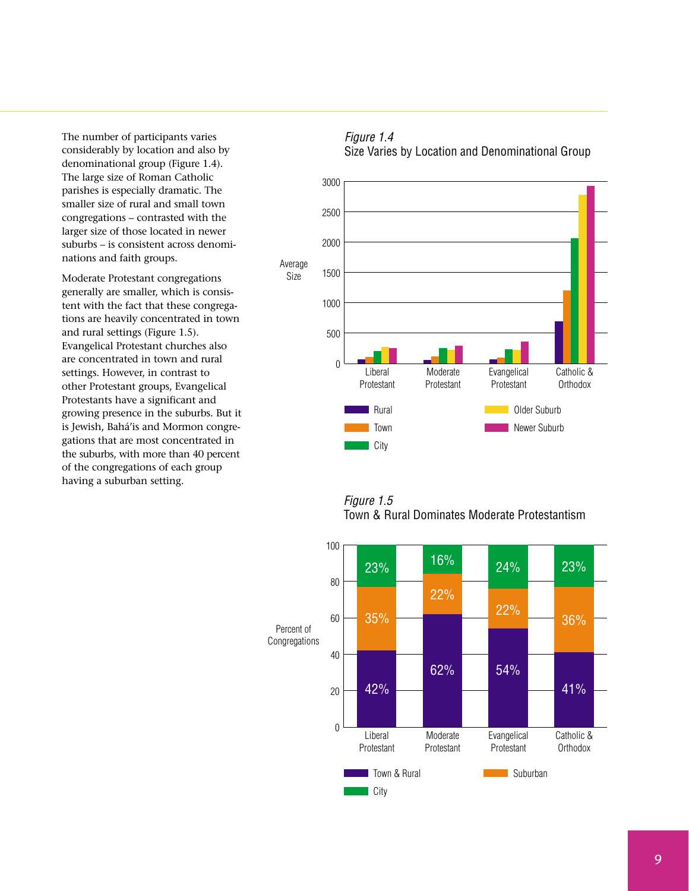The number of participants varies considerably by location and also by denominational group (Figure 1.4). The large size of Roman Catholic parishes is especially dramatic. The smaller size of rural and small town congregations – contrasted with the larger size of those located in newer suburbs – is consistent across denominations and faith groups.

Moderate Protestant congregations generally are smaller, which is consistent with the fact that these congregations are heavily concentrated in town and rural settings (Figure 1.5). Evangelical Protestant churches also are concentrated in town and rural settings. However, in contrast to other Protestant groups, Evangelical Protestants have a significant and growing presence in the suburbs. But it is Jewish, Bahá'is and Mormon congregations that are most concentrated in the suburbs, with more than 40 percent of the congregations of each group having a suburban setting.

*Figure 1.4*
Size Varies by Location and Denominational Group

*Figure 1.5*
Town & Rural Dominates Moderate Protestantism

| Percent of Congregations | Liberal Protestant | Moderate Protestant | Evangelical Protestant | Catholic & Orthodox |
|---|---|---|---|---|
| Town & Rural | 42% | 62% | 54% | 41% |
| Suburban | 35% | 22% | 22% | 36% |
| City | 23% | 16% | 24% | 23% |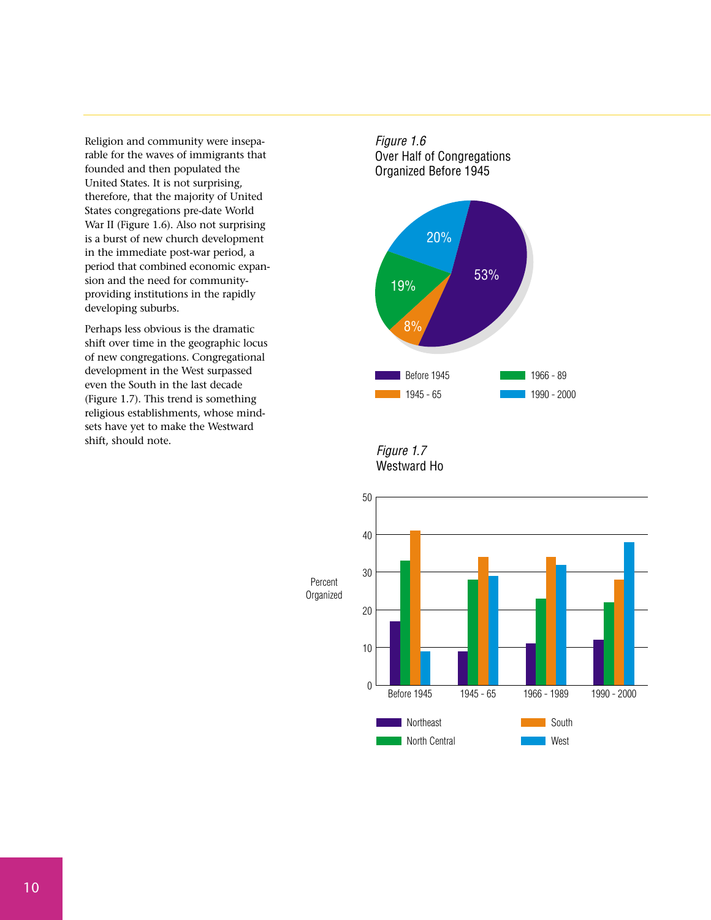Religion and community were inseparable for the waves of immigrants that founded and then populated the United States. It is not surprising, therefore, that the majority of United States congregations pre-date World War II (Figure 1.6). Also not surprising is a burst of new church development in the immediate post-war period, a period that combined economic expansion and the need for community-providing institutions in the rapidly developing suburbs.

Perhaps less obvious is the dramatic shift over time in the geographic locus of new congregations. Congregational development in the West surpassed even the South in the last decade (Figure 1.7). This trend is something religious establishments, whose mindsets have yet to make the Westward shift, should note.

*Figure 1.6*
Over Half of Congregations Organized Before 1945

| Period | Percent |
|---|---|
| Before 1945 | 53% |
| 1945 - 65 | 8% |
| 1966 - 89 | 19% |
| 1990 - 2000 | 20% |

*Figure 1.7*
Westward Ho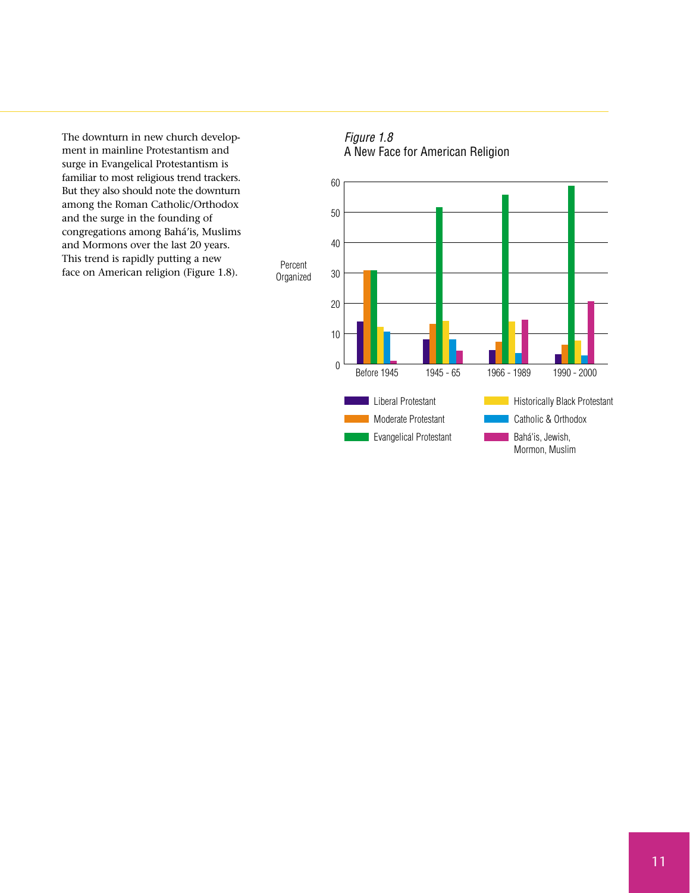The downturn in new church development in mainline Protestantism and surge in Evangelical Protestantism is familiar to most religious trend trackers. But they also should note the downturn among the Roman Catholic/Orthodox and the surge in the founding of congregations among Bahá'is, Muslims and Mormons over the last 20 years. This trend is rapidly putting a new face on American religion (Figure 1.8).

*Figure 1.8*
A New Face for American Religion

Percent Organized

| | Liberal Protestant | Moderate Protestant | Evangelical Protestant | Historically Black Protestant | Catholic & Orthodox | Bahá'is, Jewish, Mormon, Muslim |
|---|---|---|---|---|---|---|
| Before 1945 | 14 | 31 | 31 | 12 | 11 | 1 |
| 1945 - 65 | 8 | 13 | 52 | 14 | 8 | 4 |
| 1966 - 1989 | 4 | 7 | 56 | 14 | 3 | 15 |
| 1990 - 2000 | 3 | 6 | 59 | 8 | 3 | 21 |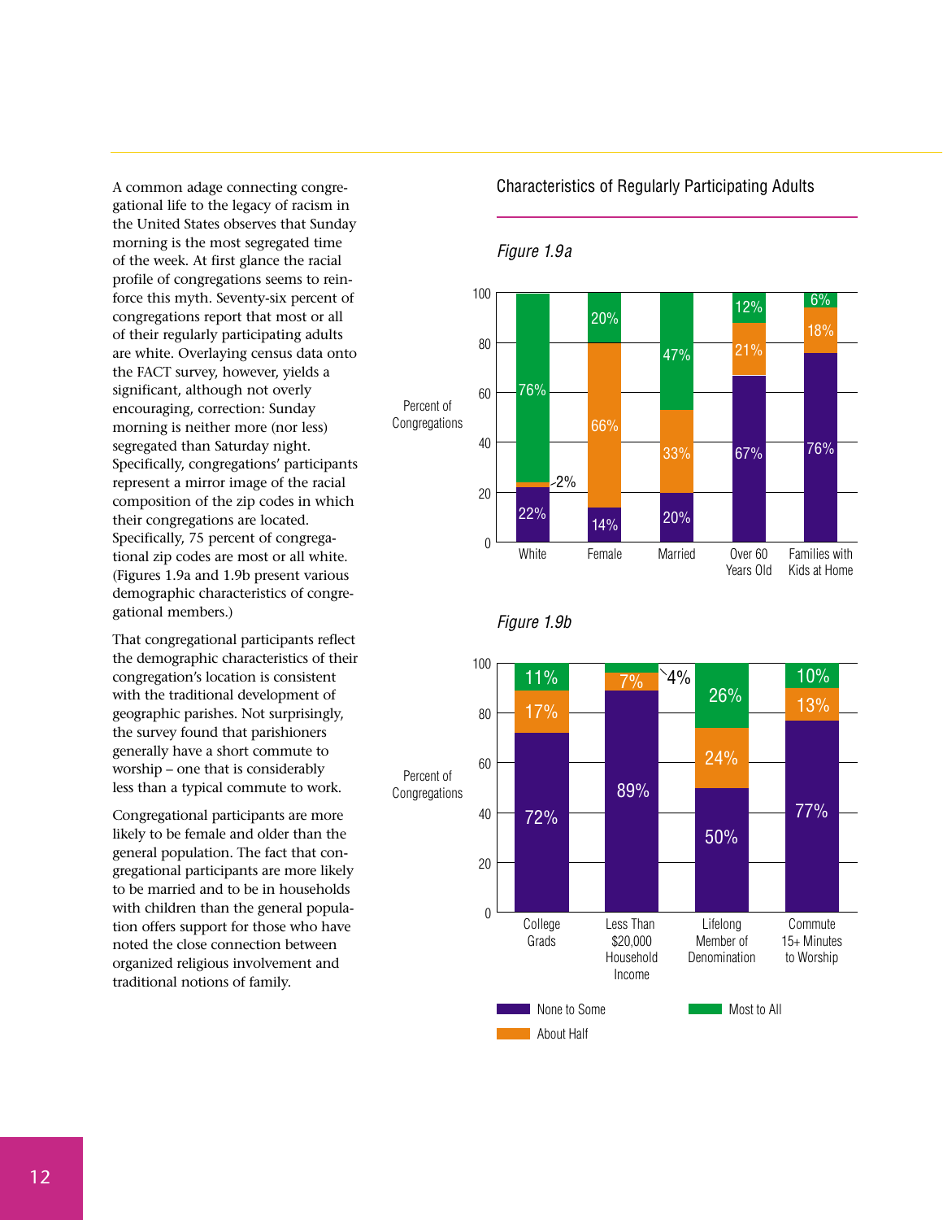A common adage connecting congregational life to the legacy of racism in the United States observes that Sunday morning is the most segregated time of the week. At first glance the racial profile of congregations seems to reinforce this myth. Seventy-six percent of congregations report that most or all of their regularly participating adults are white. Overlaying census data onto the FACT survey, however, yields a significant, although not overly encouraging, correction: Sunday morning is neither more (nor less) segregated than Saturday night. Specifically, congregations' participants represent a mirror image of the racial composition of the zip codes in which their congregations are located. Specifically, 75 percent of congregational zip codes are most or all white. (Figures 1.9a and 1.9b present various demographic characteristics of congregational members.)

That congregational participants reflect the demographic characteristics of their congregation's location is consistent with the traditional development of geographic parishes. Not surprisingly, the survey found that parishioners generally have a short commute to worship – one that is considerably less than a typical commute to work.

Congregational participants are more likely to be female and older than the general population. The fact that congregational participants are more likely to be married and to be in households with children than the general population offers support for those who have noted the close connection between organized religious involvement and traditional notions of family.

## Characteristics of Regularly Participating Adults

*Figure 1.9a*

Percent of Congregations

| | None to Some | About Half | Most to All |
|---|---|---|---|
| White | 22% | 2% | 76% |
| Female | 14% | 66% | 20% |
| Married | 20% | 33% | 47% |
| Over 60 Years Old | 67% | 21% | 12% |
| Families with Kids at Home | 76% | 18% | 6% |

*Figure 1.9b*

Percent of Congregations

| | None to Some | About Half | Most to All |
|---|---|---|---|
| College Grads | 72% | 17% | 11% |
| Less Than $20,000 Household Income | 89% | 7% | 4% |
| Lifelong Member of Denomination | 50% | 24% | 26% |
| Commute 15+ Minutes to Worship | 77% | 13% | 10% |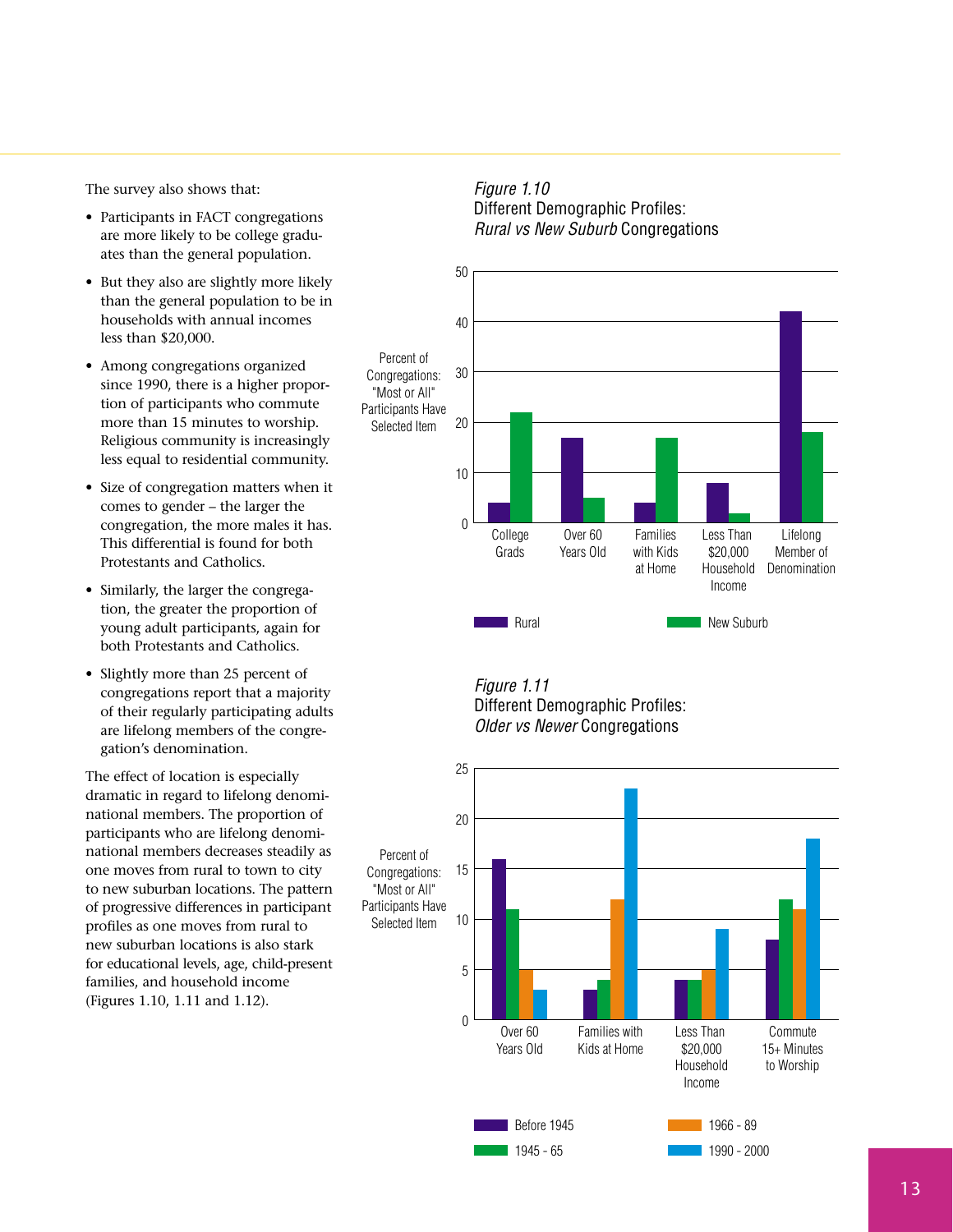The survey also shows that:

- Participants in FACT congregations are more likely to be college graduates than the general population.
- But they also are slightly more likely than the general population to be in households with annual incomes less than $20,000.
- Among congregations organized since 1990, there is a higher proportion of participants who commute more than 15 minutes to worship. Religious community is increasingly less equal to residential community.
- Size of congregation matters when it comes to gender – the larger the congregation, the more males it has. This differential is found for both Protestants and Catholics.
- Similarly, the larger the congregation, the greater the proportion of young adult participants, again for both Protestants and Catholics.
- Slightly more than 25 percent of congregations report that a majority of their regularly participating adults are lifelong members of the congregation's denomination.

The effect of location is especially dramatic in regard to lifelong denominational members. The proportion of participants who are lifelong denominational members decreases steadily as one moves from rural to town to city to new suburban locations. The pattern of progressive differences in participant profiles as one moves from rural to new suburban locations is also stark for educational levels, age, child-present families, and household income (Figures 1.10, 1.11 and 1.12).

*Figure 1.10*
Different Demographic Profiles: *Rural vs New Suburb* Congregations

Percent of Congregations: "Most or All" Participants Have Selected Item

| | College Grads | Over 60 Years Old | Families with Kids at Home | Less Than $20,000 Household Income | Lifelong Member of Denomination |
|---|---|---|---|---|---|
| Rural | 4 | 17 | 4 | 8 | 42 |
| New Suburb | 22 | 5 | 17 | 2 | 18 |

*Figure 1.11*
Different Demographic Profiles: *Older vs Newer* Congregations

Percent of Congregations: "Most or All" Participants Have Selected Item

| | Over 60 Years Old | Families with Kids at Home | Less Than $20,000 Household Income | Commute 15+ Minutes to Worship |
|---|---|---|---|---|
| Before 1945 | 16 | 3 | 4 | 8 |
| 1945 - 65 | 11 | 4 | 4 | 12 |
| 1966 - 89 | 5 | 12 | 5 | 11 |
| 1990 - 2000 | 3 | 23 | 9 | 18 |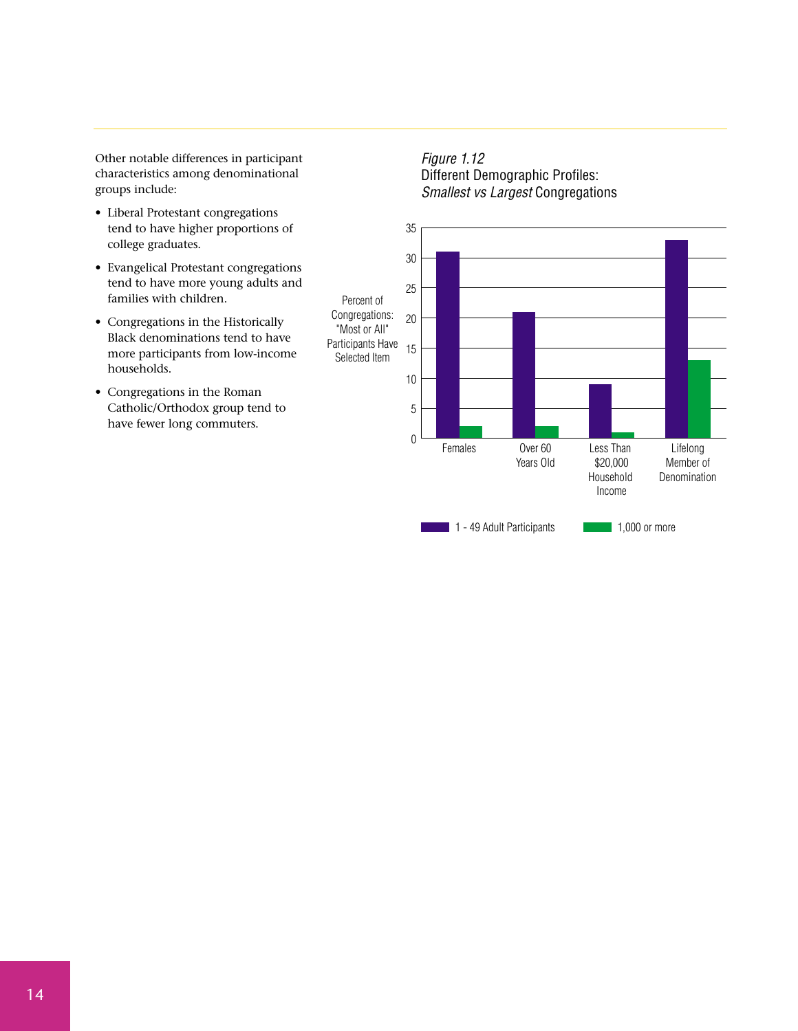Other notable differences in participant characteristics among denominational groups include:

- Liberal Protestant congregations tend to have higher proportions of college graduates.
- Evangelical Protestant congregations tend to have more young adults and families with children.
- Congregations in the Historically Black denominations tend to have more participants from low-income households.
- Congregations in the Roman Catholic/Orthodox group tend to have fewer long commuters.

*Figure 1.12*
Different Demographic Profiles:
*Smallest vs Largest* Congregations

| Percent of Congregations: "Most or All" Participants Have Selected Item | 1 - 49 Adult Participants | 1,000 or more |
|---|---|---|
| Females | 31 | 2 |
| Over 60 Years Old | 21 | 2 |
| Less Than $20,000 Household Income | 9 | 1 |
| Lifelong Member of Denomination | 33 | 13 |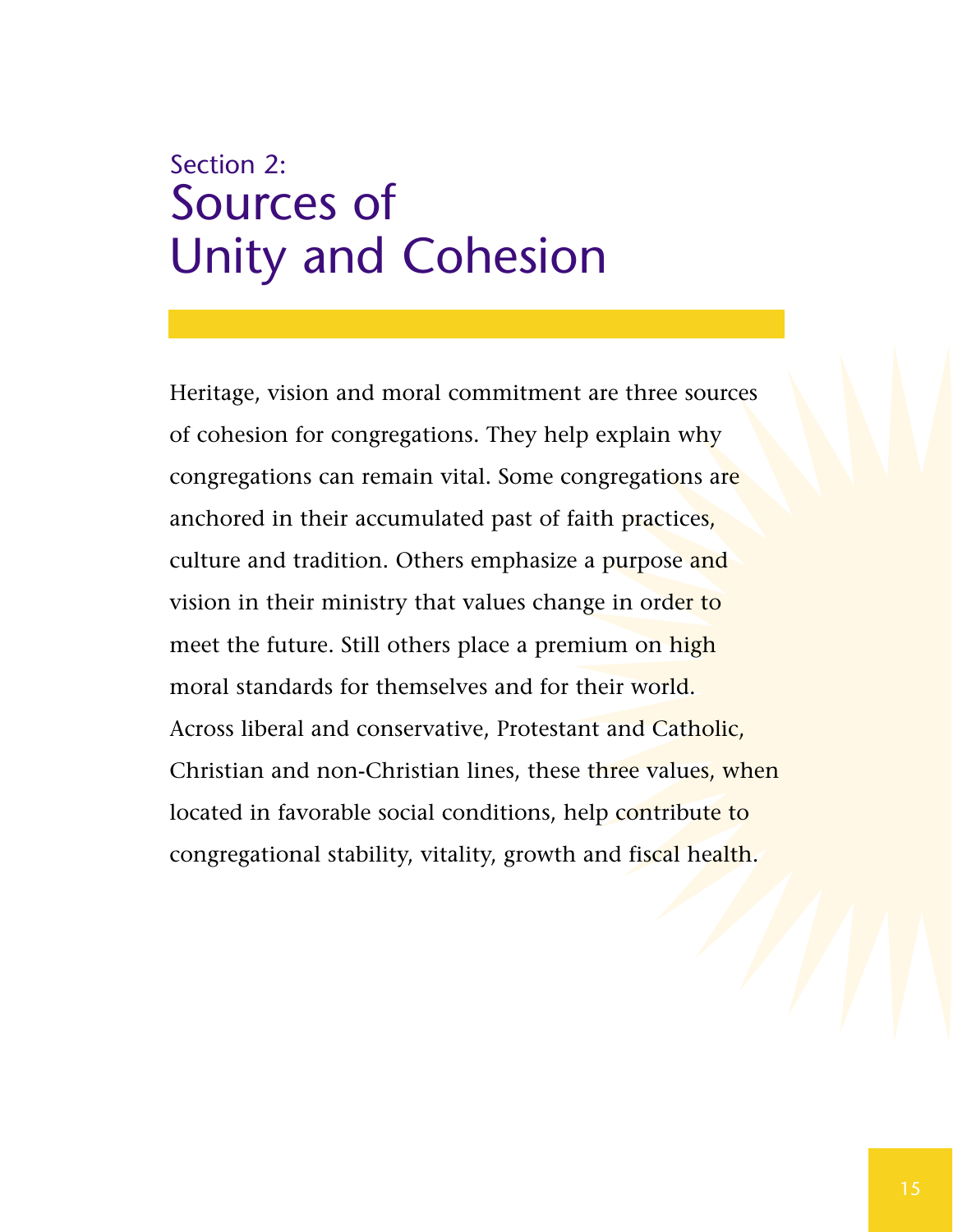# Section 2: Sources of Unity and Cohesion

Heritage, vision and moral commitment are three sources of cohesion for congregations. They help explain why congregations can remain vital. Some congregations are anchored in their accumulated past of faith practices, culture and tradition. Others emphasize a purpose and vision in their ministry that values change in order to meet the future. Still others place a premium on high moral standards for themselves and for their world. Across liberal and conservative, Protestant and Catholic, Christian and non-Christian lines, these three values, when located in favorable social conditions, help contribute to congregational stability, vitality, growth and fiscal health.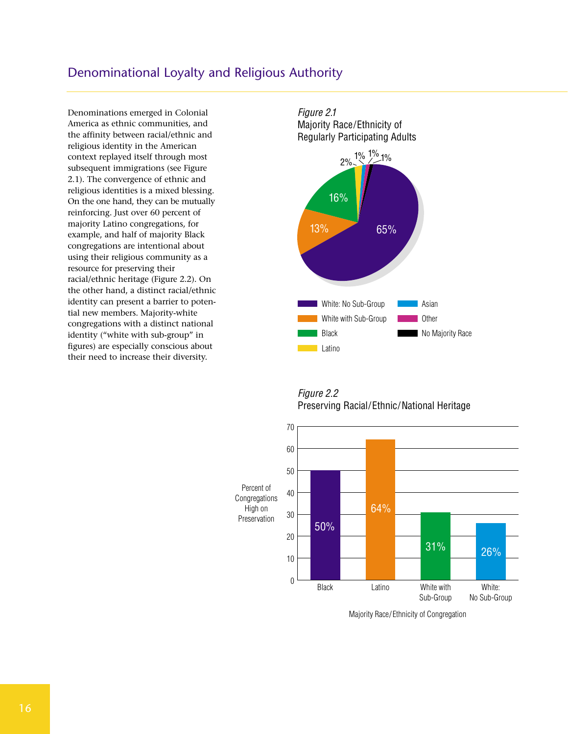## Denominational Loyalty and Religious Authority

Denominations emerged in Colonial America as ethnic communities, and the affinity between racial/ethnic and religious identity in the American context replayed itself through most subsequent immigrations (see Figure 2.1). The convergence of ethnic and religious identities is a mixed blessing. On the one hand, they can be mutually reinforcing. Just over 60 percent of majority Latino congregations, for example, and half of majority Black congregations are intentional about using their religious community as a resource for preserving their racial/ethnic heritage (Figure 2.2). On the other hand, a distinct racial/ethnic identity can present a barrier to potential new members. Majority-white congregations with a distinct national identity ("white with sub-group" in figures) are especially conscious about their need to increase their diversity.

*Figure 2.1*
Majority Race/Ethnicity of Regularly Participating Adults

| Majority Race/Ethnicity | Percent |
|---|---|
| White: No Sub-Group | 65% |
| White with Sub-Group | 13% |
| Black | 16% |
| Latino | 2% |
| Asian | 1% |
| Other | 1% |
| No Majority Race | 1% |

*Figure 2.2*
Preserving Racial/Ethnic/National Heritage

| Majority Race/Ethnicity of Congregation | Percent of Congregations High on Preservation |
|---|---|
| Black | 50% |
| Latino | 64% |
| White with Sub-Group | 31% |
| White: No Sub-Group | 26% |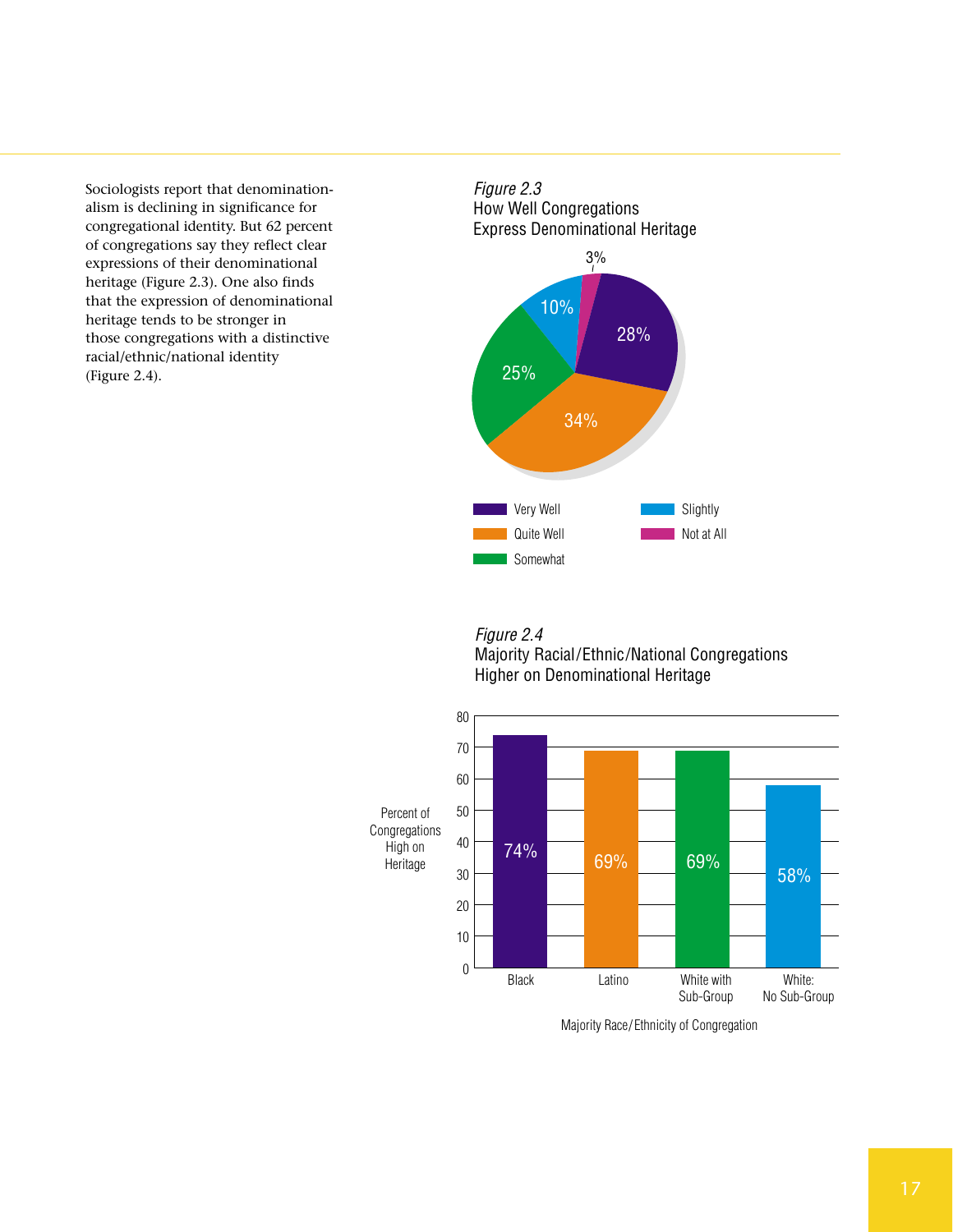Sociologists report that denominationalism is declining in significance for congregational identity. But 62 percent of congregations say they reflect clear expressions of their denominational heritage (Figure 2.3). One also finds that the expression of denominational heritage tends to be stronger in those congregations with a distinctive racial/ethnic/national identity (Figure 2.4).

*Figure 2.3*
How Well Congregations Express Denominational Heritage

| Response | Percent |
|---|---|
| Very Well | 28% |
| Quite Well | 34% |
| Somewhat | 25% |
| Slightly | 10% |
| Not at All | 3% |

*Figure 2.4*
Majority Racial/Ethnic/National Congregations Higher on Denominational Heritage

| Majority Race/Ethnicity of Congregation | Percent of Congregations High on Heritage |
|---|---|
| Black | 74% |
| Latino | 69% |
| White with Sub-Group | 69% |
| White: No Sub-Group | 58% |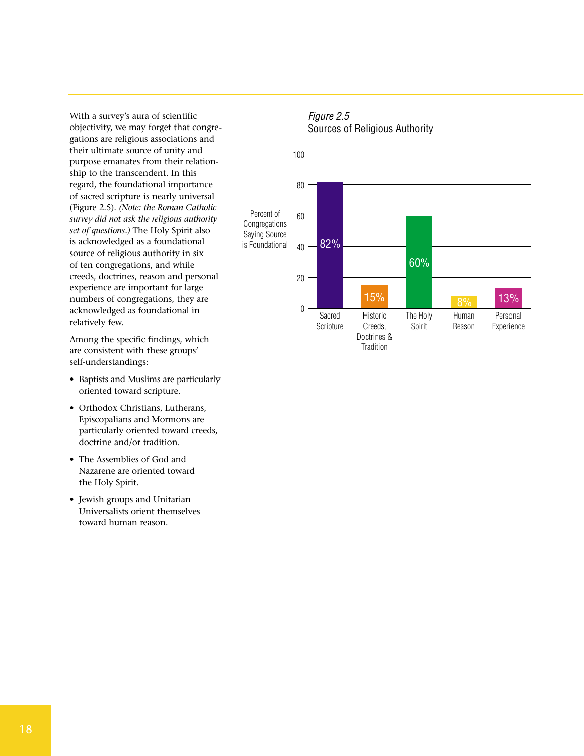With a survey's aura of scientific objectivity, we may forget that congregations are religious associations and their ultimate source of unity and purpose emanates from their relationship to the transcendent. In this regard, the foundational importance of sacred scripture is nearly universal (Figure 2.5). *(Note: the Roman Catholic survey did not ask the religious authority set of questions.)* The Holy Spirit also is acknowledged as a foundational source of religious authority in six of ten congregations, and while creeds, doctrines, reason and personal experience are important for large numbers of congregations, they are acknowledged as foundational in relatively few.

Among the specific findings, which are consistent with these groups' self-understandings:

- Baptists and Muslims are particularly oriented toward scripture.
- Orthodox Christians, Lutherans, Episcopalians and Mormons are particularly oriented toward creeds, doctrine and/or tradition.
- The Assemblies of God and Nazarene are oriented toward the Holy Spirit.
- Jewish groups and Unitarian Universalists orient themselves toward human reason.

*Figure 2.5*
Sources of Religious Authority

| Source | Percent of Congregations Saying Source is Foundational |
|---|---|
| Sacred Scripture | 82% |
| Historic Creeds, Doctrines & Tradition | 15% |
| The Holy Spirit | 60% |
| Human Reason | 8% |
| Personal Experience | 13% |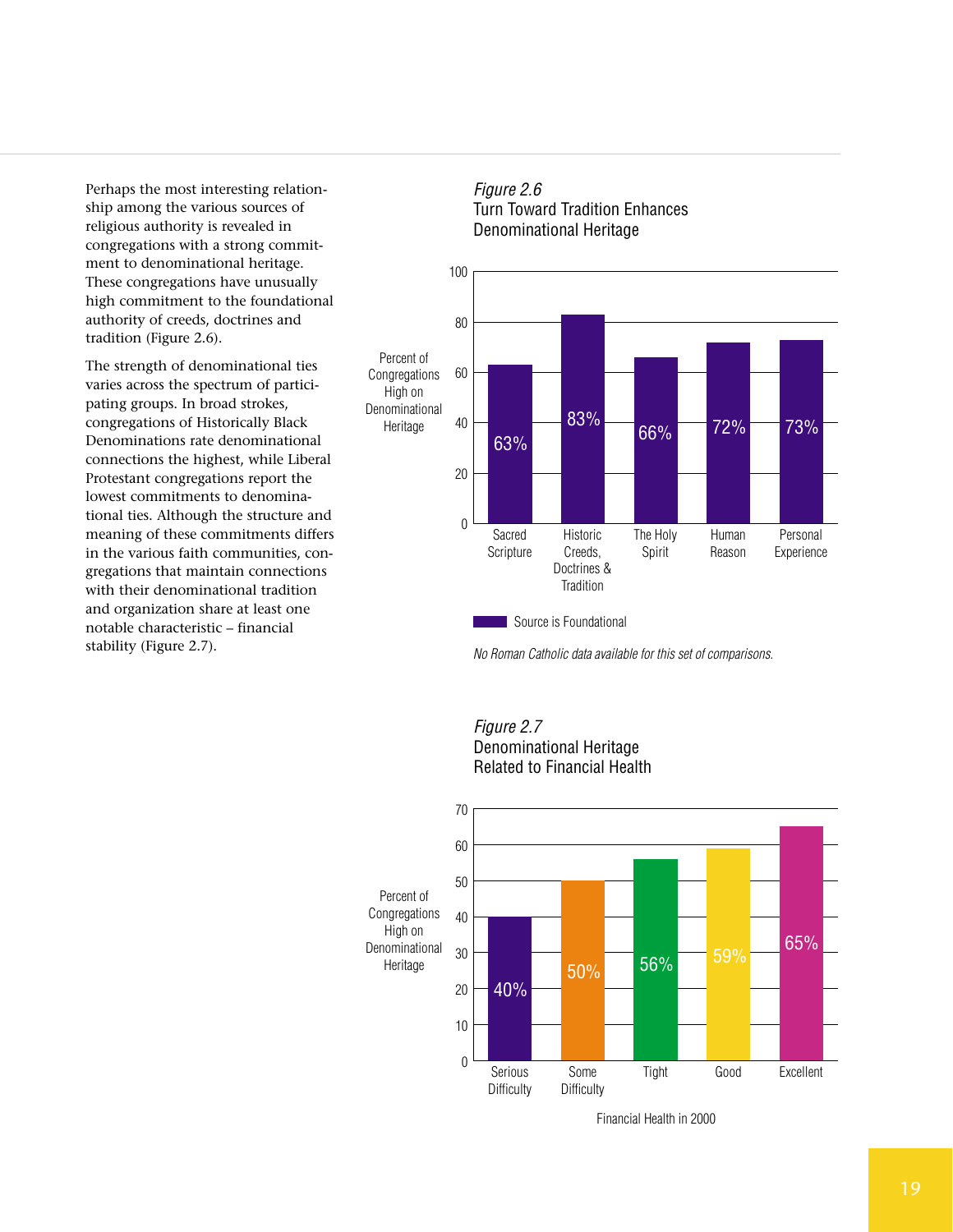Perhaps the most interesting relationship among the various sources of religious authority is revealed in congregations with a strong commitment to denominational heritage. These congregations have unusually high commitment to the foundational authority of creeds, doctrines and tradition (Figure 2.6).

The strength of denominational ties varies across the spectrum of participating groups. In broad strokes, congregations of Historically Black Denominations rate denominational connections the highest, while Liberal Protestant congregations report the lowest commitments to denominational ties. Although the structure and meaning of these commitments differs in the various faith communities, congregations that maintain connections with their denominational tradition and organization share at least one notable characteristic – financial stability (Figure 2.7).

*Figure 2.6*
Turn Toward Tradition Enhances Denominational Heritage

Percent of Congregations High on Denominational Heritage — Source is Foundational

| Source | Percent |
|---|---|
| Sacred Scripture | 63% |
| Historic Creeds, Doctrines & Tradition | 83% |
| The Holy Spirit | 66% |
| Human Reason | 72% |
| Personal Experience | 73% |

*No Roman Catholic data available for this set of comparisons.*

*Figure 2.7*
Denominational Heritage Related to Financial Health

Percent of Congregations High on Denominational Heritage

| Financial Health in 2000 | Percent |
|---|---|
| Serious Difficulty | 40% |
| Some Difficulty | 50% |
| Tight | 56% |
| Good | 59% |
| Excellent | 65% |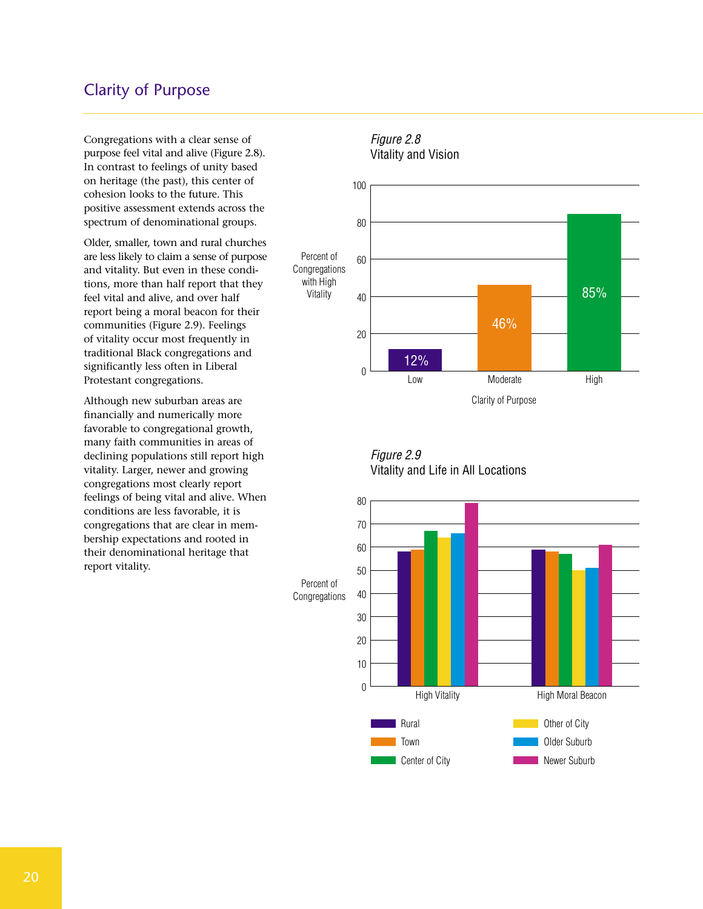## Clarity of Purpose

Congregations with a clear sense of purpose feel vital and alive (Figure 2.8). In contrast to feelings of unity based on heritage (the past), this center of cohesion looks to the future. This positive assessment extends across the spectrum of denominational groups.

Older, smaller, town and rural churches are less likely to claim a sense of purpose and vitality. But even in these conditions, more than half report that they feel vital and alive, and over half report being a moral beacon for their communities (Figure 2.9). Feelings of vitality occur most frequently in traditional Black congregations and significantly less often in Liberal Protestant congregations.

Although new suburban areas are financially and numerically more favorable to congregational growth, many faith communities in areas of declining populations still report high vitality. Larger, newer and growing congregations most clearly report feelings of being vital and alive. When conditions are less favorable, it is congregations that are clear in membership expectations and rooted in their denominational heritage that report vitality.

*Figure 2.8*
Vitality and Vision

| Clarity of Purpose | Percent of Congregations with High Vitality |
|---|---|
| Low | 12% |
| Moderate | 46% |
| High | 85% |

*Figure 2.9*
Vitality and Life in All Locations

Percent of Congregations (bar chart; values approximate)

| | Rural | Town | Center of City | Other of City | Older Suburb | Newer Suburb |
|---|---|---|---|---|---|---|
| High Vitality | 58 | 59 | 67 | 64 | 66 | 79 |
| High Moral Beacon | 59 | 58 | 57 | 50 | 51 | 61 |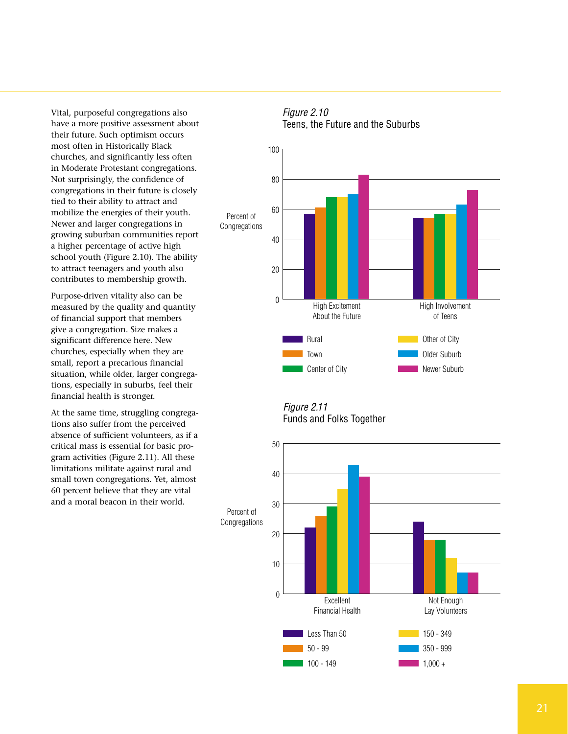Vital, purposeful congregations also have a more positive assessment about their future. Such optimism occurs most often in Historically Black churches, and significantly less often in Moderate Protestant congregations. Not surprisingly, the confidence of congregations in their future is closely tied to their ability to attract and mobilize the energies of their youth. Newer and larger congregations in growing suburban communities report a higher percentage of active high school youth (Figure 2.10). The ability to attract teenagers and youth also contributes to membership growth.

Purpose-driven vitality also can be measured by the quality and quantity of financial support that members give a congregation. Size makes a significant difference here. New churches, especially when they are small, report a precarious financial situation, while older, larger congregations, especially in suburbs, feel their financial health is stronger.

At the same time, struggling congregations also suffer from the perceived absence of sufficient volunteers, as if a critical mass is essential for basic program activities (Figure 2.11). All these limitations militate against rural and small town congregations. Yet, almost 60 percent believe that they are vital and a moral beacon in their world.

*Figure 2.10*
Teens, the Future and the Suburbs

Percent of Congregations

| | Rural | Town | Center of City | Other of City | Older Suburb | Newer Suburb |
|---|---|---|---|---|---|---|
| High Excitement About the Future | 57 | 61 | 68 | 68 | 70 | 83 |
| High Involvement of Teens | 54 | 54 | 57 | 57 | 63 | 73 |

*Figure 2.11*
Funds and Folks Together

Percent of Congregations

| | Less Than 50 | 50 - 99 | 100 - 149 | 150 - 349 | 350 - 999 | 1,000 + |
|---|---|---|---|---|---|---|
| Excellent Financial Health | 22 | 26 | 29 | 35 | 43 | 39 |
| Not Enough Lay Volunteers | 24 | 18 | 18 | 12 | 7 | 7 |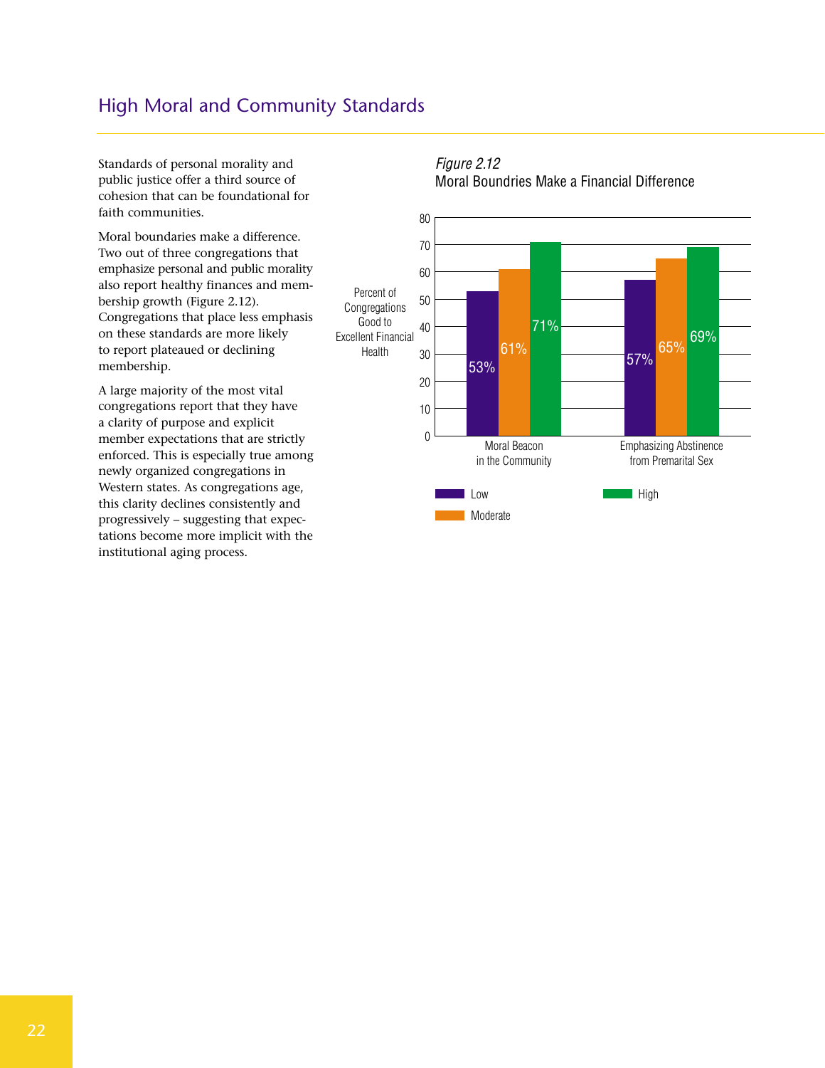## High Moral and Community Standards

Standards of personal morality and public justice offer a third source of cohesion that can be foundational for faith communities.

Moral boundaries make a difference. Two out of three congregations that emphasize personal and public morality also report healthy finances and membership growth (Figure 2.12). Congregations that place less emphasis on these standards are more likely to report plateaued or declining membership.

A large majority of the most vital congregations report that they have a clarity of purpose and explicit member expectations that are strictly enforced. This is especially true among newly organized congregations in Western states. As congregations age, this clarity declines consistently and progressively – suggesting that expectations become more implicit with the institutional aging process.

*Figure 2.12*
Moral Boundries Make a Financial Difference

Percent of Congregations Good to Excellent Financial Health

| | Low | Moderate | High |
|---|---|---|---|
| Moral Beacon in the Community | 53% | 61% | 71% |
| Emphasizing Abstinence from Premarital Sex | 57% | 65% | 69% |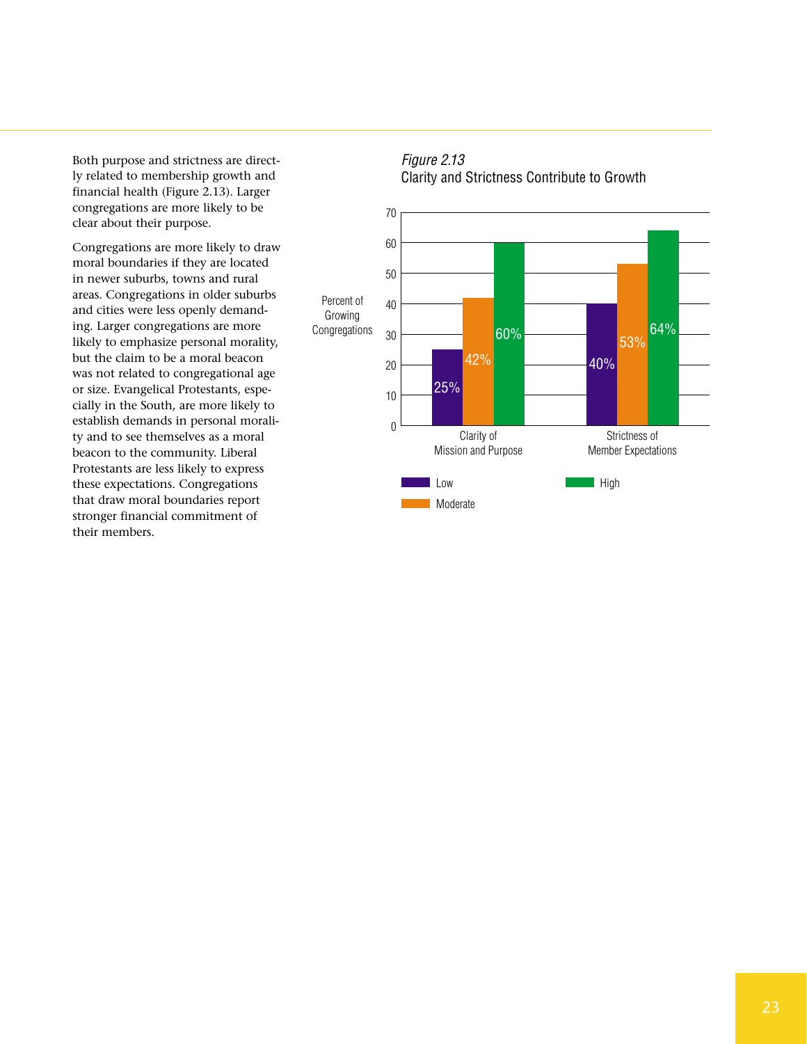Both purpose and strictness are directly related to membership growth and financial health (Figure 2.13). Larger congregations are more likely to be clear about their purpose.

Congregations are more likely to draw moral boundaries if they are located in newer suburbs, towns and rural areas. Congregations in older suburbs and cities were less openly demanding. Larger congregations are more likely to emphasize personal morality, but the claim to be a moral beacon was not related to congregational age or size. Evangelical Protestants, especially in the South, are more likely to establish demands in personal morality and to see themselves as a moral beacon to the community. Liberal Protestants are less likely to express these expectations. Congregations that draw moral boundaries report stronger financial commitment of their members.

*Figure 2.13*
Clarity and Strictness Contribute to Growth

Percent of Growing Congregations

| | Low | Moderate | High |
|---|---|---|---|
| Clarity of Mission and Purpose | 25% | 42% | 60% |
| Strictness of Member Expectations | 40% | 53% | 64% |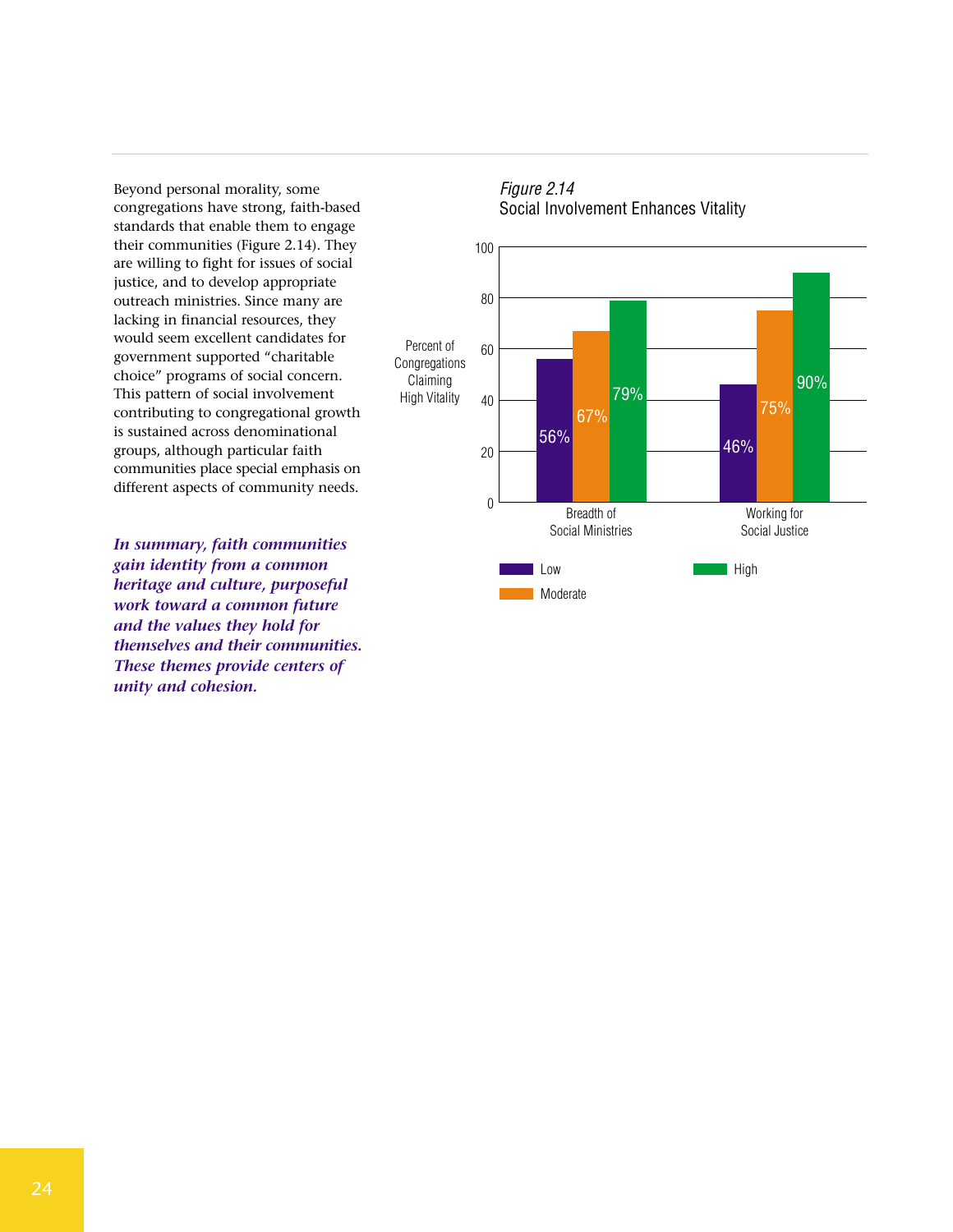Beyond personal morality, some congregations have strong, faith-based standards that enable them to engage their communities (Figure 2.14). They are willing to fight for issues of social justice, and to develop appropriate outreach ministries. Since many are lacking in financial resources, they would seem excellent candidates for government supported "charitable choice" programs of social concern. This pattern of social involvement contributing to congregational growth is sustained across denominational groups, although particular faith communities place special emphasis on different aspects of community needs.

***In summary, faith communities gain identity from a common heritage and culture, purposeful work toward a common future and the values they hold for themselves and their communities. These themes provide centers of unity and cohesion.***

*Figure 2.14*
Social Involvement Enhances Vitality

Percent of Congregations Claiming High Vitality

| | Low | Moderate | High |
|---|---|---|---|
| Breadth of Social Ministries | 56% | 67% | 79% |
| Working for Social Justice | 46% | 75% | 90% |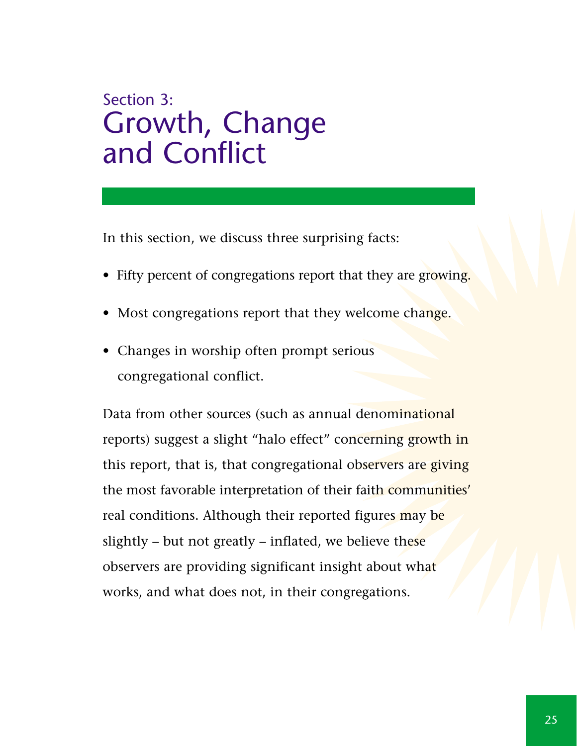Section 3:

# Growth, Change and Conflict

In this section, we discuss three surprising facts:

- Fifty percent of congregations report that they are growing.
- Most congregations report that they welcome change.
- Changes in worship often prompt serious congregational conflict.

Data from other sources (such as annual denominational reports) suggest a slight “halo effect” concerning growth in this report, that is, that congregational observers are giving the most favorable interpretation of their faith communities’ real conditions. Although their reported figures may be slightly – but not greatly – inflated, we believe these observers are providing significant insight about what works, and what does not, in their congregations.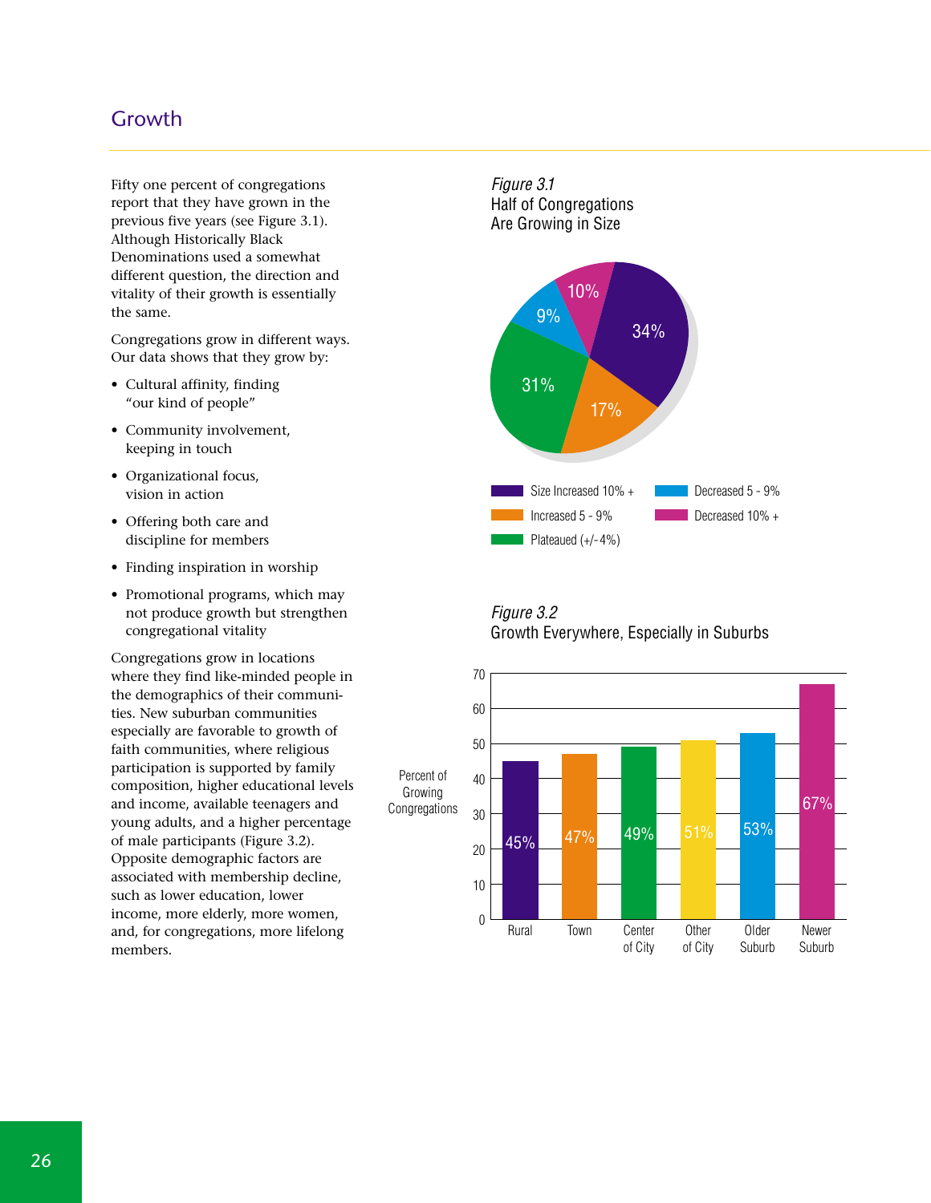## Growth

Fifty one percent of congregations report that they have grown in the previous five years (see Figure 3.1). Although Historically Black Denominations used a somewhat different question, the direction and vitality of their growth is essentially the same.

Congregations grow in different ways. Our data shows that they grow by:

- Cultural affinity, finding "our kind of people"
- Community involvement, keeping in touch
- Organizational focus, vision in action
- Offering both care and discipline for members
- Finding inspiration in worship
- Promotional programs, which may not produce growth but strengthen congregational vitality

Congregations grow in locations where they find like-minded people in the demographics of their communities. New suburban communities especially are favorable to growth of faith communities, where religious participation is supported by family composition, higher educational levels and income, available teenagers and young adults, and a higher percentage of male participants (Figure 3.2). Opposite demographic factors are associated with membership decline, such as lower education, lower income, more elderly, more women, and, for congregations, more lifelong members.

*Figure 3.1*
Half of Congregations Are Growing in Size

| Category | Percent |
|---|---|
| Size Increased 10% + | 34% |
| Increased 5 - 9% | 17% |
| Plateaued (+/- 4%) | 31% |
| Decreased 5 - 9% | 9% |
| Decreased 10% + | 10% |

*Figure 3.2*
Growth Everywhere, Especially in Suburbs

| Location | Percent of Growing Congregations |
|---|---|
| Rural | 45% |
| Town | 47% |
| Center of City | 49% |
| Other of City | 51% |
| Older Suburb | 53% |
| Newer Suburb | 67% |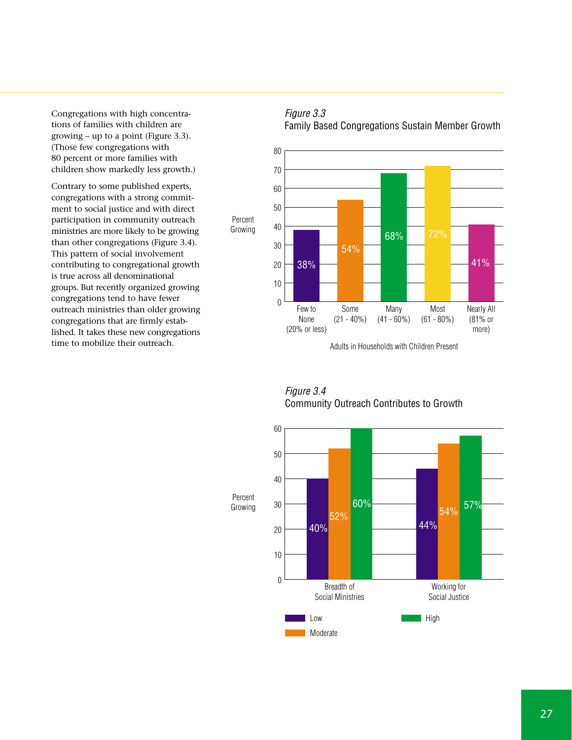Congregations with high concentrations of families with children are growing – up to a point (Figure 3.3). (Those few congregations with 80 percent or more families with children show markedly less growth.)

Contrary to some published experts, congregations with a strong commitment to social justice and with direct participation in community outreach ministries are more likely to be growing than other congregations (Figure 3.4). This pattern of social involvement contributing to congregational growth is true across all denominational groups. But recently organized growing congregations tend to have fewer outreach ministries than older growing congregations that are firmly established. It takes these new congregations time to mobilize their outreach.

*Figure 3.3*
Family Based Congregations Sustain Member Growth

| Adults in Households with Children Present | Percent Growing |
|---|---|
| Few to None (20% or less) | 38% |
| Some (21 - 40%) | 54% |
| Many (41 - 60%) | 68% |
| Most (61 - 80%) | 72% |
| Nearly All (81% or more) | 41% |

*Figure 3.4*
Community Outreach Contributes to Growth

| Percent Growing | Low | Moderate | High |
|---|---|---|---|
| Breadth of Social Ministries | 40% | 52% | 60% |
| Working for Social Justice | 44% | 54% | 57% |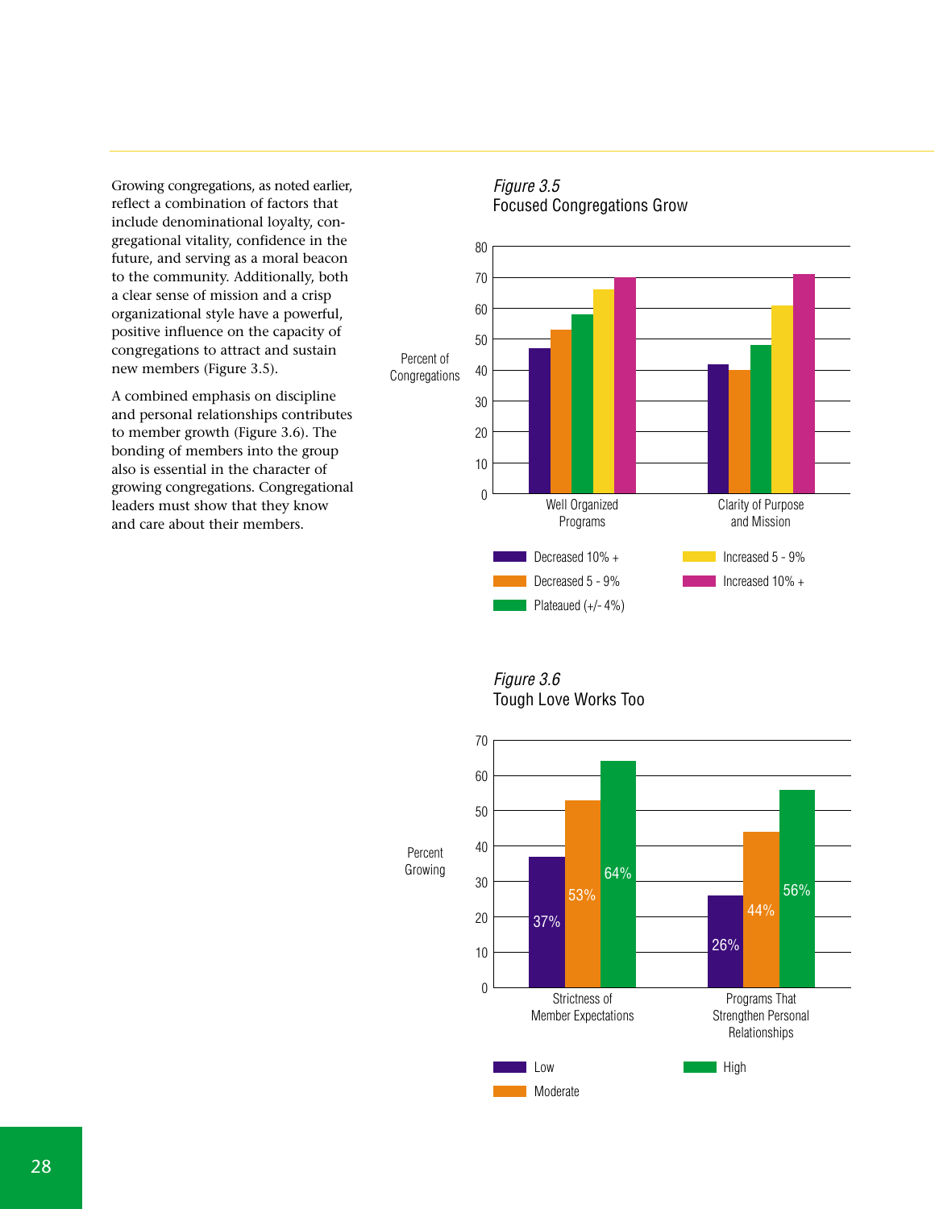Growing congregations, as noted earlier, reflect a combination of factors that include denominational loyalty, congregational vitality, confidence in the future, and serving as a moral beacon to the community. Additionally, both a clear sense of mission and a crisp organizational style have a powerful, positive influence on the capacity of congregations to attract and sustain new members (Figure 3.5).

A combined emphasis on discipline and personal relationships contributes to member growth (Figure 3.6). The bonding of members into the group also is essential in the character of growing congregations. Congregational leaders must show that they know and care about their members.

*Figure 3.5*
Focused Congregations Grow

| Percent of Congregations | Decreased 10% + | Decreased 5 - 9% | Plateaued (+/- 4%) | Increased 5 - 9% | Increased 10% + |
|---|---|---|---|---|---|
| Well Organized Programs | 47 | 53 | 58 | 66 | 70 |
| Clarity of Purpose and Mission | 42 | 40 | 48 | 61 | 71 |

*Figure 3.6*
Tough Love Works Too

| Percent Growing | Low | Moderate | High |
|---|---|---|---|
| Strictness of Member Expectations | 37% | 53% | 64% |
| Programs That Strengthen Personal Relationships | 26% | 44% | 56% |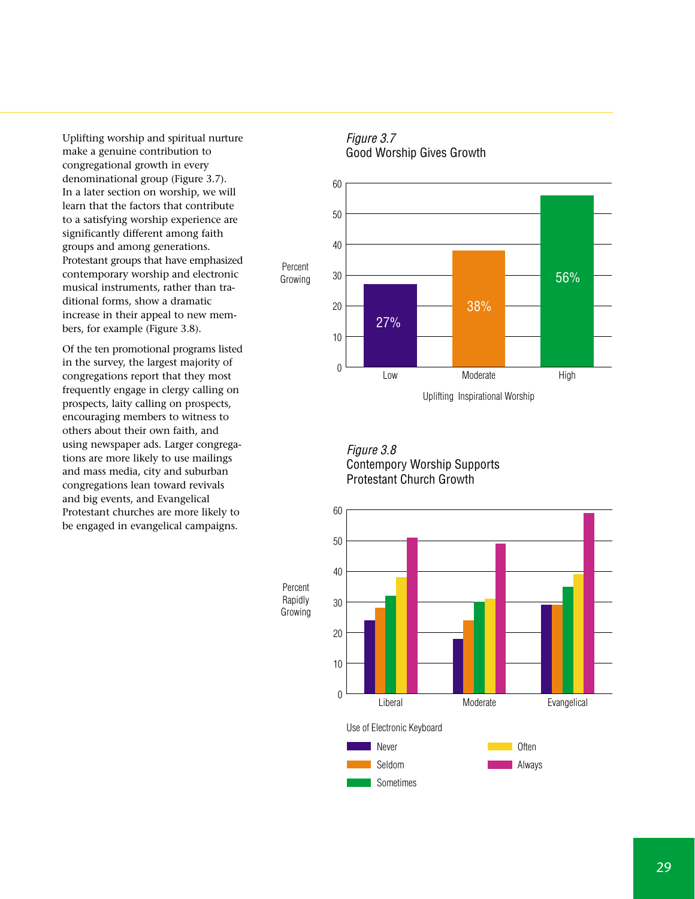Uplifting worship and spiritual nurture make a genuine contribution to congregational growth in every denominational group (Figure 3.7). In a later section on worship, we will learn that the factors that contribute to a satisfying worship experience are significantly different among faith groups and among generations. Protestant groups that have emphasized contemporary worship and electronic musical instruments, rather than traditional forms, show a dramatic increase in their appeal to new members, for example (Figure 3.8).

Of the ten promotional programs listed in the survey, the largest majority of congregations report that they most frequently engage in clergy calling on prospects, laity calling on prospects, encouraging members to witness to others about their own faith, and using newspaper ads. Larger congregations are more likely to use mailings and mass media, city and suburban congregations lean toward revivals and big events, and Evangelical Protestant churches are more likely to be engaged in evangelical campaigns.

*Figure 3.7*
Good Worship Gives Growth

| Uplifting Inspirational Worship | Percent Growing |
|---|---|
| Low | 27% |
| Moderate | 38% |
| High | 56% |

*Figure 3.8*
Contempory Worship Supports Protestant Church Growth

Percent Rapidly Growing, by Use of Electronic Keyboard: Never, Seldom, Sometimes, Often, Always; groups: Liberal, Moderate, Evangelical.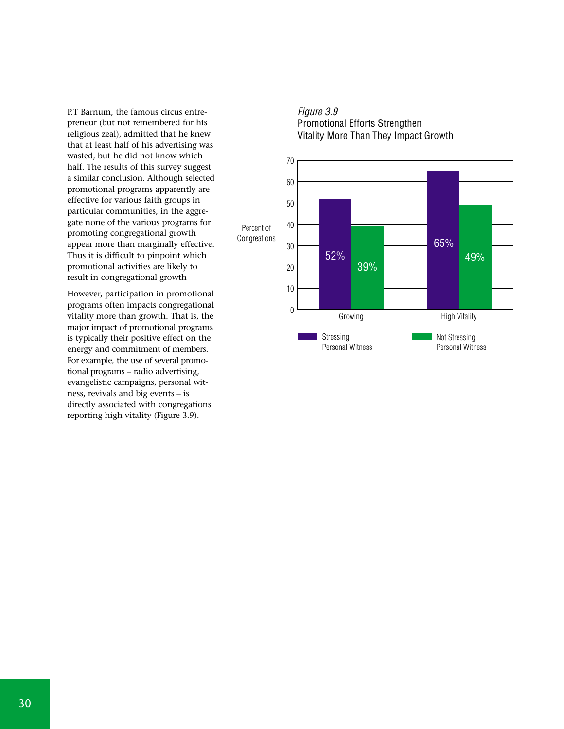P.T Barnum, the famous circus entrepreneur (but not remembered for his religious zeal), admitted that he knew that at least half of his advertising was wasted, but he did not know which half. The results of this survey suggest a similar conclusion. Although selected promotional programs apparently are effective for various faith groups in particular communities, in the aggregate none of the various programs for promoting congregational growth appear more than marginally effective. Thus it is difficult to pinpoint which promotional activities are likely to result in congregational growth

However, participation in promotional programs often impacts congregational vitality more than growth. That is, the major impact of promotional programs is typically their positive effect on the energy and commitment of members. For example, the use of several promotional programs – radio advertising, evangelistic campaigns, personal witness, revivals and big events – is directly associated with congregations reporting high vitality (Figure 3.9).

*Figure 3.9*
Promotional Efforts Strengthen Vitality More Than They Impact Growth

| Percent of Congregations | Stressing Personal Witness | Not Stressing Personal Witness |
|---|---|---|
| Growing | 52% | 39% |
| High Vitality | 65% | 49% |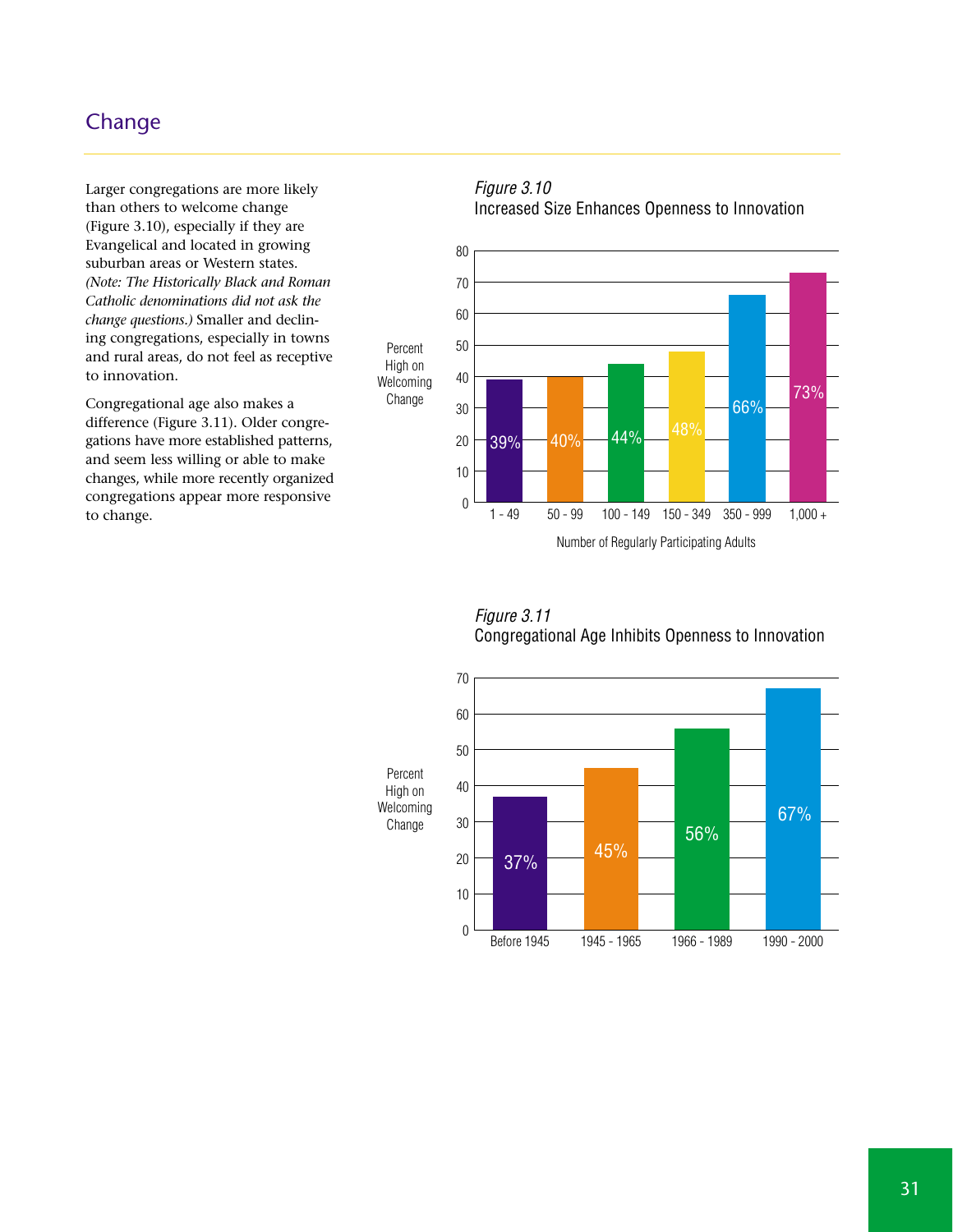## Change

Larger congregations are more likely than others to welcome change (Figure 3.10), especially if they are Evangelical and located in growing suburban areas or Western states. *(Note: The Historically Black and Roman Catholic denominations did not ask the change questions.)* Smaller and declining congregations, especially in towns and rural areas, do not feel as receptive to innovation.

Congregational age also makes a difference (Figure 3.11). Older congregations have more established patterns, and seem less willing or able to make changes, while more recently organized congregations appear more responsive to change.

*Figure 3.10*
Increased Size Enhances Openness to Innovation

| Number of Regularly Participating Adults | Percent High on Welcoming Change |
| --- | --- |
| 1 - 49 | 39% |
| 50 - 99 | 40% |
| 100 - 149 | 44% |
| 150 - 349 | 48% |
| 350 - 999 | 66% |
| 1,000 + | 73% |

*Figure 3.11*
Congregational Age Inhibits Openness to Innovation

| Congregational Age | Percent High on Welcoming Change |
| --- | --- |
| Before 1945 | 37% |
| 1945 - 1965 | 45% |
| 1966 - 1989 | 56% |
| 1990 - 2000 | 67% |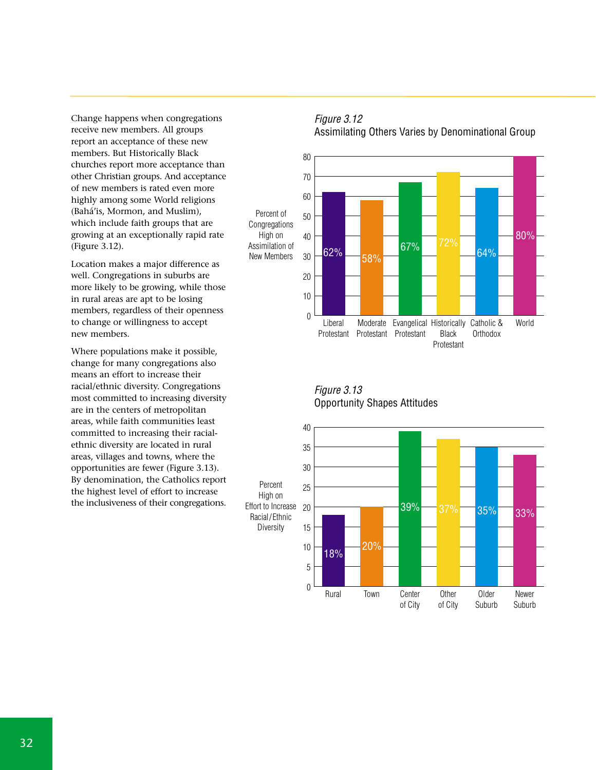Change happens when congregations receive new members. All groups report an acceptance of these new members. But Historically Black churches report more acceptance than other Christian groups. And acceptance of new members is rated even more highly among some World religions (Bahá'is, Mormon, and Muslim), which include faith groups that are growing at an exceptionally rapid rate (Figure 3.12).

Location makes a major difference as well. Congregations in suburbs are more likely to be growing, while those in rural areas are apt to be losing members, regardless of their openness to change or willingness to accept new members.

Where populations make it possible, change for many congregations also means an effort to increase their racial/ethnic diversity. Congregations most committed to increasing diversity are in the centers of metropolitan areas, while faith communities least committed to increasing their racial-ethnic diversity are located in rural areas, villages and towns, where the opportunities are fewer (Figure 3.13). By denomination, the Catholics report the highest level of effort to increase the inclusiveness of their congregations.

*Figure 3.12*
Assimilating Others Varies by Denominational Group

| Denominational Group | Percent of Congregations High on Assimilation of New Members |
|---|---|
| Liberal Protestant | 62% |
| Moderate Protestant | 58% |
| Evangelical Protestant | 67% |
| Historically Black Protestant | 72% |
| Catholic & Orthodox | 64% |
| World | 80% |

*Figure 3.13*
Opportunity Shapes Attitudes

| Location | Percent High on Effort to Increase Racial/Ethnic Diversity |
|---|---|
| Rural | 18% |
| Town | 20% |
| Center of City | 39% |
| Other of City | 37% |
| Older Suburb | 35% |
| Newer Suburb | 33% |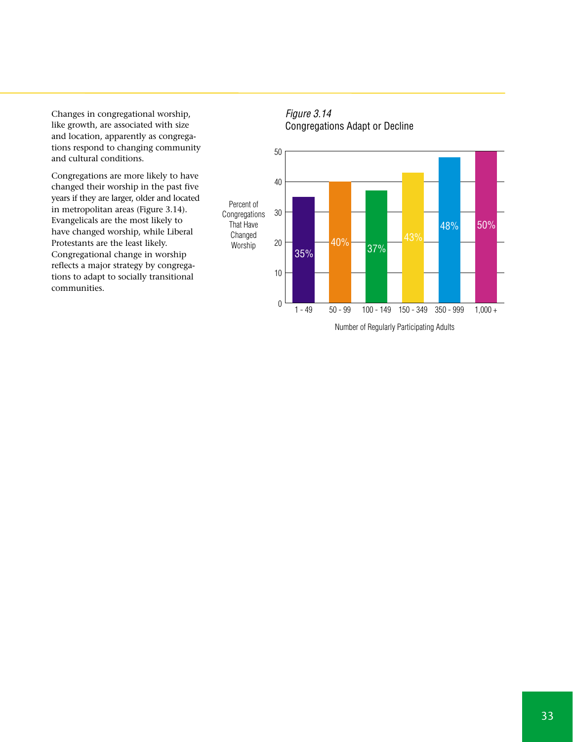Changes in congregational worship, like growth, are associated with size and location, apparently as congregations respond to changing community and cultural conditions.

Congregations are more likely to have changed their worship in the past five years if they are larger, older and located in metropolitan areas (Figure 3.14). Evangelicals are the most likely to have changed worship, while Liberal Protestants are the least likely. Congregational change in worship reflects a major strategy by congregations to adapt to socially transitional communities.

*Figure 3.14*
Congregations Adapt or Decline

| Number of Regularly Participating Adults | Percent of Congregations That Have Changed Worship |
|---|---|
| 1 - 49 | 35% |
| 50 - 99 | 40% |
| 100 - 149 | 37% |
| 150 - 349 | 43% |
| 350 - 999 | 48% |
| 1,000 + | 50% |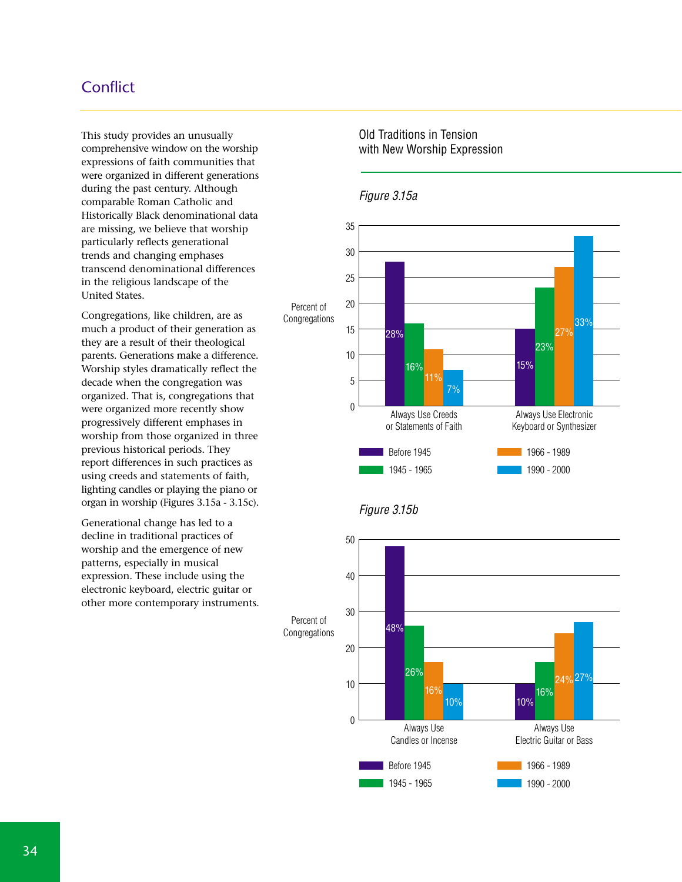## Conflict

This study provides an unusually comprehensive window on the worship expressions of faith communities that were organized in different generations during the past century. Although comparable Roman Catholic and Historically Black denominational data are missing, we believe that worship particularly reflects generational trends and changing emphases transcend denominational differences in the religious landscape of the United States.

Congregations, like children, are as much a product of their generation as they are a result of their theological parents. Generations make a difference. Worship styles dramatically reflect the decade when the congregation was organized. That is, congregations that were organized more recently show progressively different emphases in worship from those organized in three previous historical periods. They report differences in such practices as using creeds and statements of faith, lighting candles or playing the piano or organ in worship (Figures 3.15a - 3.15c).

Generational change has led to a decline in traditional practices of worship and the emergence of new patterns, especially in musical expression. These include using the electronic keyboard, electric guitar or other more contemporary instruments.

### Old Traditions in Tension with New Worship Expression

*Figure 3.15a*

Percent of Congregations

| | Before 1945 | 1945 - 1965 | 1966 - 1989 | 1990 - 2000 |
|---|---|---|---|---|
| Always Use Creeds or Statements of Faith | 28% | 16% | 11% | 7% |
| Always Use Electronic Keyboard or Synthesizer | 15% | 23% | 27% | 33% |

*Figure 3.15b*

Percent of Congregations

| | Before 1945 | 1945 - 1965 | 1966 - 1989 | 1990 - 2000 |
|---|---|---|---|---|
| Always Use Candles or Incense | 48% | 26% | 16% | 10% |
| Always Use Electric Guitar or Bass | 10% | 16% | 24% | 27% |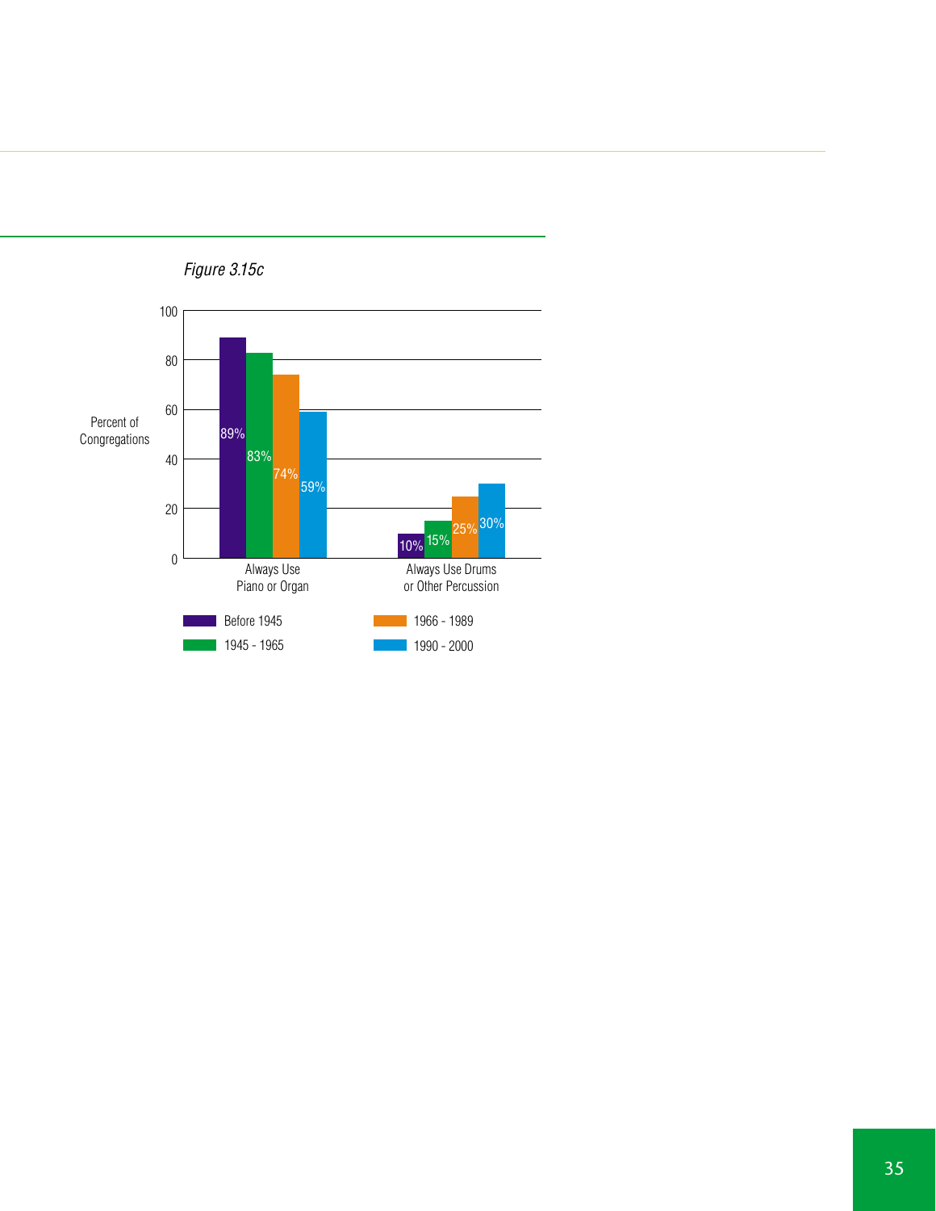*Figure 3.15c*

| | Before 1945 | 1945 - 1965 | 1966 - 1989 | 1990 - 2000 |
|---|---|---|---|---|
| Always Use Piano or Organ | 89% | 83% | 74% | 59% |
| Always Use Drums or Other Percussion | 10% | 15% | 25% | 30% |

Percent of Congregations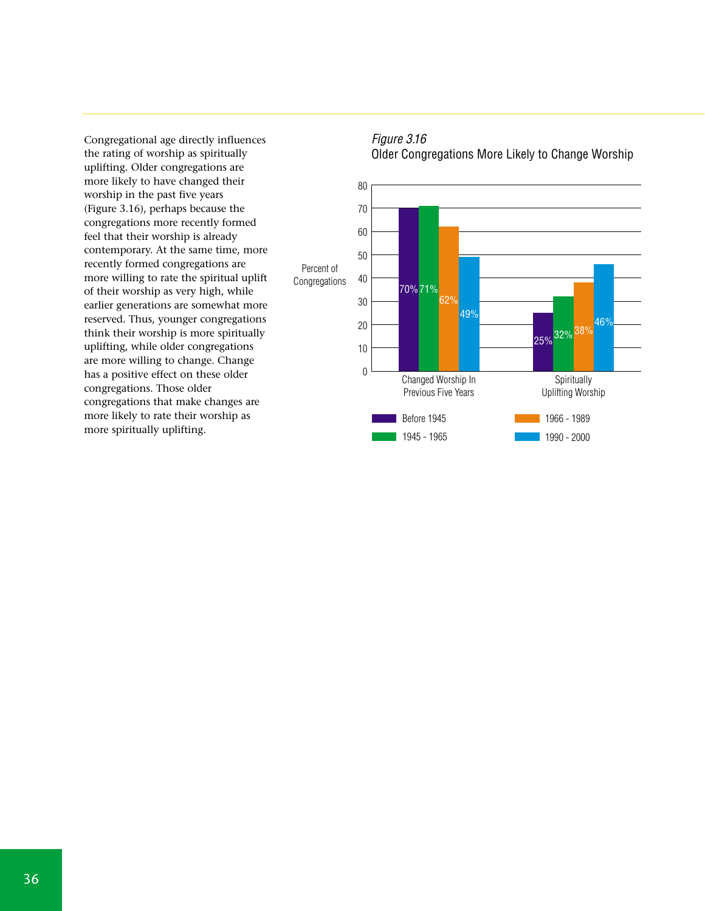Congregational age directly influences the rating of worship as spiritually uplifting. Older congregations are more likely to have changed their worship in the past five years (Figure 3.16), perhaps because the congregations more recently formed feel that their worship is already contemporary. At the same time, more recently formed congregations are more willing to rate the spiritual uplift of their worship as very high, while earlier generations are somewhat more reserved. Thus, younger congregations think their worship is more spiritually uplifting, while older congregations are more willing to change. Change has a positive effect on these older congregations. Those older congregations that make changes are more likely to rate their worship as more spiritually uplifting.

*Figure 3.16*
Older Congregations More Likely to Change Worship

| Percent of Congregations | Before 1945 | 1945 - 1965 | 1966 - 1989 | 1990 - 2000 |
|---|---|---|---|---|
| Changed Worship In Previous Five Years | 70% | 71% | 62% | 49% |
| Spiritually Uplifting Worship | 25% | 32% | 38% | 46% |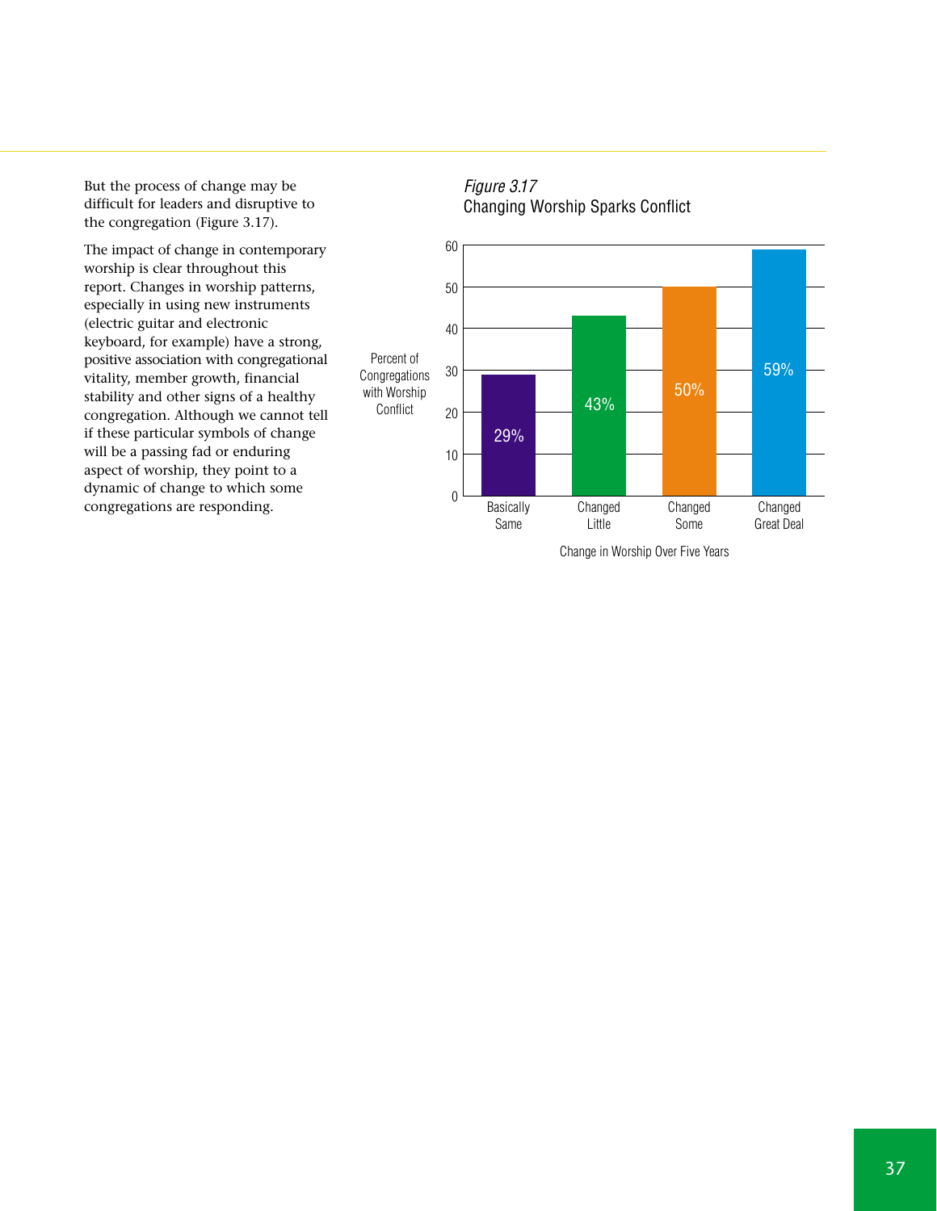But the process of change may be difficult for leaders and disruptive to the congregation (Figure 3.17).

The impact of change in contemporary worship is clear throughout this report. Changes in worship patterns, especially in using new instruments (electric guitar and electronic keyboard, for example) have a strong, positive association with congregational vitality, member growth, financial stability and other signs of a healthy congregation. Although we cannot tell if these particular symbols of change will be a passing fad or enduring aspect of worship, they point to a dynamic of change to which some congregations are responding.

*Figure 3.17*
Changing Worship Sparks Conflict

| Change in Worship Over Five Years | Percent of Congregations with Worship Conflict |
|---|---|
| Basically Same | 29% |
| Changed Little | 43% |
| Changed Some | 50% |
| Changed Great Deal | 59% |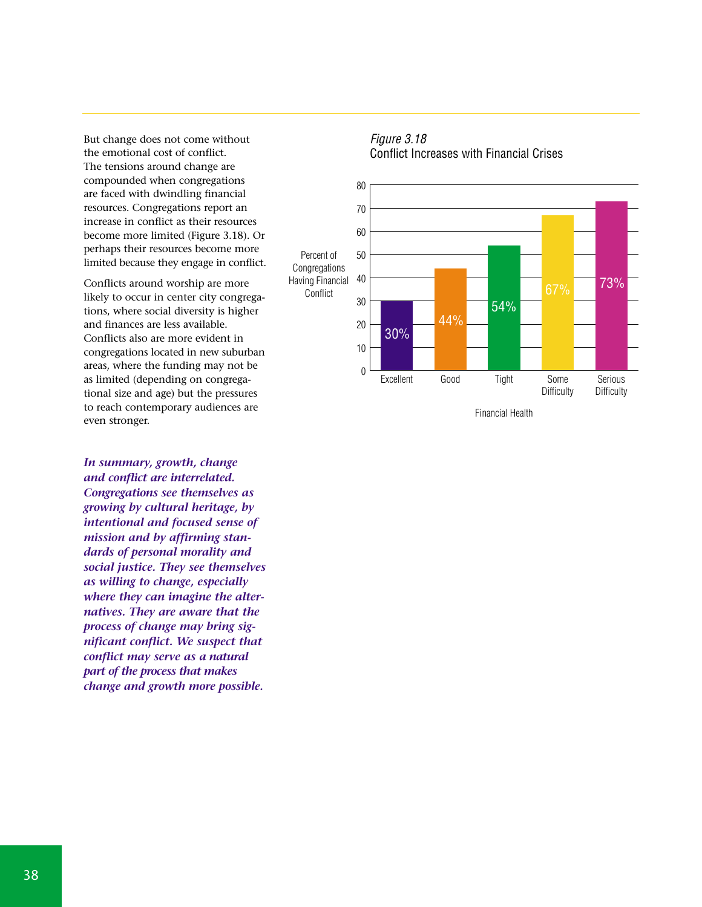But change does not come without the emotional cost of conflict. The tensions around change are compounded when congregations are faced with dwindling financial resources. Congregations report an increase in conflict as their resources become more limited (Figure 3.18). Or perhaps their resources become more limited because they engage in conflict.

Conflicts around worship are more likely to occur in center city congregations, where social diversity is higher and finances are less available. Conflicts also are more evident in congregations located in new suburban areas, where the funding may not be as limited (depending on congregational size and age) but the pressures to reach contemporary audiences are even stronger.

***In summary, growth, change and conflict are interrelated. Congregations see themselves as growing by cultural heritage, by intentional and focused sense of mission and by affirming standards of personal morality and social justice. They see themselves as willing to change, especially where they can imagine the alternatives. They are aware that the process of change may bring significant conflict. We suspect that conflict may serve as a natural part of the process that makes change and growth more possible.***

*Figure 3.18*
Conflict Increases with Financial Crises

| Financial Health | Percent of Congregations Having Financial Conflict |
|---|---|
| Excellent | 30% |
| Good | 44% |
| Tight | 54% |
| Some Difficulty | 67% |
| Serious Difficulty | 73% |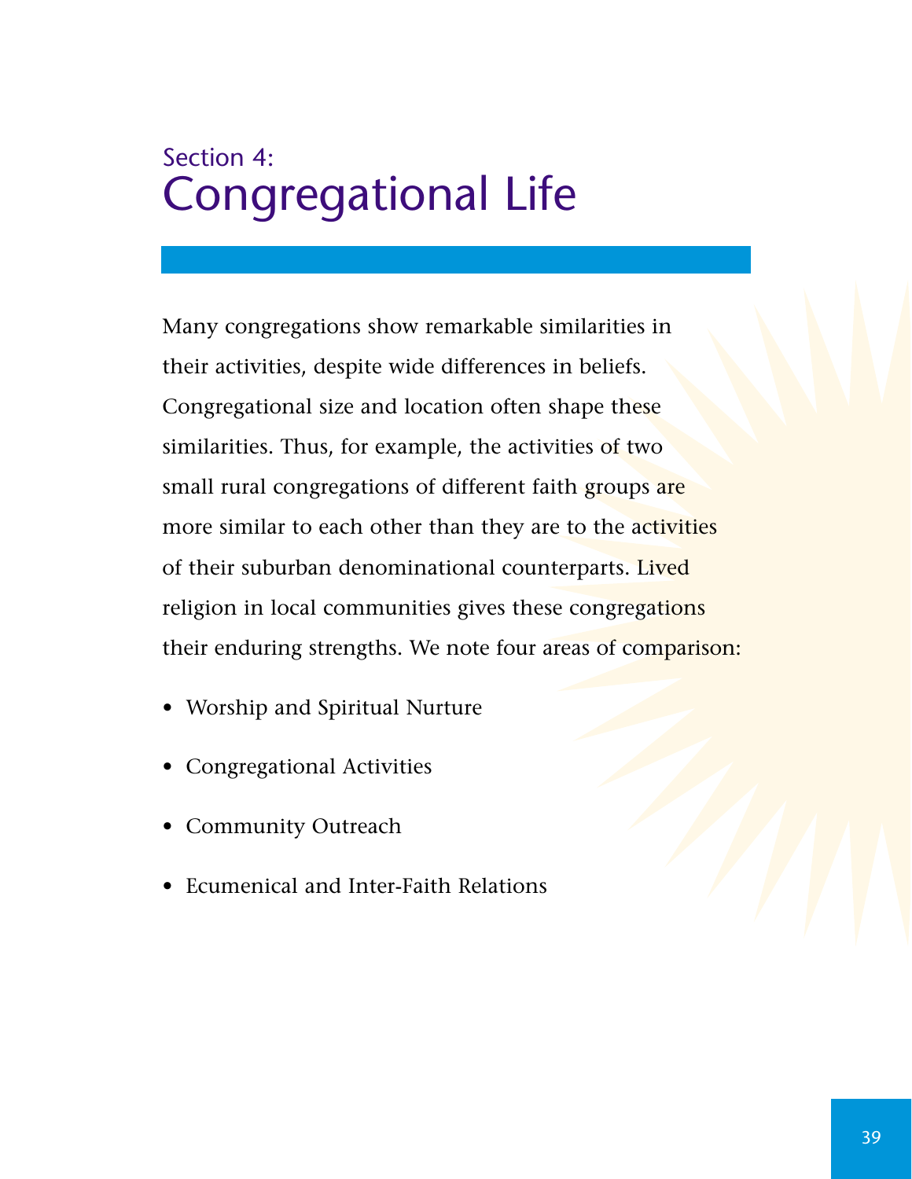## Section 4:

# Congregational Life

Many congregations show remarkable similarities in their activities, despite wide differences in beliefs. Congregational size and location often shape these similarities. Thus, for example, the activities of two small rural congregations of different faith groups are more similar to each other than they are to the activities of their suburban denominational counterparts. Lived religion in local communities gives these congregations their enduring strengths. We note four areas of comparison:

- Worship and Spiritual Nurture
- Congregational Activities
- Community Outreach
- Ecumenical and Inter-Faith Relations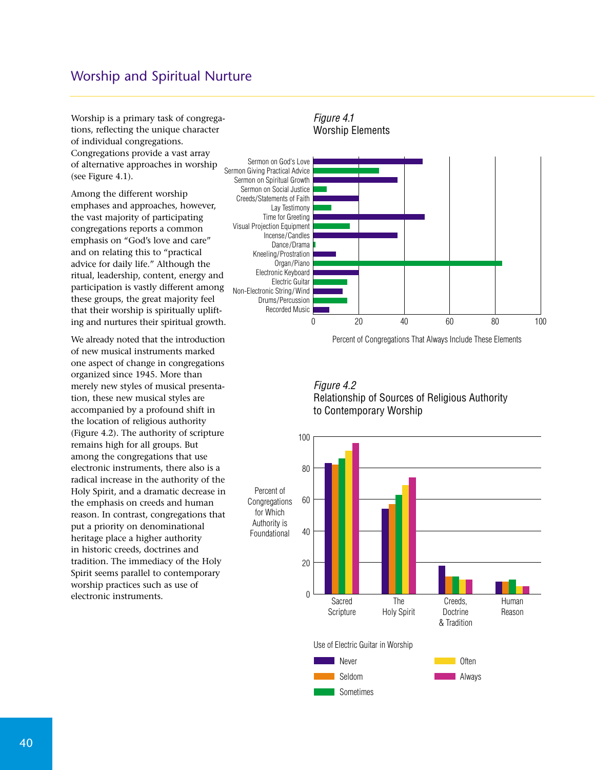## Worship and Spiritual Nurture

Worship is a primary task of congregations, reflecting the unique character of individual congregations. Congregations provide a vast array of alternative approaches in worship (see Figure 4.1).

Among the different worship emphases and approaches, however, the vast majority of participating congregations reports a common emphasis on "God's love and care" and on relating this to "practical advice for daily life." Although the ritual, leadership, content, energy and participation is vastly different among these groups, the great majority feel that their worship is spiritually uplifting and nurtures their spiritual growth.

We already noted that the introduction of new musical instruments marked one aspect of change in congregations organized since 1945. More than merely new styles of musical presentation, these new musical styles are accompanied by a profound shift in the location of religious authority (Figure 4.2). The authority of scripture remains high for all groups. But among the congregations that use electronic instruments, there also is a radical increase in the authority of the Holy Spirit, and a dramatic decrease in the emphasis on creeds and human reason. In contrast, congregations that put a priority on denominational heritage place a higher authority in historic creeds, doctrines and tradition. The immediacy of the Holy Spirit seems parallel to contemporary worship practices such as use of electronic instruments.

*Figure 4.1*
Worship Elements

Sermon on God's Love
Sermon Giving Practical Advice
Sermon on Spiritual Growth
Sermon on Social Justice
Creeds/Statements of Faith
Lay Testimony
Time for Greeting
Visual Projection Equipment
Incense/Candles
Dance/Drama
Kneeling/Prostration
Organ/Piano
Electronic Keyboard
Electric Guitar
Non-Electronic String/Wind
Drums/Percussion
Recorded Music

0 20 40 60 80 100

Percent of Congregations That Always Include These Elements

*Figure 4.2*
Relationship of Sources of Religious Authority to Contemporary Worship

Percent of Congregations for Which Authority is Foundational

0 20 40 60 80 100

Sacred Scripture | The Holy Spirit | Creeds, Doctrine & Tradition | Human Reason

Use of Electric Guitar in Worship
Never
Seldom
Sometimes
Often
Always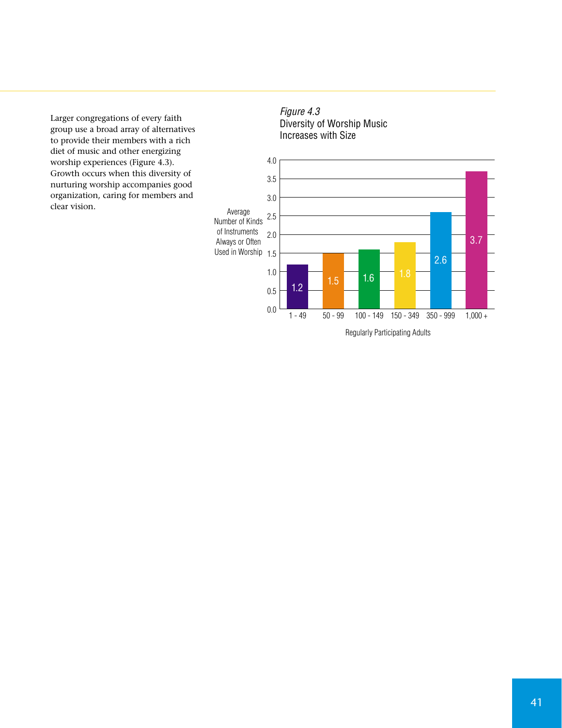Larger congregations of every faith group use a broad array of alternatives to provide their members with a rich diet of music and other energizing worship experiences (Figure 4.3). Growth occurs when this diversity of nurturing worship accompanies good organization, caring for members and clear vision.

*Figure 4.3*
Diversity of Worship Music Increases with Size

| Regularly Participating Adults | Average Number of Kinds of Instruments Always or Often Used in Worship |
|---|---|
| 1 - 49 | 1.2 |
| 50 - 99 | 1.5 |
| 100 - 149 | 1.6 |
| 150 - 349 | 1.8 |
| 350 - 999 | 2.6 |
| 1,000 + | 3.7 |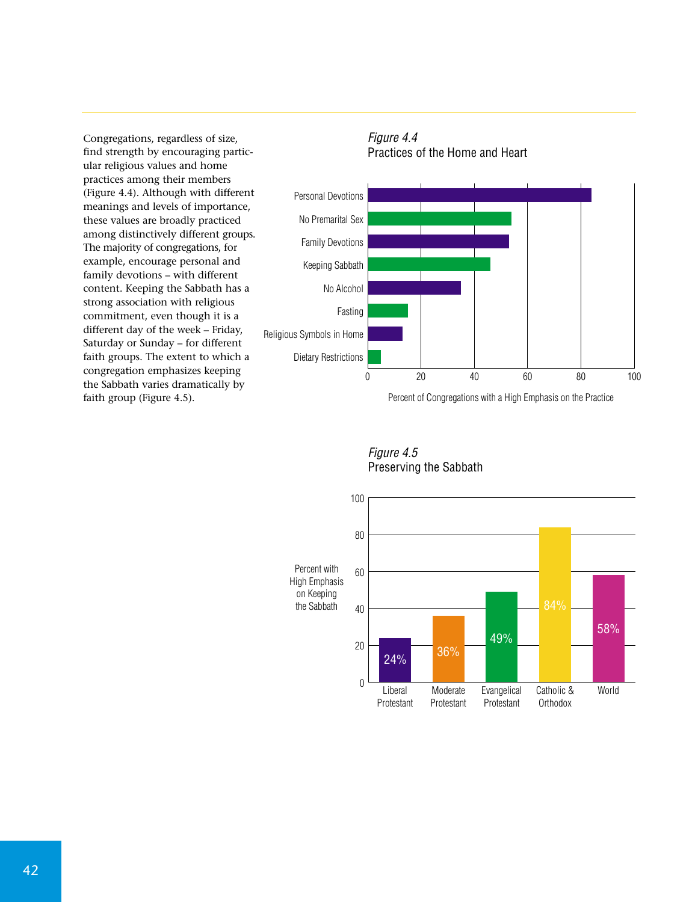Congregations, regardless of size, find strength by encouraging particular religious values and home practices among their members (Figure 4.4). Although with different meanings and levels of importance, these values are broadly practiced among distinctively different groups. The majority of congregations, for example, encourage personal and family devotions – with different content. Keeping the Sabbath has a strong association with religious commitment, even though it is a different day of the week – Friday, Saturday or Sunday – for different faith groups. The extent to which a congregation emphasizes keeping the Sabbath varies dramatically by faith group (Figure 4.5).

*Figure 4.4*
Practices of the Home and Heart

Personal Devotions, No Premarital Sex, Family Devotions, Keeping Sabbath, No Alcohol, Fasting, Religious Symbols in Home, Dietary Restrictions

0, 20, 40, 60, 80, 100

Percent of Congregations with a High Emphasis on the Practice

*Figure 4.5*
Preserving the Sabbath

Percent with High Emphasis on Keeping the Sabbath

| Liberal Protestant | Moderate Protestant | Evangelical Protestant | Catholic & Orthodox | World |
|---|---|---|---|---|
| 24% | 36% | 49% | 84% | 58% |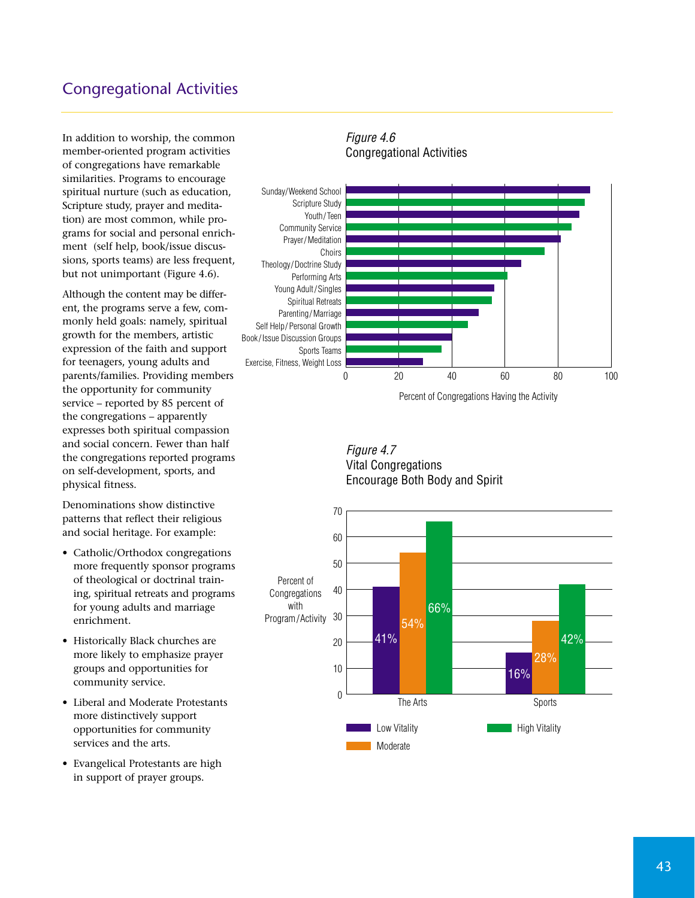## Congregational Activities

In addition to worship, the common member-oriented program activities of congregations have remarkable similarities. Programs to encourage spiritual nurture (such as education, Scripture study, prayer and meditation) are most common, while programs for social and personal enrichment (self help, book/issue discussions, sports teams) are less frequent, but not unimportant (Figure 4.6).

Although the content may be different, the programs serve a few, commonly held goals: namely, spiritual growth for the members, artistic expression of the faith and support for teenagers, young adults and parents/families. Providing members the opportunity for community service – reported by 85 percent of the congregations – apparently expresses both spiritual compassion and social concern. Fewer than half the congregations reported programs on self-development, sports, and physical fitness.

Denominations show distinctive patterns that reflect their religious and social heritage. For example:

- Catholic/Orthodox congregations more frequently sponsor programs of theological or doctrinal training, spiritual retreats and programs for young adults and marriage enrichment.
- Historically Black churches are more likely to emphasize prayer groups and opportunities for community service.
- Liberal and Moderate Protestants more distinctively support opportunities for community services and the arts.
- Evangelical Protestants are high in support of prayer groups.

*Figure 4.6*
Congregational Activities

Sunday/Weekend School; Scripture Study; Youth/Teen; Community Service; Prayer/Meditation; Choirs; Theology/Doctrine Study; Performing Arts; Young Adult/Singles; Spiritual Retreats; Parenting/Marriage; Self Help/Personal Growth; Book/Issue Discussion Groups; Sports Teams; Exercise, Fitness, Weight Loss

Percent of Congregations Having the Activity

*Figure 4.7*
Vital Congregations Encourage Both Body and Spirit

| Percent of Congregations with Program/Activity | Low Vitality | Moderate | High Vitality |
|---|---|---|---|
| The Arts | 41% | 54% | 66% |
| Sports | 16% | 28% | 42% |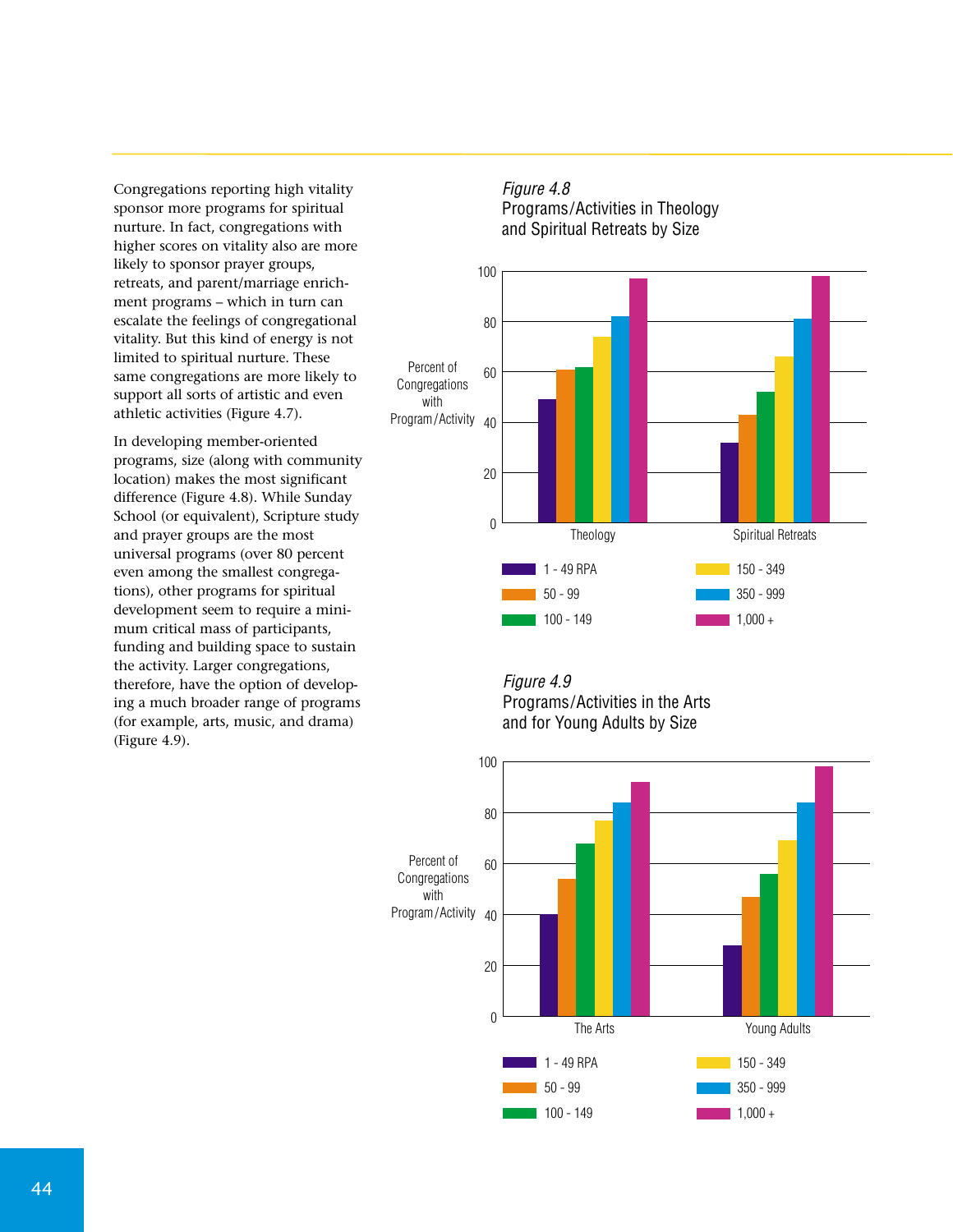Congregations reporting high vitality sponsor more programs for spiritual nurture. In fact, congregations with higher scores on vitality also are more likely to sponsor prayer groups, retreats, and parent/marriage enrichment programs – which in turn can escalate the feelings of congregational vitality. But this kind of energy is not limited to spiritual nurture. These same congregations are more likely to support all sorts of artistic and even athletic activities (Figure 4.7).

In developing member-oriented programs, size (along with community location) makes the most significant difference (Figure 4.8). While Sunday School (or equivalent), Scripture study and prayer groups are the most universal programs (over 80 percent even among the smallest congregations), other programs for spiritual development seem to require a minimum critical mass of participants, funding and building space to sustain the activity. Larger congregations, therefore, have the option of developing a much broader range of programs (for example, arts, music, and drama) (Figure 4.9).

*Figure 4.8*
Programs/Activities in Theology and Spiritual Retreats by Size

*Figure 4.9*
Programs/Activities in the Arts and for Young Adults by Size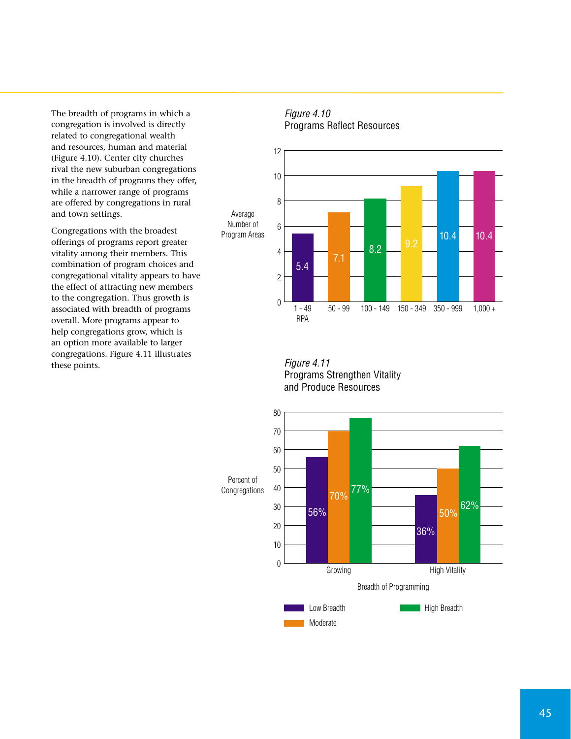The breadth of programs in which a congregation is involved is directly related to congregational wealth and resources, human and material (Figure 4.10). Center city churches rival the new suburban congregations in the breadth of programs they offer, while a narrower range of programs are offered by congregations in rural and town settings.

Congregations with the broadest offerings of programs report greater vitality among their members. This combination of program choices and congregational vitality appears to have the effect of attracting new members to the congregation. Thus growth is associated with breadth of programs overall. More programs appear to help congregations grow, which is an option more available to larger congregations. Figure 4.11 illustrates these points.

*Figure 4.10*
Programs Reflect Resources

| RPA | Average Number of Program Areas |
|---|---|
| 1 - 49 | 5.4 |
| 50 - 99 | 7.1 |
| 100 - 149 | 8.2 |
| 150 - 349 | 9.2 |
| 350 - 999 | 10.4 |
| 1,000 + | 10.4 |

*Figure 4.11*
Programs Strengthen Vitality and Produce Resources

Percent of Congregations by Breadth of Programming

| | Low Breadth | Moderate | High Breadth |
|---|---|---|---|
| Growing | 56% | 70% | 77% |
| High Vitality | 36% | 50% | 62% |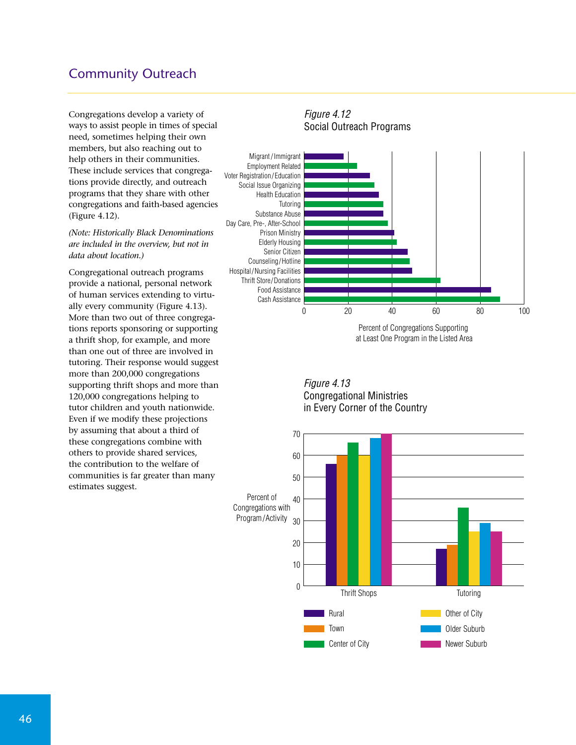## Community Outreach

Congregations develop a variety of ways to assist people in times of special need, sometimes helping their own members, but also reaching out to help others in their communities. These include services that congregations provide directly, and outreach programs that they share with other congregations and faith-based agencies (Figure 4.12).

*(Note: Historically Black Denominations are included in the overview, but not in data about location.)*

Congregational outreach programs provide a national, personal network of human services extending to virtually every community (Figure 4.13). More than two out of three congregations reports sponsoring or supporting a thrift shop, for example, and more than one out of three are involved in tutoring. Their response would suggest more than 200,000 congregations supporting thrift shops and more than 120,000 congregations helping to tutor children and youth nationwide. Even if we modify these projections by assuming that about a third of these congregations combine with others to provide shared services, the contribution to the welfare of communities is far greater than many estimates suggest.

*Figure 4.12*
Social Outreach Programs

*Figure 4.13*
Congregational Ministries in Every Corner of the Country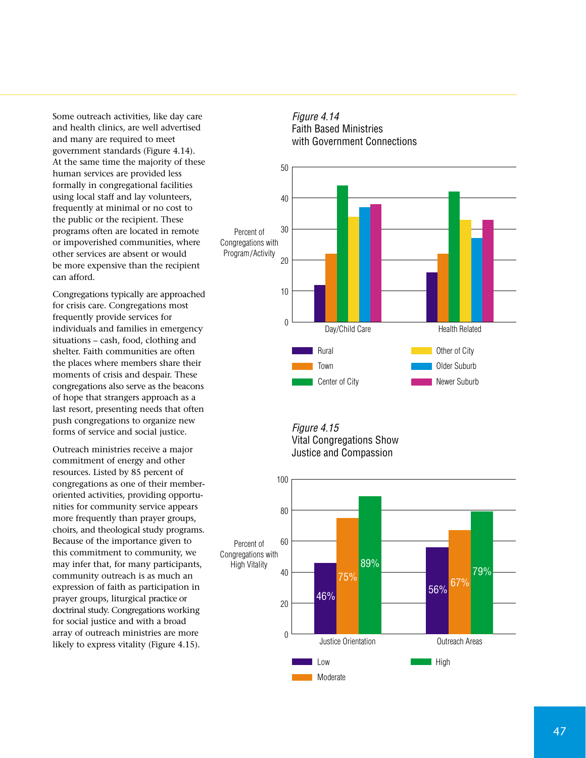Some outreach activities, like day care and health clinics, are well advertised and many are required to meet government standards (Figure 4.14). At the same time the majority of these human services are provided less formally in congregational facilities using local staff and lay volunteers, frequently at minimal or no cost to the public or the recipient. These programs often are located in remote or impoverished communities, where other services are absent or would be more expensive than the recipient can afford.

Congregations typically are approached for crisis care. Congregations most frequently provide services for individuals and families in emergency situations – cash, food, clothing and shelter. Faith communities are often the places where members share their moments of crisis and despair. These congregations also serve as the beacons of hope that strangers approach as a last resort, presenting needs that often push congregations to organize new forms of service and social justice.

Outreach ministries receive a major commitment of energy and other resources. Listed by 85 percent of congregations as one of their member-oriented activities, providing opportunities for community service appears more frequently than prayer groups, choirs, and theological study programs. Because of the importance given to this commitment to community, we may infer that, for many participants, community outreach is as much an expression of faith as participation in prayer groups, liturgical practice or doctrinal study. Congregations working for social justice and with a broad array of outreach ministries are more likely to express vitality (Figure 4.15).

*Figure 4.14*
Faith Based Ministries with Government Connections

Percent of Congregations with Program/Activity

| | Rural | Town | Center of City | Other of City | Older Suburb | Newer Suburb |
|---|---|---|---|---|---|---|
| Day/Child Care | 12 | 22 | 44 | 34 | 37 | 38 |
| Health Related | 16 | 22 | 42 | 33 | 27 | 33 |

*Figure 4.15*
Vital Congregations Show Justice and Compassion

Percent of Congregations with High Vitality

| | Low | Moderate | High |
|---|---|---|---|
| Justice Orientation | 46% | 75% | 89% |
| Outreach Areas | 56% | 67% | 79% |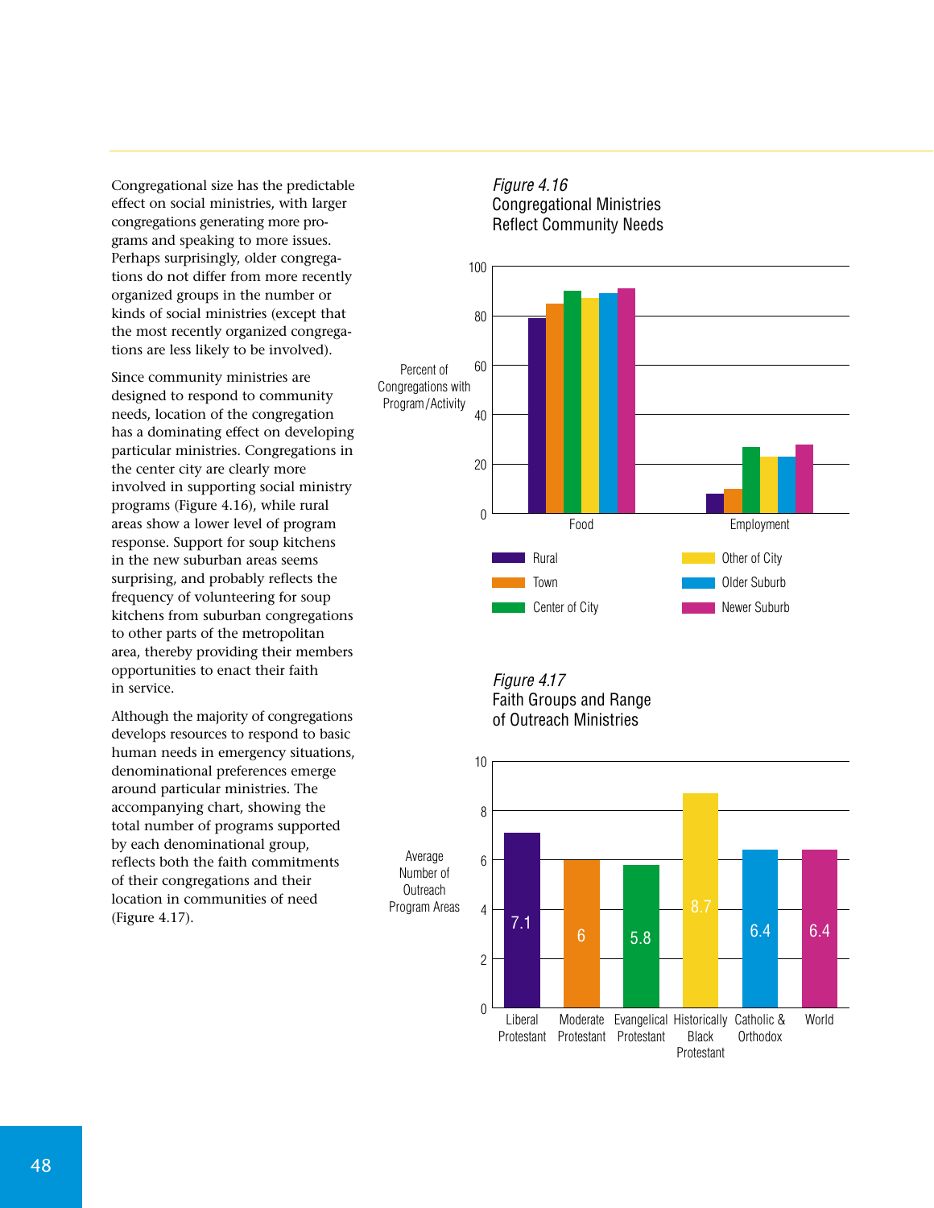Congregational size has the predictable effect on social ministries, with larger congregations generating more programs and speaking to more issues. Perhaps surprisingly, older congregations do not differ from more recently organized groups in the number or kinds of social ministries (except that the most recently organized congregations are less likely to be involved).

Since community ministries are designed to respond to community needs, location of the congregation has a dominating effect on developing particular ministries. Congregations in the center city are clearly more involved in supporting social ministry programs (Figure 4.16), while rural areas show a lower level of program response. Support for soup kitchens in the new suburban areas seems surprising, and probably reflects the frequency of volunteering for soup kitchens from suburban congregations to other parts of the metropolitan area, thereby providing their members opportunities to enact their faith in service.

Although the majority of congregations develops resources to respond to basic human needs in emergency situations, denominational preferences emerge around particular ministries. The accompanying chart, showing the total number of programs supported by each denominational group, reflects both the faith commitments of their congregations and their location in communities of need (Figure 4.17).

*Figure 4.16*
Congregational Ministries Reflect Community Needs

Y-axis: Percent of Congregations with Program/Activity (0–100)

Categories: Food, Employment

Legend: Rural, Town, Center of City, Other of City, Older Suburb, Newer Suburb

*Figure 4.17*
Faith Groups and Range of Outreach Ministries

Y-axis: Average Number of Outreach Program Areas (0–10)

| Liberal Protestant | Moderate Protestant | Evangelical Protestant | Historically Black Protestant | Catholic & Orthodox | World |
|---|---|---|---|---|---|
| 7.1 | 6 | 5.8 | 8.7 | 6.4 | 6.4 |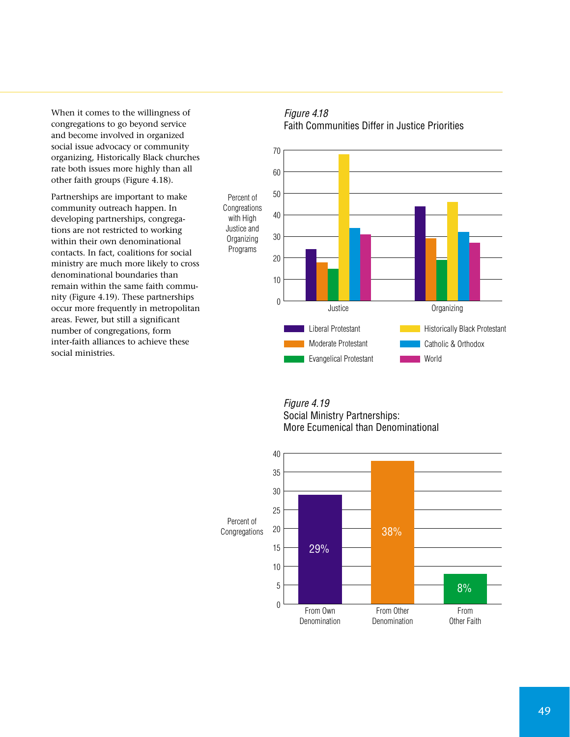When it comes to the willingness of congregations to go beyond service and become involved in organized social issue advocacy or community organizing, Historically Black churches rate both issues more highly than all other faith groups (Figure 4.18).

Partnerships are important to make community outreach happen. In developing partnerships, congregations are not restricted to working within their own denominational contacts. In fact, coalitions for social ministry are much more likely to cross denominational boundaries than remain within the same faith community (Figure 4.19). These partnerships occur more frequently in metropolitan areas. Fewer, but still a significant number of congregations, form inter-faith alliances to achieve these social ministries.

*Figure 4.18*
Faith Communities Differ in Justice Priorities

Percent of Congregations with High Justice and Organizing Programs

| | Justice | Organizing |
|---|---|---|
| Liberal Protestant | 24 | 44 |
| Moderate Protestant | 18 | 29 |
| Evangelical Protestant | 15 | 19 |
| Historically Black Protestant | 68 | 46 |
| Catholic & Orthodox | 34 | 32 |
| World | 31 | 27 |

*Figure 4.19*
Social Ministry Partnerships: More Ecumenical than Denominational

Percent of Congregations

| From Own Denomination | From Other Denomination | From Other Faith |
|---|---|---|
| 29% | 38% | 8% |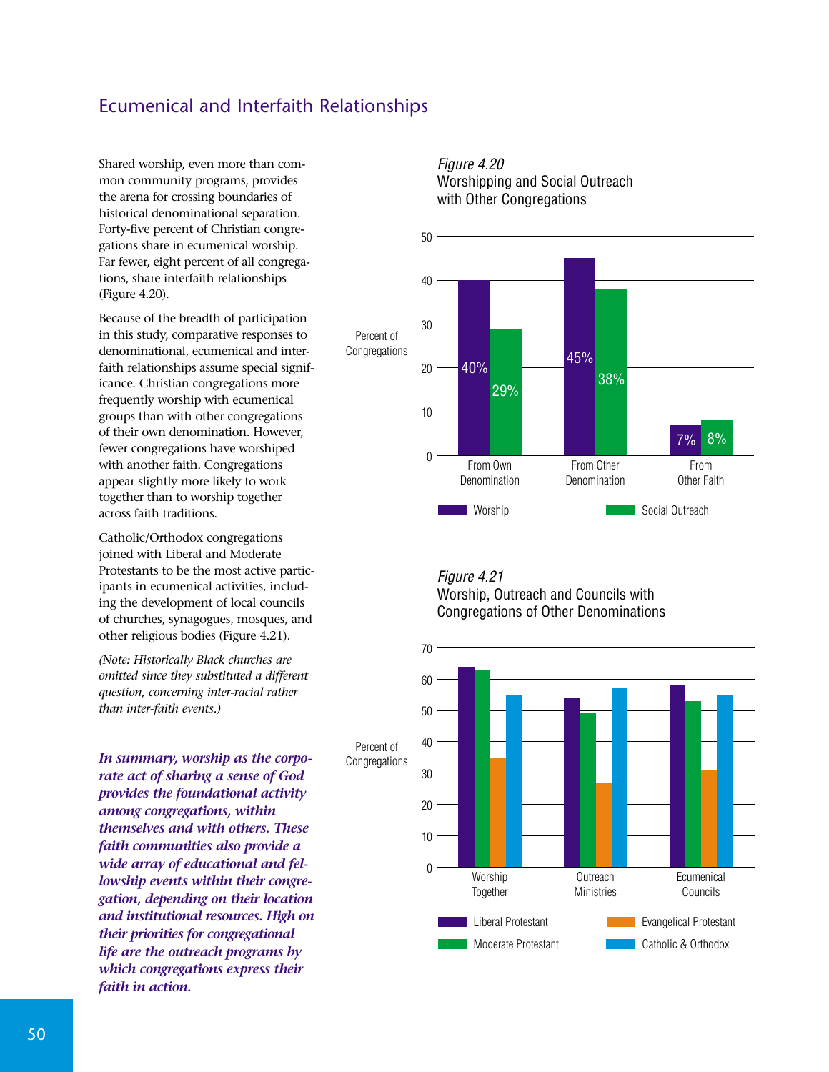## Ecumenical and Interfaith Relationships

Shared worship, even more than common community programs, provides the arena for crossing boundaries of historical denominational separation. Forty-five percent of Christian congregations share in ecumenical worship. Far fewer, eight percent of all congregations, share interfaith relationships (Figure 4.20).

Because of the breadth of participation in this study, comparative responses to denominational, ecumenical and interfaith relationships assume special significance. Christian congregations more frequently worship with ecumenical groups than with other congregations of their own denomination. However, fewer congregations have worshiped with another faith. Congregations appear slightly more likely to work together than to worship together across faith traditions.

Catholic/Orthodox congregations joined with Liberal and Moderate Protestants to be the most active participants in ecumenical activities, including the development of local councils of churches, synagogues, mosques, and other religious bodies (Figure 4.21).

*(Note: Historically Black churches are omitted since they substituted a different question, concerning inter-racial rather than inter-faith events.)*

***In summary, worship as the corporate act of sharing a sense of God provides the foundational activity among congregations, within themselves and with others. These faith communities also provide a wide array of educational and fellowship events within their congregation, depending on their location and institutional resources. High on their priorities for congregational life are the outreach programs by which congregations express their faith in action.***

*Figure 4.20*
Worshipping and Social Outreach with Other Congregations

| Percent of Congregations | From Own Denomination | From Other Denomination | From Other Faith |
|---|---|---|---|
| Worship | 40% | 45% | 7% |
| Social Outreach | 29% | 38% | 8% |

*Figure 4.21*
Worship, Outreach and Councils with Congregations of Other Denominations

Percent of Congregations (0–70): Worship Together, Outreach Ministries, Ecumenical Councils — by Liberal Protestant, Moderate Protestant, Evangelical Protestant, Catholic & Orthodox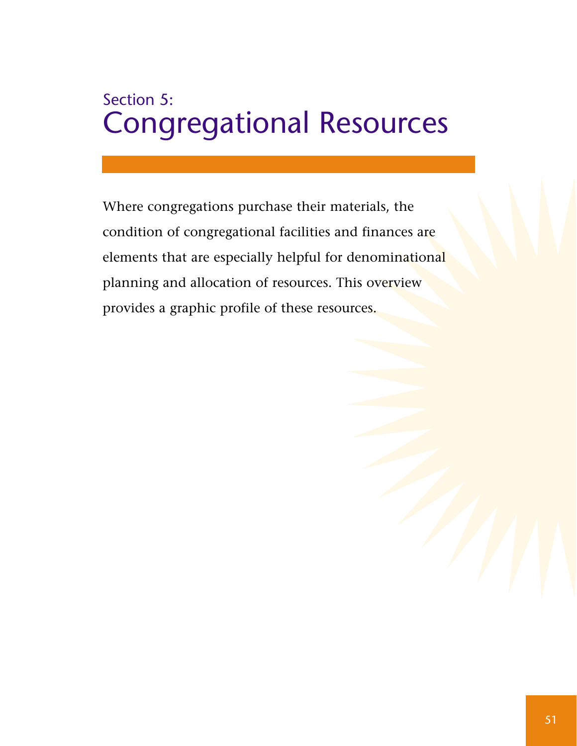# Section 5: Congregational Resources

Where congregations purchase their materials, the condition of congregational facilities and finances are elements that are especially helpful for denominational planning and allocation of resources. This overview provides a graphic profile of these resources.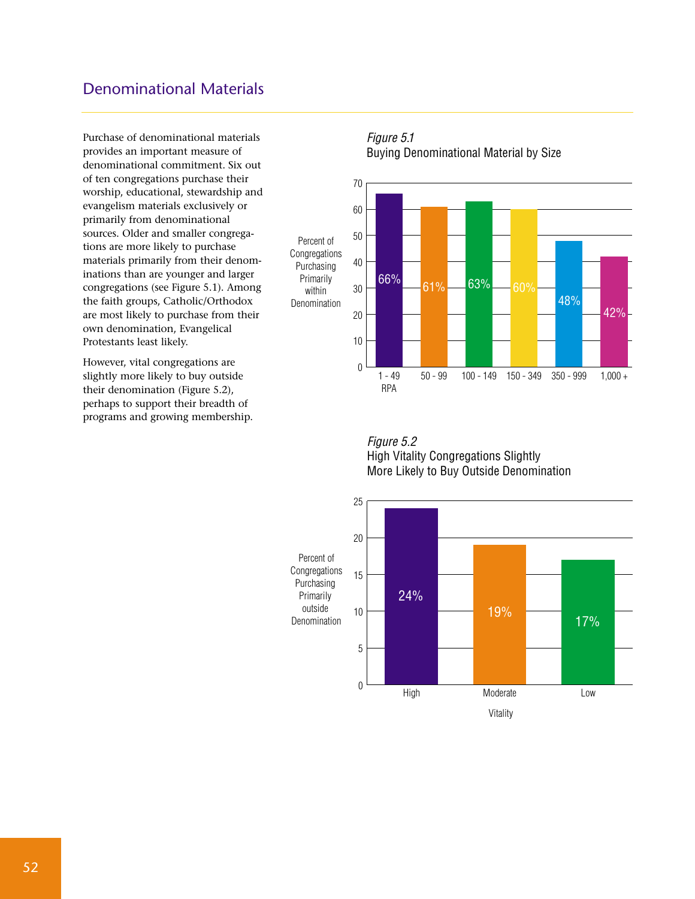## Denominational Materials

Purchase of denominational materials provides an important measure of denominational commitment. Six out of ten congregations purchase their worship, educational, stewardship and evangelism materials exclusively or primarily from denominational sources. Older and smaller congregations are more likely to purchase materials primarily from their denominations than are younger and larger congregations (see Figure 5.1). Among the faith groups, Catholic/Orthodox are most likely to purchase from their own denomination, Evangelical Protestants least likely.

However, vital congregations are slightly more likely to buy outside their denomination (Figure 5.2), perhaps to support their breadth of programs and growing membership.

*Figure 5.1*
Buying Denominational Material by Size

| RPA | Percent of Congregations Purchasing Primarily within Denomination |
|---|---|
| 1 - 49 | 66% |
| 50 - 99 | 61% |
| 100 - 149 | 63% |
| 150 - 349 | 60% |
| 350 - 999 | 48% |
| 1,000 + | 42% |

*Figure 5.2*
High Vitality Congregations Slightly More Likely to Buy Outside Denomination

| Vitality | Percent of Congregations Purchasing Primarily outside Denomination |
|---|---|
| High | 24% |
| Moderate | 19% |
| Low | 17% |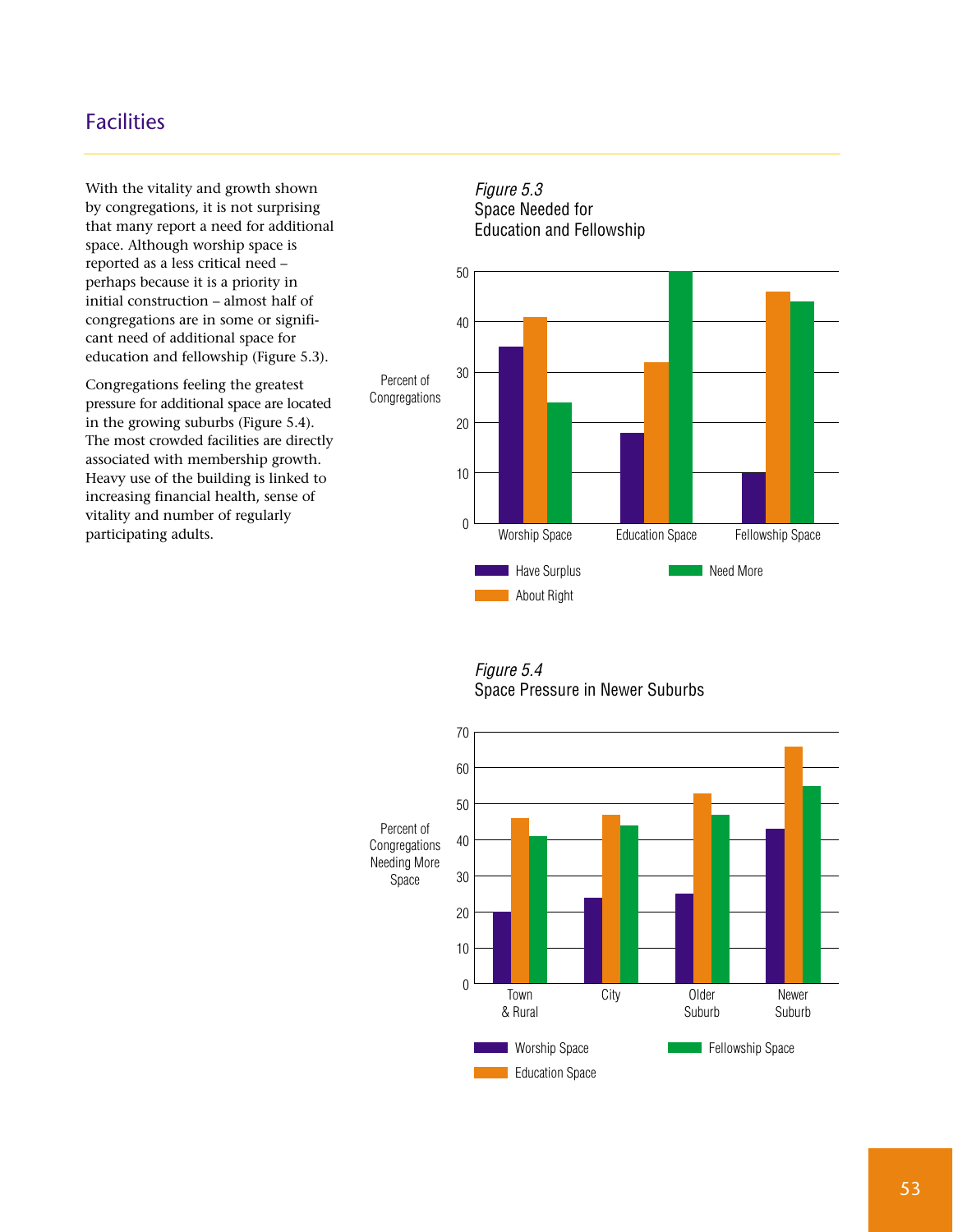## Facilities

With the vitality and growth shown by congregations, it is not surprising that many report a need for additional space. Although worship space is reported as a less critical need – perhaps because it is a priority in initial construction – almost half of congregations are in some or significant need of additional space for education and fellowship (Figure 5.3).

Congregations feeling the greatest pressure for additional space are located in the growing suburbs (Figure 5.4). The most crowded facilities are directly associated with membership growth. Heavy use of the building is linked to increasing financial health, sense of vitality and number of regularly participating adults.

*Figure 5.3*
Space Needed for Education and Fellowship

*Figure 5.4*
Space Pressure in Newer Suburbs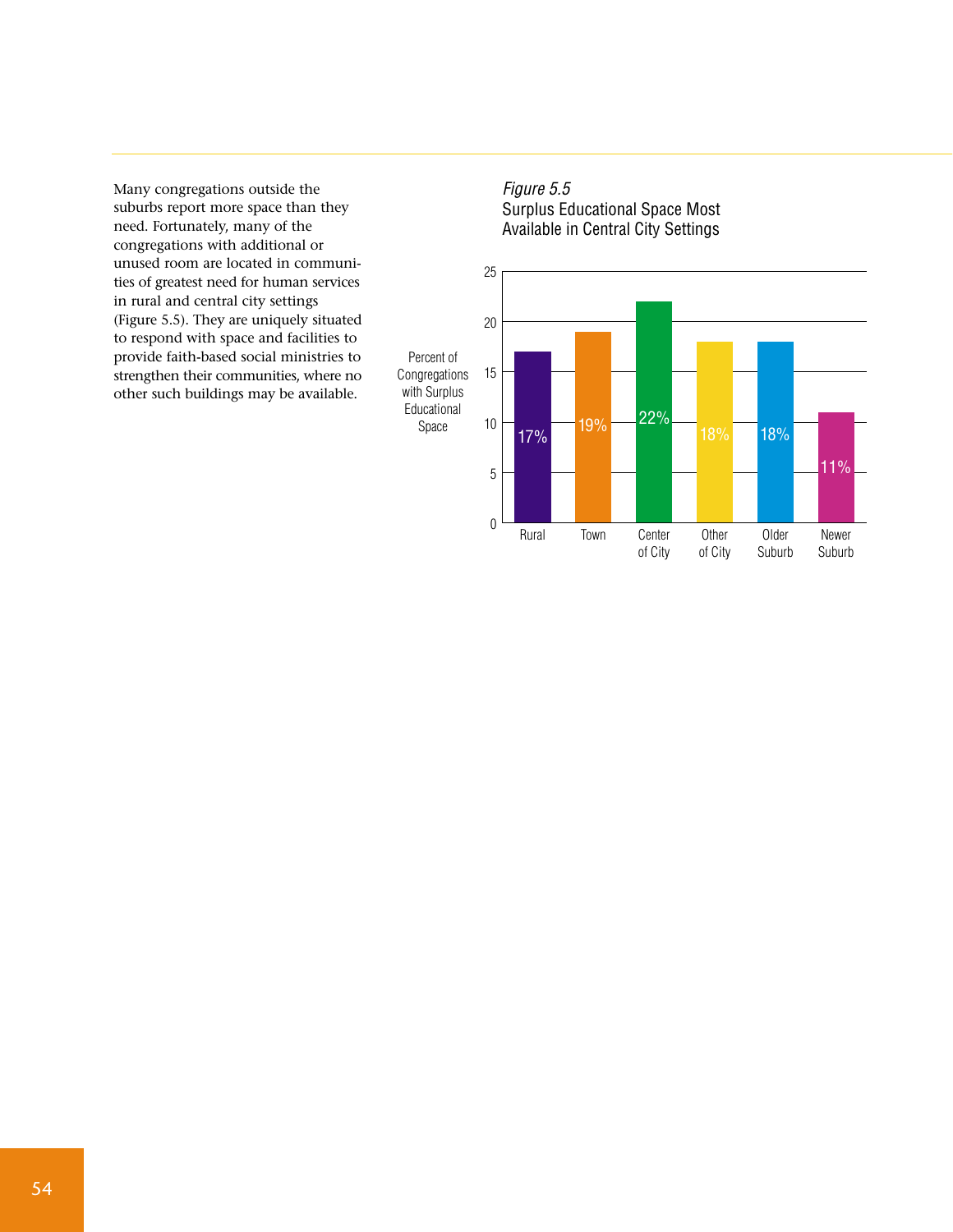Many congregations outside the suburbs report more space than they need. Fortunately, many of the congregations with additional or unused room are located in communities of greatest need for human services in rural and central city settings (Figure 5.5). They are uniquely situated to respond with space and facilities to provide faith-based social ministries to strengthen their communities, where no other such buildings may be available.

*Figure 5.5*
Surplus Educational Space Most Available in Central City Settings

| Setting | Percent of Congregations with Surplus Educational Space |
|---|---|
| Rural | 17% |
| Town | 19% |
| Center of City | 22% |
| Other of City | 18% |
| Older Suburb | 18% |
| Newer Suburb | 11% |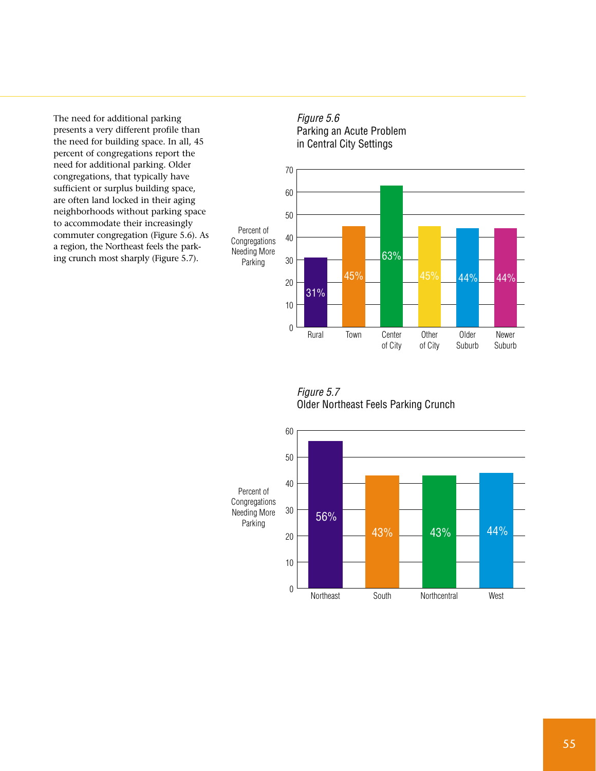The need for additional parking presents a very different profile than the need for building space. In all, 45 percent of congregations report the need for additional parking. Older congregations, that typically have sufficient or surplus building space, are often land locked in their aging neighborhoods without parking space to accommodate their increasingly commuter congregation (Figure 5.6). As a region, the Northeast feels the parking crunch most sharply (Figure 5.7).

*Figure 5.6*
Parking an Acute Problem in Central City Settings

| Setting | Percent of Congregations Needing More Parking |
|---|---|
| Rural | 31% |
| Town | 45% |
| Center of City | 63% |
| Other of City | 45% |
| Older Suburb | 44% |
| Newer Suburb | 44% |

*Figure 5.7*
Older Northeast Feels Parking Crunch

| Region | Percent of Congregations Needing More Parking |
|---|---|
| Northeast | 56% |
| South | 43% |
| Northcentral | 43% |
| West | 44% |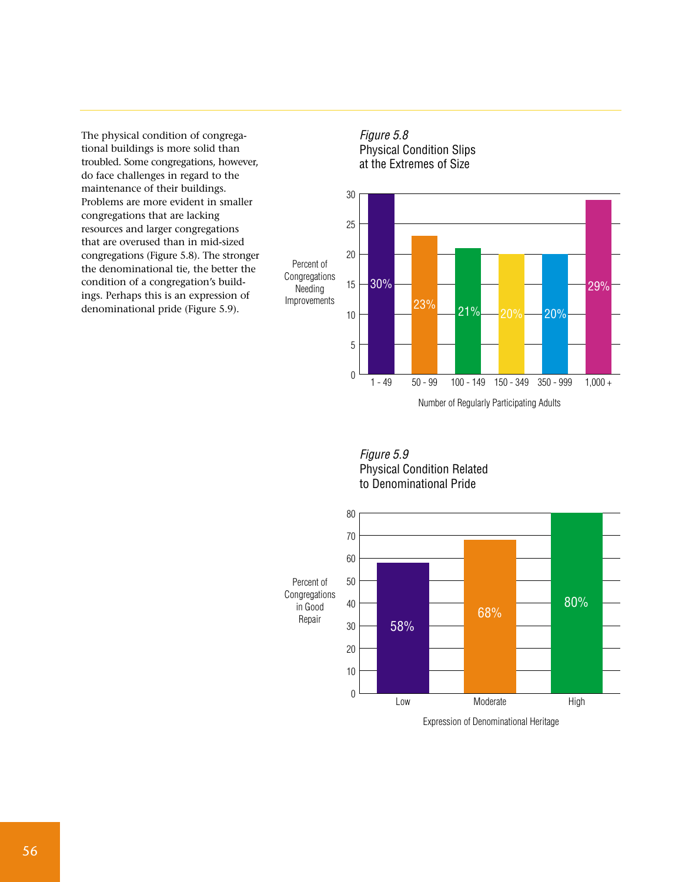The physical condition of congregational buildings is more solid than troubled. Some congregations, however, do face challenges in regard to the maintenance of their buildings. Problems are more evident in smaller congregations that are lacking resources and larger congregations that are overused than in mid-sized congregations (Figure 5.8). The stronger the denominational tie, the better the condition of a congregation's buildings. Perhaps this is an expression of denominational pride (Figure 5.9).

*Figure 5.8*
Physical Condition Slips at the Extremes of Size

| Number of Regularly Participating Adults | Percent of Congregations Needing Improvements |
|---|---|
| 1 - 49 | 30% |
| 50 - 99 | 23% |
| 100 - 149 | 21% |
| 150 - 349 | 20% |
| 350 - 999 | 20% |
| 1,000 + | 29% |

*Figure 5.9*
Physical Condition Related to Denominational Pride

| Expression of Denominational Heritage | Percent of Congregations in Good Repair |
|---|---|
| Low | 58% |
| Moderate | 68% |
| High | 80% |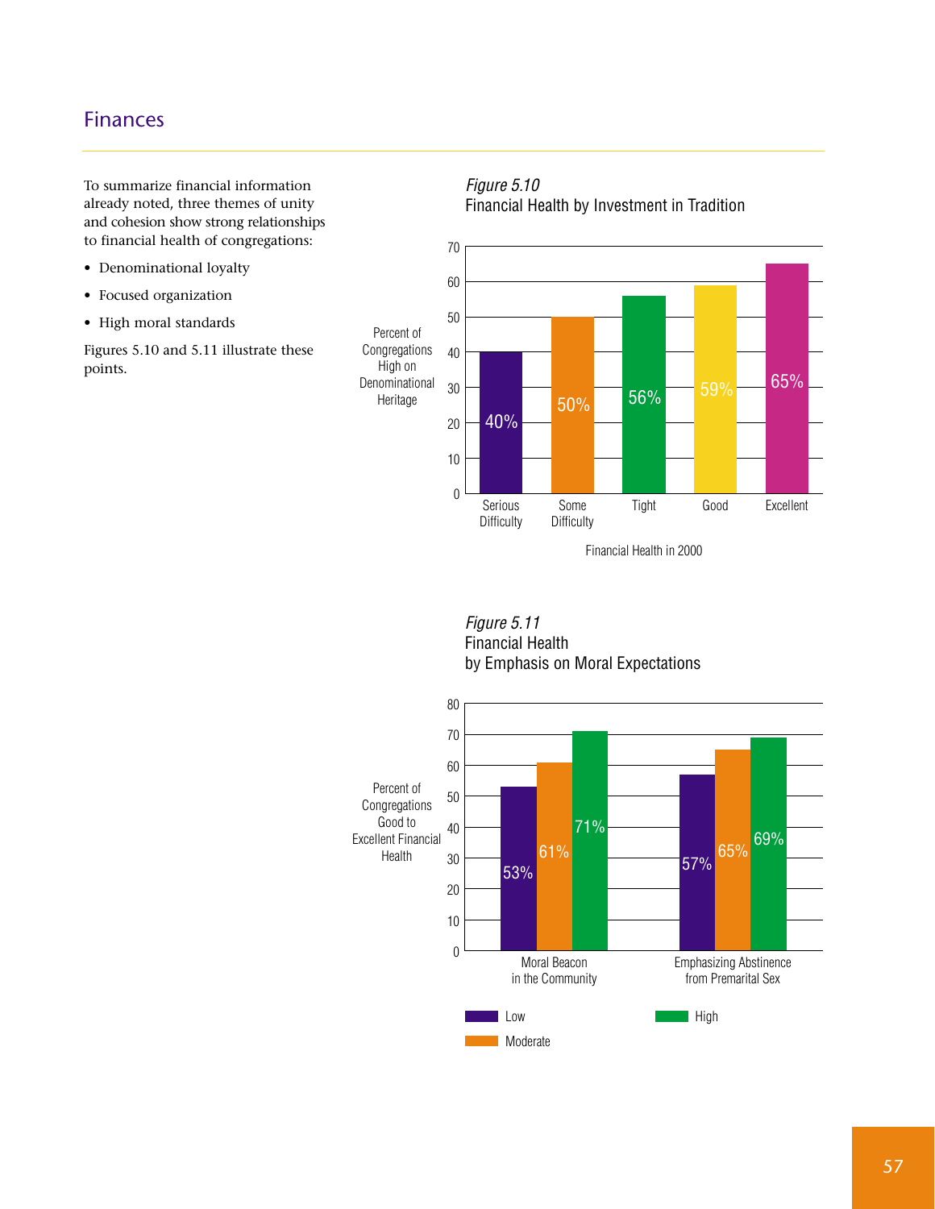## Finances

To summarize financial information already noted, three themes of unity and cohesion show strong relationships to financial health of congregations:

- Denominational loyalty
- Focused organization
- High moral standards

Figures 5.10 and 5.11 illustrate these points.

*Figure 5.10*
Financial Health by Investment in Tradition

| Financial Health in 2000 | Percent of Congregations High on Denominational Heritage |
|---|---|
| Serious Difficulty | 40% |
| Some Difficulty | 50% |
| Tight | 56% |
| Good | 59% |
| Excellent | 65% |

*Figure 5.11*
Financial Health by Emphasis on Moral Expectations

Percent of Congregations Good to Excellent Financial Health

| | Low | Moderate | High |
|---|---|---|---|
| Moral Beacon in the Community | 53% | 61% | 71% |
| Emphasizing Abstinence from Premarital Sex | 57% | 65% | 69% |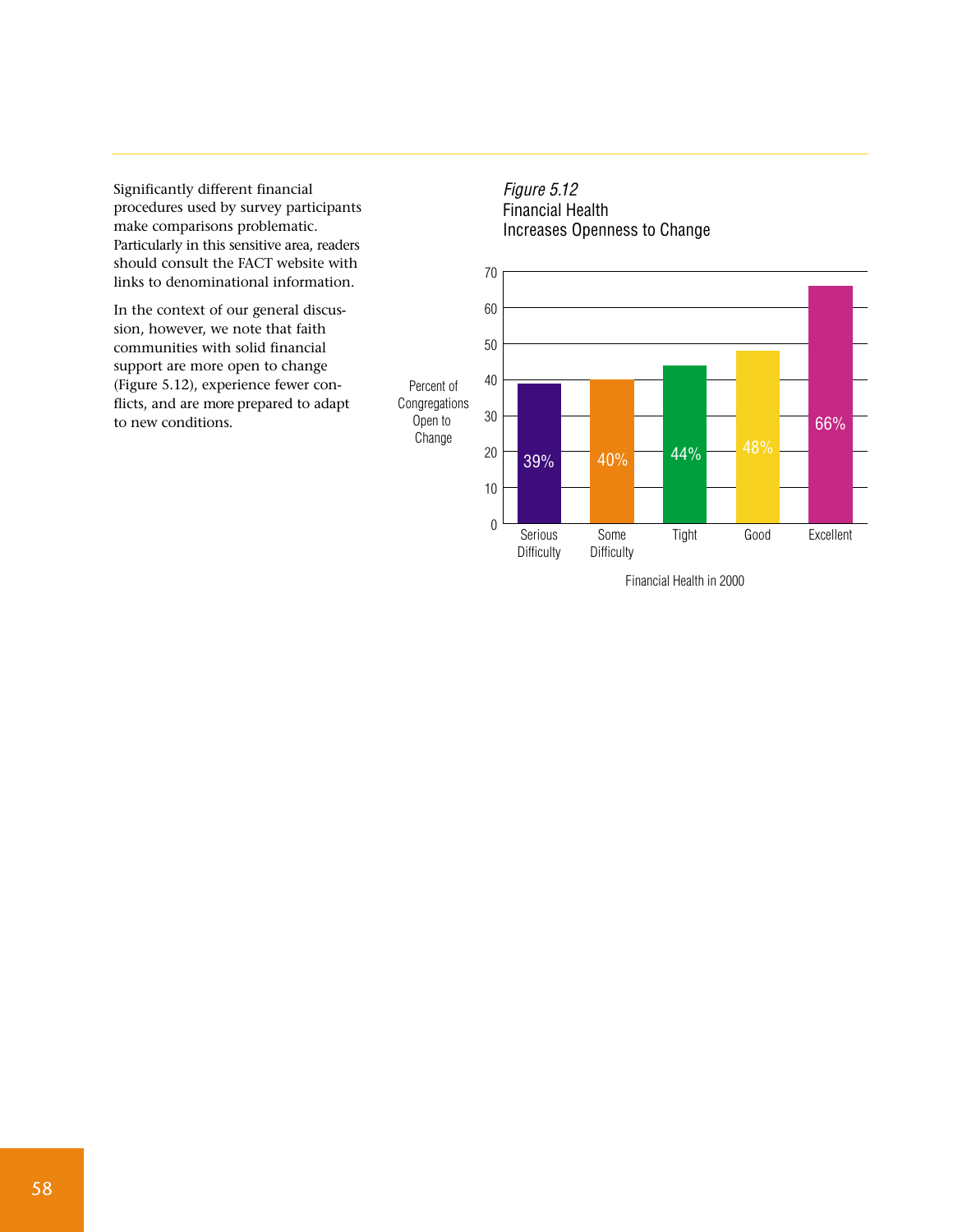Significantly different financial procedures used by survey participants make comparisons problematic. Particularly in this sensitive area, readers should consult the FACT website with links to denominational information.

In the context of our general discussion, however, we note that faith communities with solid financial support are more open to change (Figure 5.12), experience fewer conflicts, and are more prepared to adapt to new conditions.

*Figure 5.12*
Financial Health
Increases Openness to Change

| Financial Health in 2000 | Percent of Congregations Open to Change |
|---|---|
| Serious Difficulty | 39% |
| Some Difficulty | 40% |
| Tight | 44% |
| Good | 48% |
| Excellent | 66% |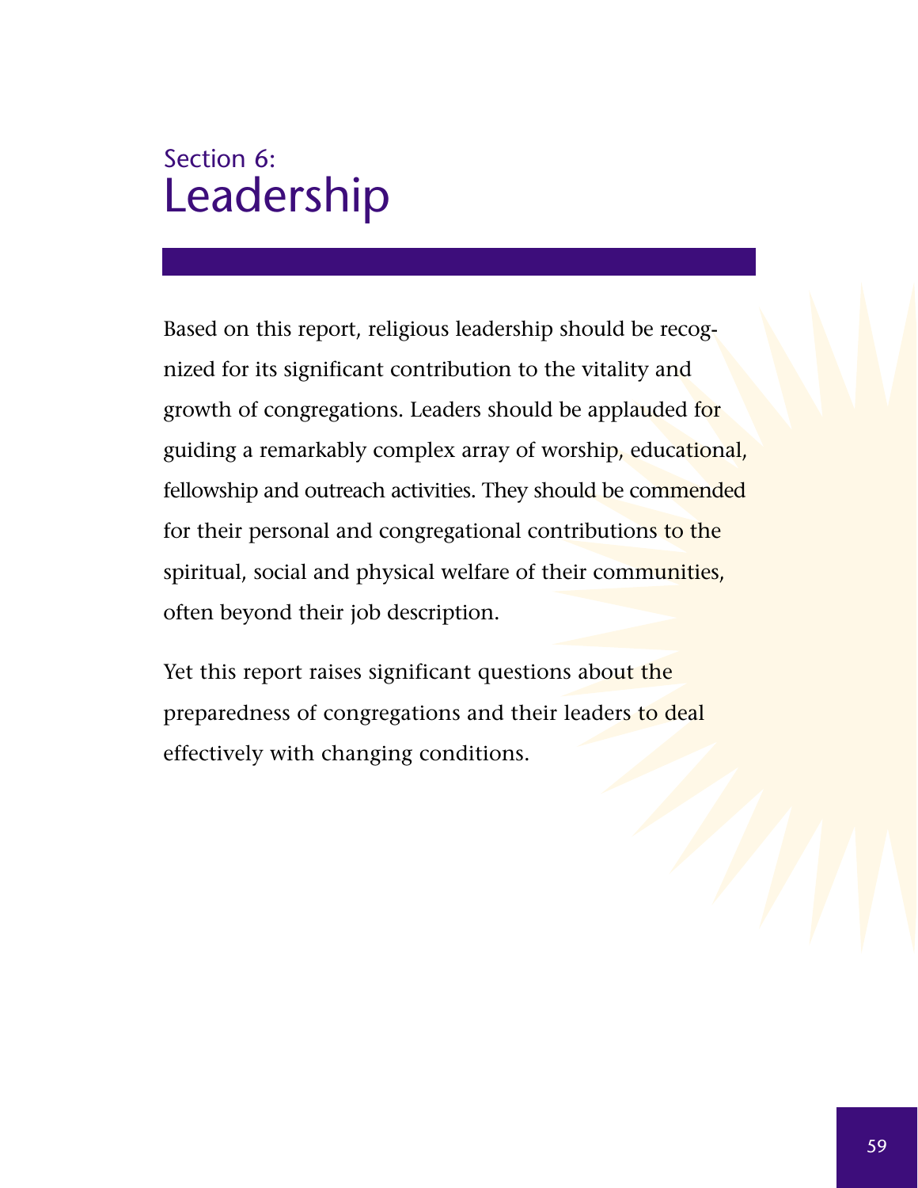# Section 6: Leadership

Based on this report, religious leadership should be recognized for its significant contribution to the vitality and growth of congregations. Leaders should be applauded for guiding a remarkably complex array of worship, educational, fellowship and outreach activities. They should be commended for their personal and congregational contributions to the spiritual, social and physical welfare of their communities, often beyond their job description.

Yet this report raises significant questions about the preparedness of congregations and their leaders to deal effectively with changing conditions.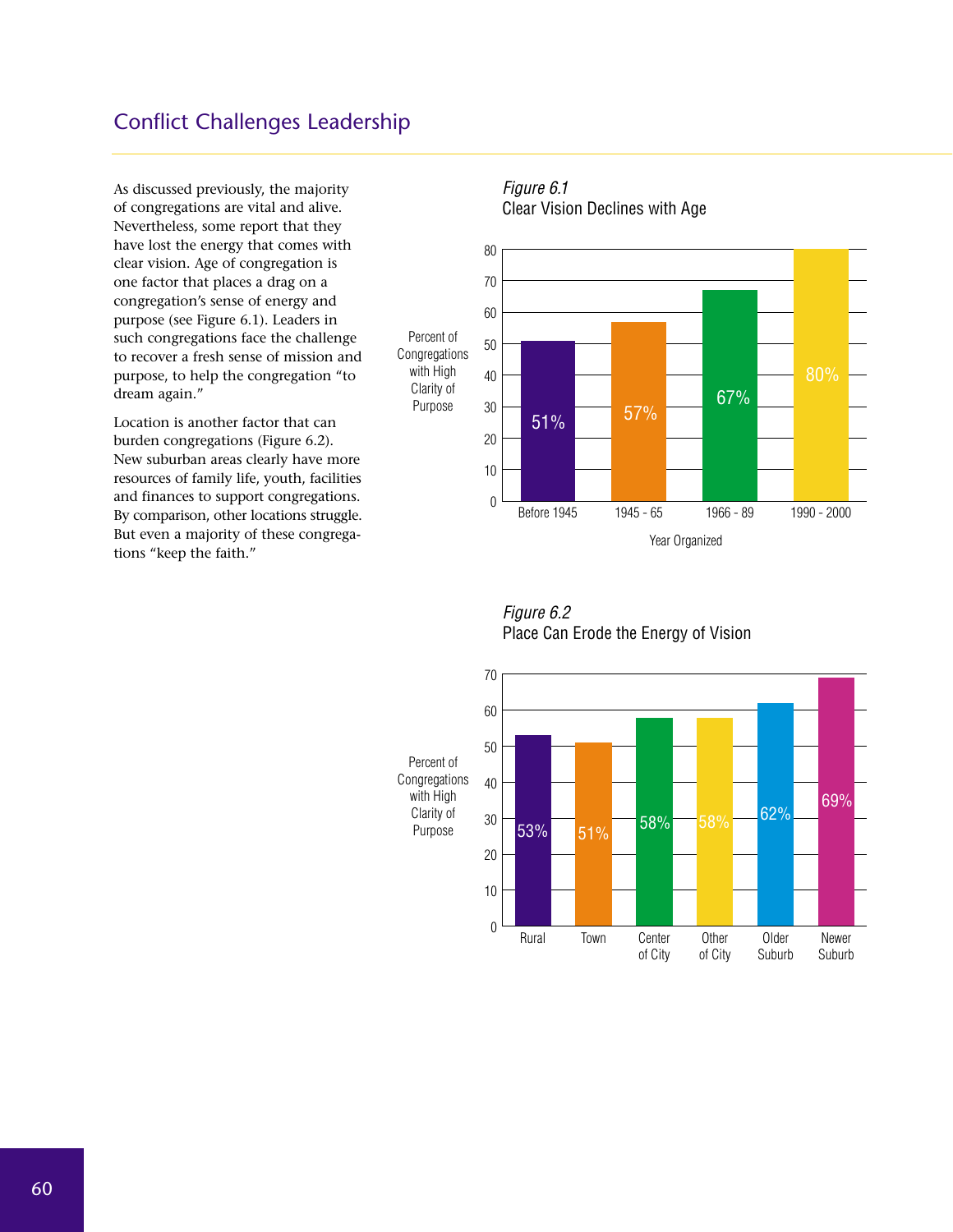## Conflict Challenges Leadership

As discussed previously, the majority of congregations are vital and alive. Nevertheless, some report that they have lost the energy that comes with clear vision. Age of congregation is one factor that places a drag on a congregation's sense of energy and purpose (see Figure 6.1). Leaders in such congregations face the challenge to recover a fresh sense of mission and purpose, to help the congregation "to dream again."

Location is another factor that can burden congregations (Figure 6.2). New suburban areas clearly have more resources of family life, youth, facilities and finances to support congregations. By comparison, other locations struggle. But even a majority of these congregations "keep the faith."

*Figure 6.1*
Clear Vision Declines with Age

Percent of Congregations with High Clarity of Purpose

| Year Organized | Percent |
|---|---|
| Before 1945 | 51% |
| 1945 - 65 | 57% |
| 1966 - 89 | 67% |
| 1990 - 2000 | 80% |

*Figure 6.2*
Place Can Erode the Energy of Vision

Percent of Congregations with High Clarity of Purpose

| Location | Percent |
|---|---|
| Rural | 53% |
| Town | 51% |
| Center of City | 58% |
| Other of City | 58% |
| Older Suburb | 62% |
| Newer Suburb | 69% |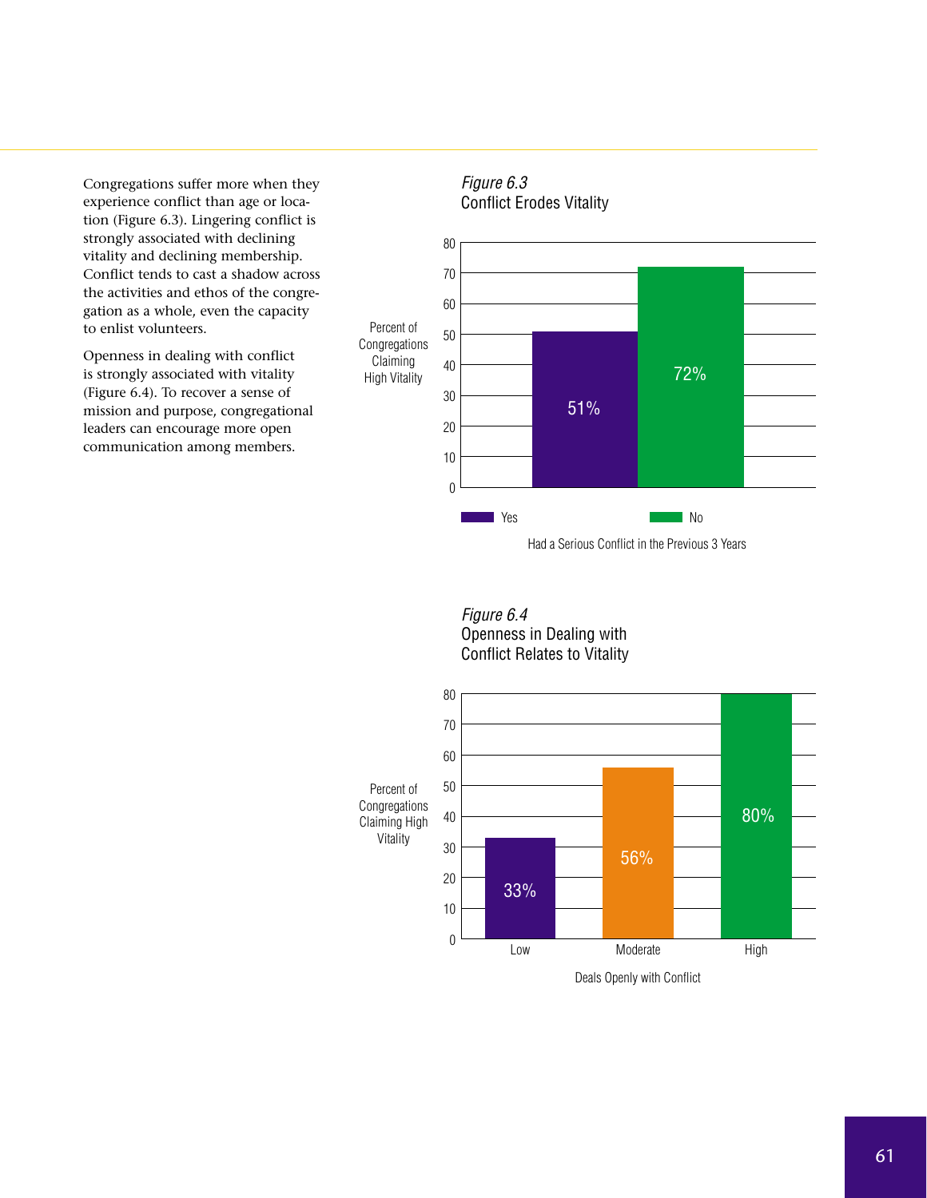Congregations suffer more when they experience conflict than age or location (Figure 6.3). Lingering conflict is strongly associated with declining vitality and declining membership. Conflict tends to cast a shadow across the activities and ethos of the congregation as a whole, even the capacity to enlist volunteers.

Openness in dealing with conflict is strongly associated with vitality (Figure 6.4). To recover a sense of mission and purpose, congregational leaders can encourage more open communication among members.

*Figure 6.3*
Conflict Erodes Vitality

| Had a Serious Conflict in the Previous 3 Years | Percent of Congregations Claiming High Vitality |
|---|---|
| Yes | 51% |
| No | 72% |

*Figure 6.4*
Openness in Dealing with Conflict Relates to Vitality

| Deals Openly with Conflict | Percent of Congregations Claiming High Vitality |
|---|---|
| Low | 33% |
| Moderate | 56% |
| High | 80% |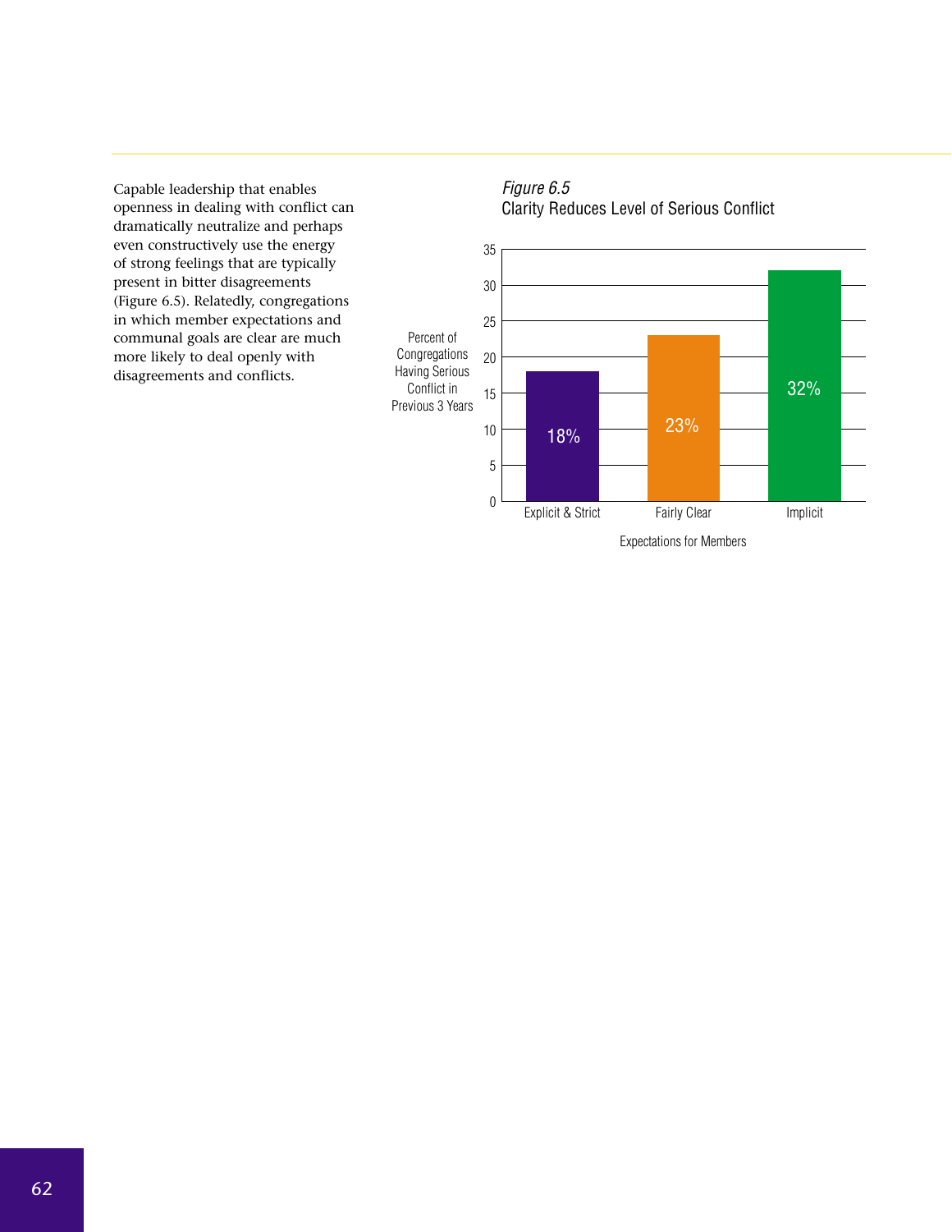Capable leadership that enables openness in dealing with conflict can dramatically neutralize and perhaps even constructively use the energy of strong feelings that are typically present in bitter disagreements (Figure 6.5). Relatedly, congregations in which member expectations and communal goals are clear are much more likely to deal openly with disagreements and conflicts.

*Figure 6.5*
Clarity Reduces Level of Serious Conflict

| Expectations for Members | Percent of Congregations Having Serious Conflict in Previous 3 Years |
|---|---|
| Explicit & Strict | 18% |
| Fairly Clear | 23% |
| Implicit | 32% |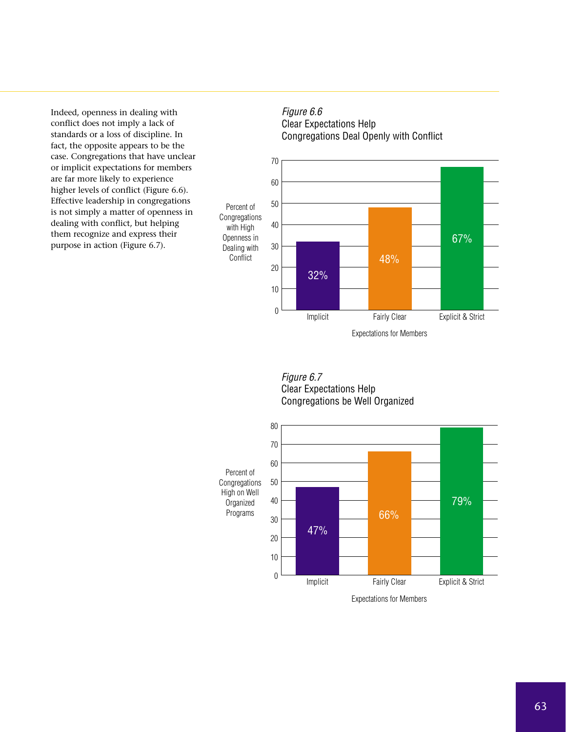Indeed, openness in dealing with conflict does not imply a lack of standards or a loss of discipline. In fact, the opposite appears to be the case. Congregations that have unclear or implicit expectations for members are far more likely to experience higher levels of conflict (Figure 6.6). Effective leadership in congregations is not simply a matter of openness in dealing with conflict, but helping them recognize and express their purpose in action (Figure 6.7).

*Figure 6.6*
Clear Expectations Help Congregations Deal Openly with Conflict

| Expectations for Members | Percent of Congregations with High Openness in Dealing with Conflict |
| --- | --- |
| Implicit | 32% |
| Fairly Clear | 48% |
| Explicit & Strict | 67% |

*Figure 6.7*
Clear Expectations Help Congregations be Well Organized

| Expectations for Members | Percent of Congregations High on Well Organized Programs |
| --- | --- |
| Implicit | 47% |
| Fairly Clear | 66% |
| Explicit & Strict | 79% |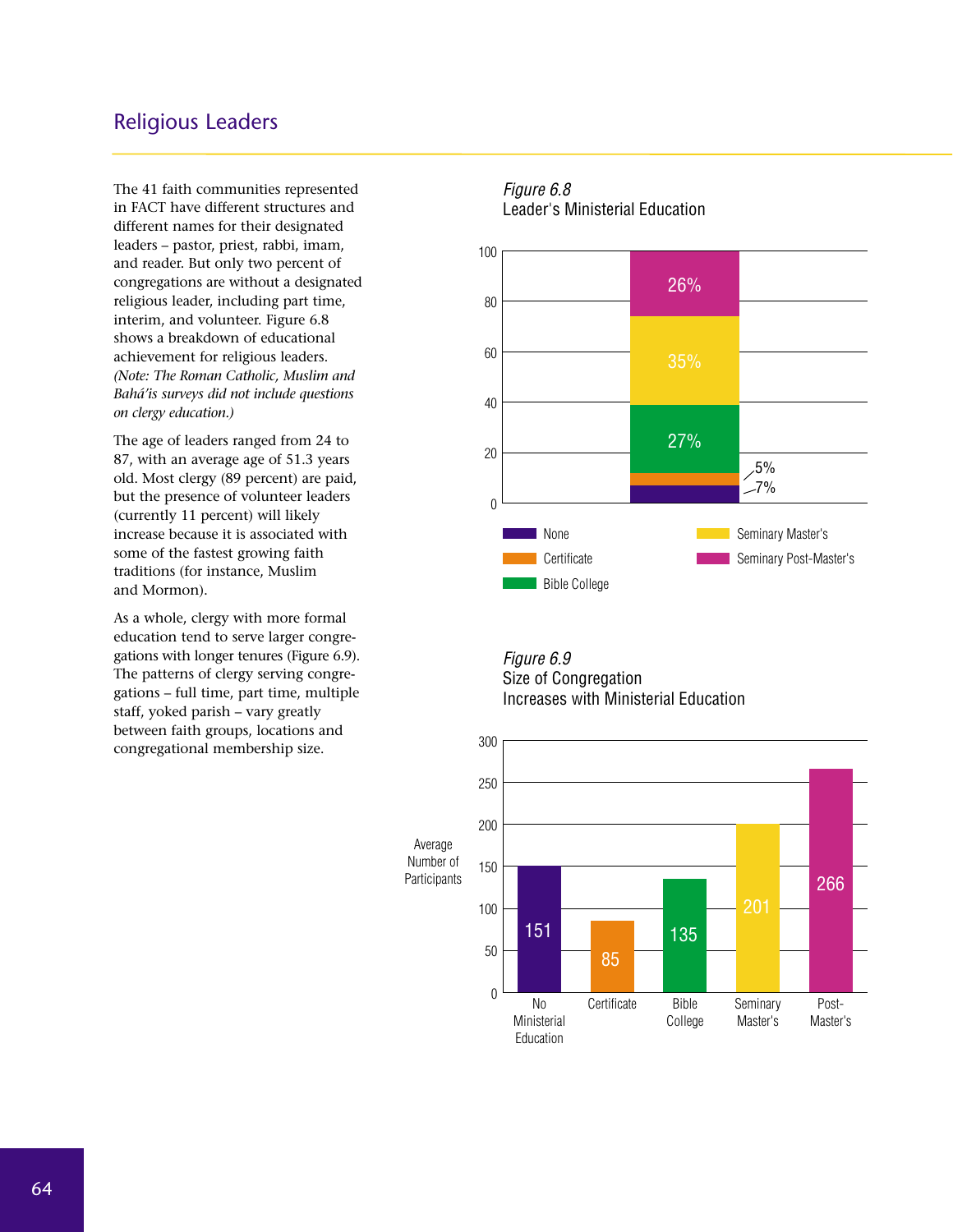## Religious Leaders

The 41 faith communities represented in FACT have different structures and different names for their designated leaders – pastor, priest, rabbi, imam, and reader. But only two percent of congregations are without a designated religious leader, including part time, interim, and volunteer. Figure 6.8 shows a breakdown of educational achievement for religious leaders. *(Note: The Roman Catholic, Muslim and Bahá'is surveys did not include questions on clergy education.)*

The age of leaders ranged from 24 to 87, with an average age of 51.3 years old. Most clergy (89 percent) are paid, but the presence of volunteer leaders (currently 11 percent) will likely increase because it is associated with some of the fastest growing faith traditions (for instance, Muslim and Mormon).

As a whole, clergy with more formal education tend to serve larger congregations with longer tenures (Figure 6.9). The patterns of clergy serving congregations – full time, part time, multiple staff, yoked parish – vary greatly between faith groups, locations and congregational membership size.

*Figure 6.8*
Leader's Ministerial Education

| Education | Percent |
|---|---|
| None | 7% |
| Certificate | 5% |
| Bible College | 27% |
| Seminary Master's | 35% |
| Seminary Post-Master's | 26% |

*Figure 6.9*
Size of Congregation Increases with Ministerial Education

| Ministerial Education | Average Number of Participants |
|---|---|
| No Ministerial Education | 151 |
| Certificate | 85 |
| Bible College | 135 |
| Seminary Master's | 201 |
| Post-Master's | 266 |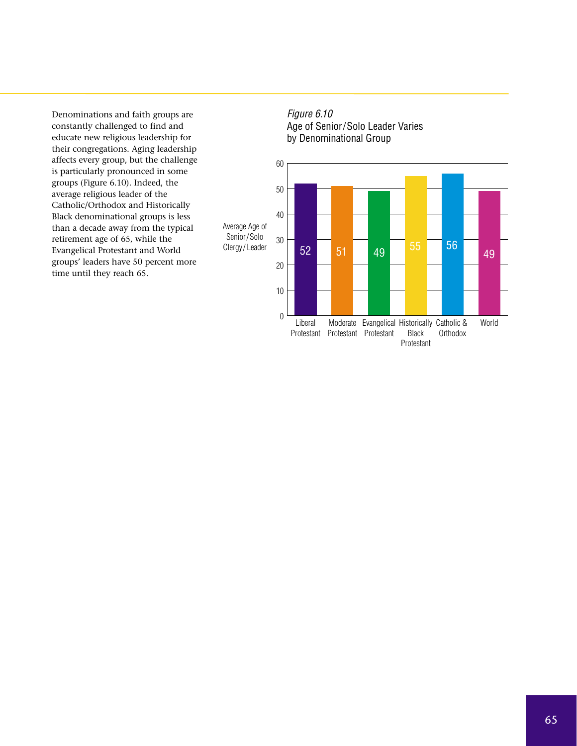Denominations and faith groups are constantly challenged to find and educate new religious leadership for their congregations. Aging leadership affects every group, but the challenge is particularly pronounced in some groups (Figure 6.10). Indeed, the average religious leader of the Catholic/Orthodox and Historically Black denominational groups is less than a decade away from the typical retirement age of 65, while the Evangelical Protestant and World groups' leaders have 50 percent more time until they reach 65.

*Figure 6.10*
Age of Senior/Solo Leader Varies by Denominational Group

| Denominational Group | Average Age of Senior/Solo Clergy/Leader |
|---|---|
| Liberal Protestant | 52 |
| Moderate Protestant | 51 |
| Evangelical Protestant | 49 |
| Historically Black Protestant | 55 |
| Catholic & Orthodox | 56 |
| World | 49 |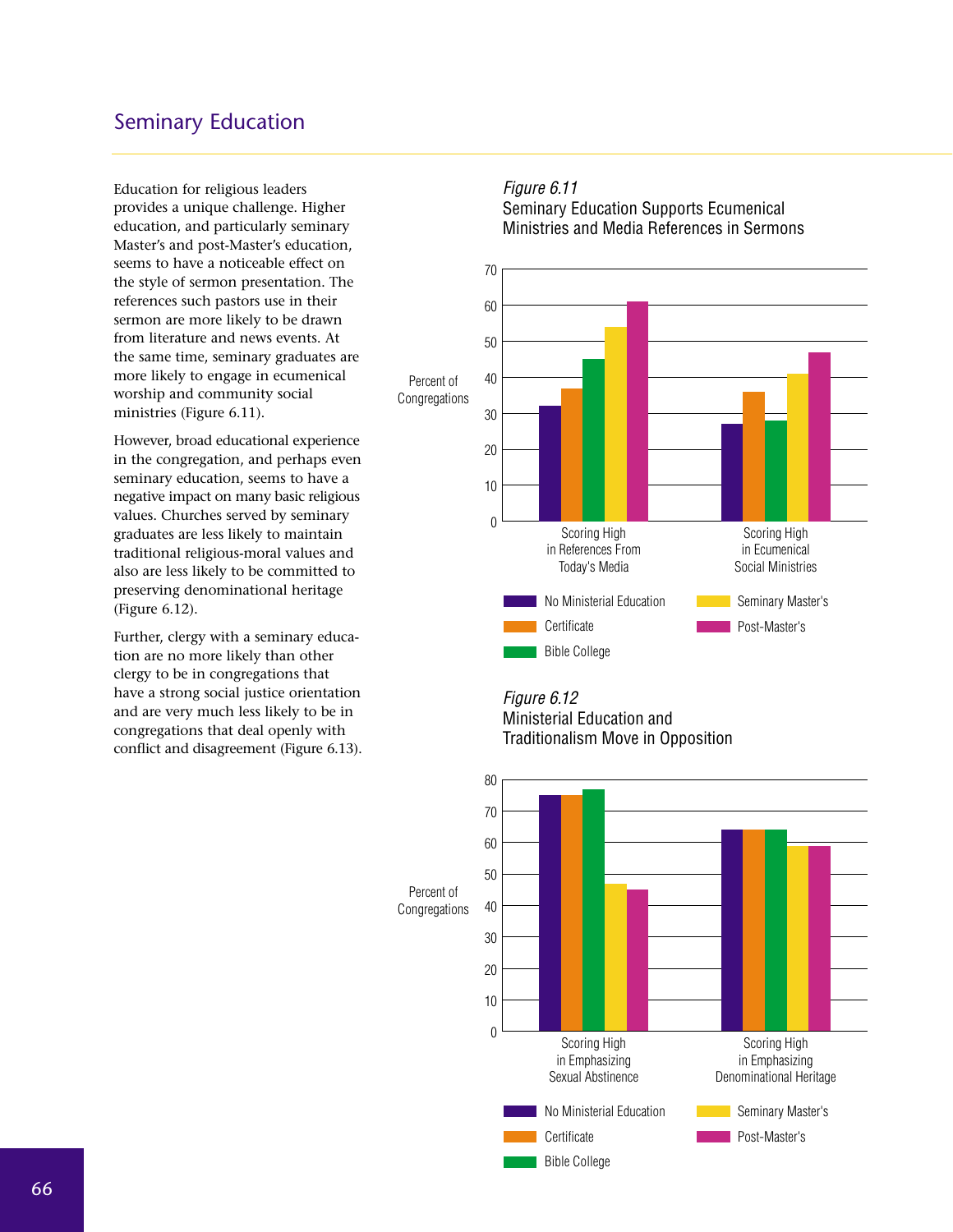## Seminary Education

Education for religious leaders provides a unique challenge. Higher education, and particularly seminary Master's and post-Master's education, seems to have a noticeable effect on the style of sermon presentation. The references such pastors use in their sermon are more likely to be drawn from literature and news events. At the same time, seminary graduates are more likely to engage in ecumenical worship and community social ministries (Figure 6.11).

However, broad educational experience in the congregation, and perhaps even seminary education, seems to have a negative impact on many basic religious values. Churches served by seminary graduates are less likely to maintain traditional religious-moral values and also are less likely to be committed to preserving denominational heritage (Figure 6.12).

Further, clergy with a seminary education are no more likely than other clergy to be in congregations that have a strong social justice orientation and are very much less likely to be in congregations that deal openly with conflict and disagreement (Figure 6.13).

*Figure 6.11*
Seminary Education Supports Ecumenical Ministries and Media References in Sermons

| Percent of Congregations | No Ministerial Education | Certificate | Bible College | Seminary Master's | Post-Master's |
|---|---|---|---|---|---|
| Scoring High in References From Today's Media | 32 | 37 | 45 | 54 | 61 |
| Scoring High in Ecumenical Social Ministries | 27 | 36 | 28 | 41 | 47 |

*Figure 6.12*
Ministerial Education and Traditionalism Move in Opposition

| Percent of Congregations | No Ministerial Education | Certificate | Bible College | Seminary Master's | Post-Master's |
|---|---|---|---|---|---|
| Scoring High in Emphasizing Sexual Abstinence | 75 | 75 | 77 | 47 | 45 |
| Scoring High in Emphasizing Denominational Heritage | 64 | 64 | 64 | 59 | 59 |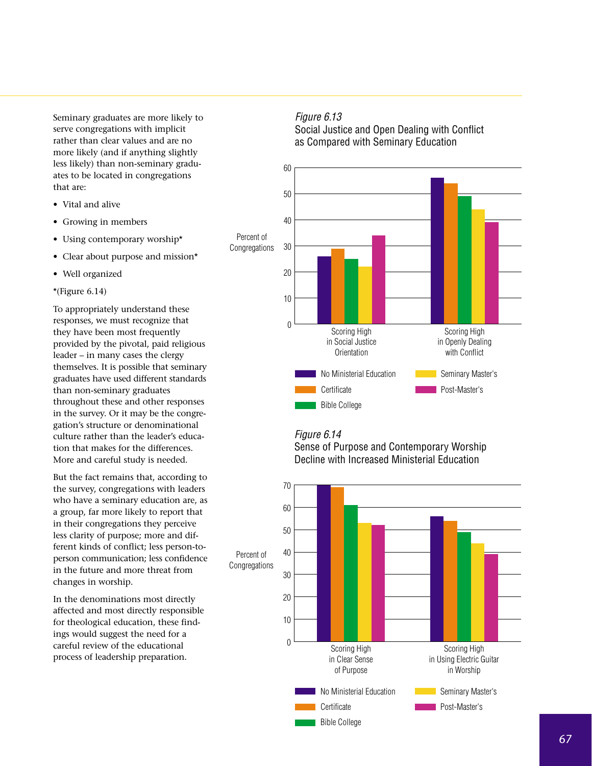Seminary graduates are more likely to serve congregations with implicit rather than clear values and are no more likely (and if anything slightly less likely) than non-seminary graduates to be located in congregations that are:

- Vital and alive
- Growing in members
- Using contemporary worship*
- Clear about purpose and mission*
- Well organized

*(Figure 6.14)

To appropriately understand these responses, we must recognize that they have been most frequently provided by the pivotal, paid religious leader – in many cases the clergy themselves. It is possible that seminary graduates have used different standards than non-seminary graduates throughout these and other responses in the survey. Or it may be the congregation's structure or denominational culture rather than the leader's education that makes for the differences. More and careful study is needed.

But the fact remains that, according to the survey, congregations with leaders who have a seminary education are, as a group, far more likely to report that in their congregations they perceive less clarity of purpose; more and different kinds of conflict; less person-to-person communication; less confidence in the future and more threat from changes in worship.

In the denominations most directly affected and most directly responsible for theological education, these findings would suggest the need for a careful review of the educational process of leadership preparation.

*Figure 6.13*
Social Justice and Open Dealing with Conflict as Compared with Seminary Education

| Percent of Congregations | No Ministerial Education | Certificate | Bible College | Seminary Master's | Post-Master's |
|---|---|---|---|---|---|
| Scoring High in Social Justice Orientation | 26 | 29 | 25 | 22 | 34 |
| Scoring High in Openly Dealing with Conflict | 56 | 54 | 49 | 44 | 39 |

*Figure 6.14*
Sense of Purpose and Contemporary Worship Decline with Increased Ministerial Education

| Percent of Congregations | No Ministerial Education | Certificate | Bible College | Seminary Master's | Post-Master's |
|---|---|---|---|---|---|
| Scoring High in Clear Sense of Purpose | 70 | 69 | 61 | 53 | 52 |
| Scoring High in Using Electric Guitar in Worship | 56 | 54 | 49 | 44 | 39 |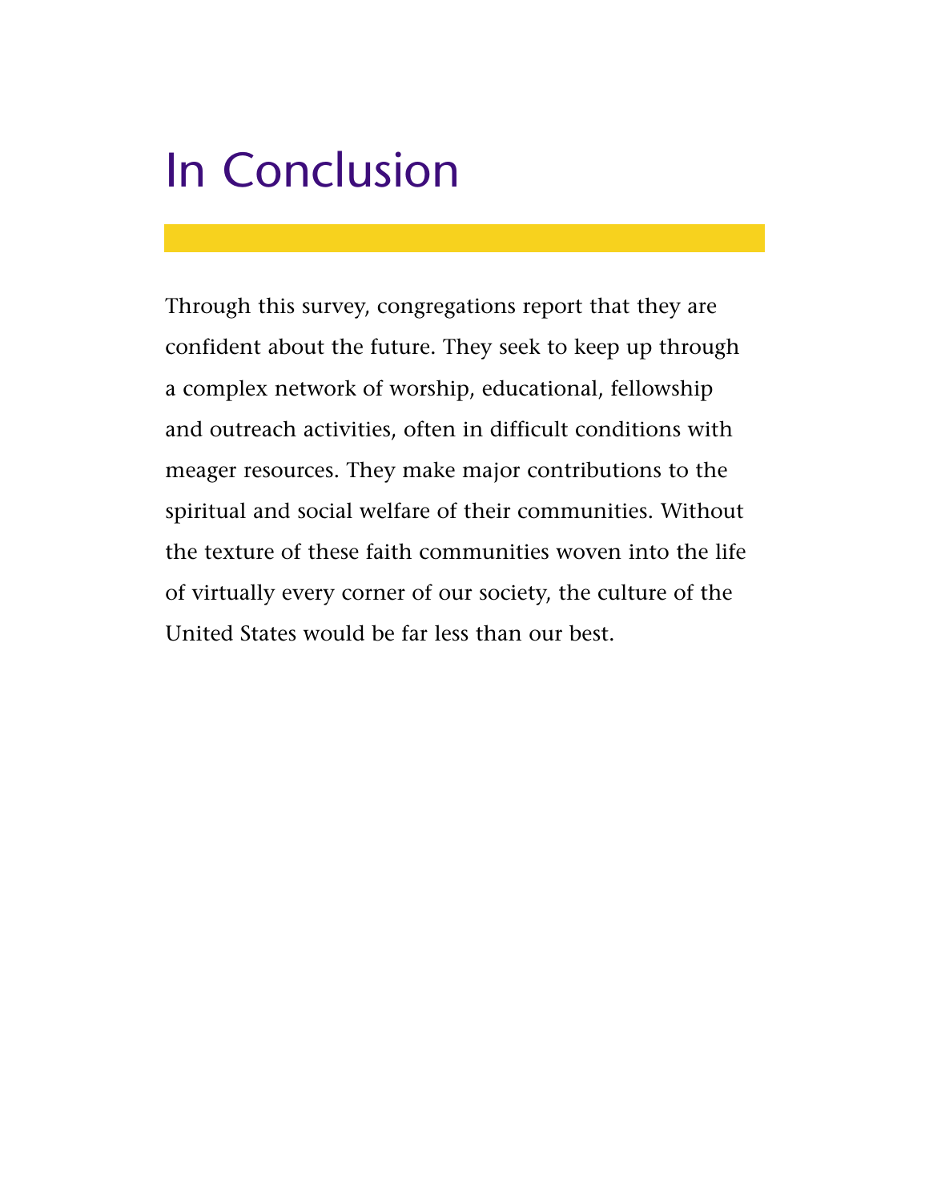# In Conclusion

Through this survey, congregations report that they are confident about the future. They seek to keep up through a complex network of worship, educational, fellowship and outreach activities, often in difficult conditions with meager resources. They make major contributions to the spiritual and social welfare of their communities. Without the texture of these faith communities woven into the life of virtually every corner of our society, the culture of the United States would be far less than our best.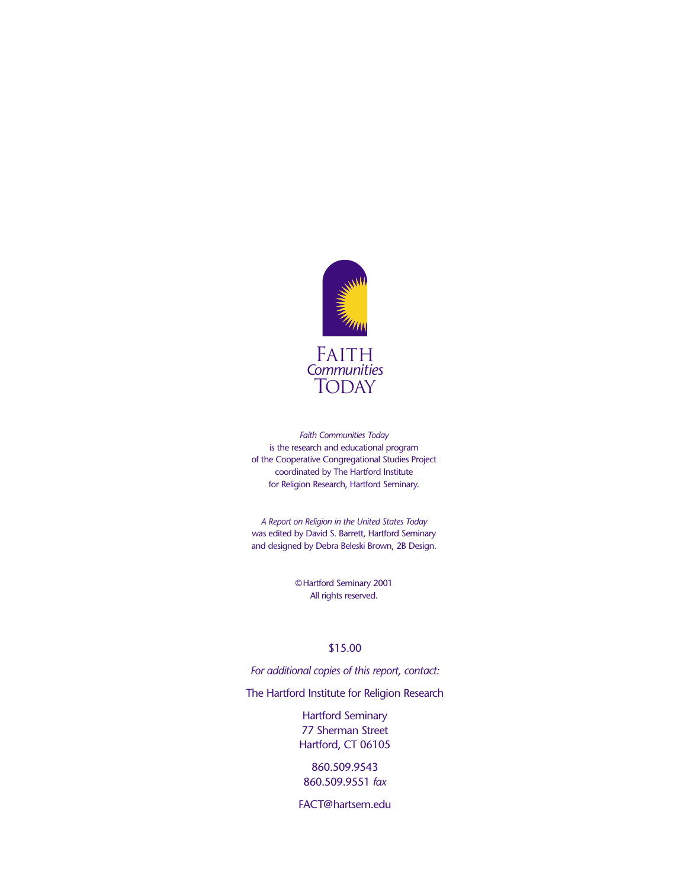FAITH
*Communities*
TODAY

*Faith Communities Today*
is the research and educational program
of the Cooperative Congregational Studies Project
coordinated by The Hartford Institute
for Religion Research, Hartford Seminary.

*A Report on Religion in the United States Today*
was edited by David S. Barrett, Hartford Seminary
and designed by Debra Beleski Brown, 2B Design.

©Hartford Seminary 2001
All rights reserved.

$15.00

*For additional copies of this report, contact:*

The Hartford Institute for Religion Research

Hartford Seminary
77 Sherman Street
Hartford, CT 06105

860.509.9543
860.509.9551 *fax*

FACT@hartsem.edu